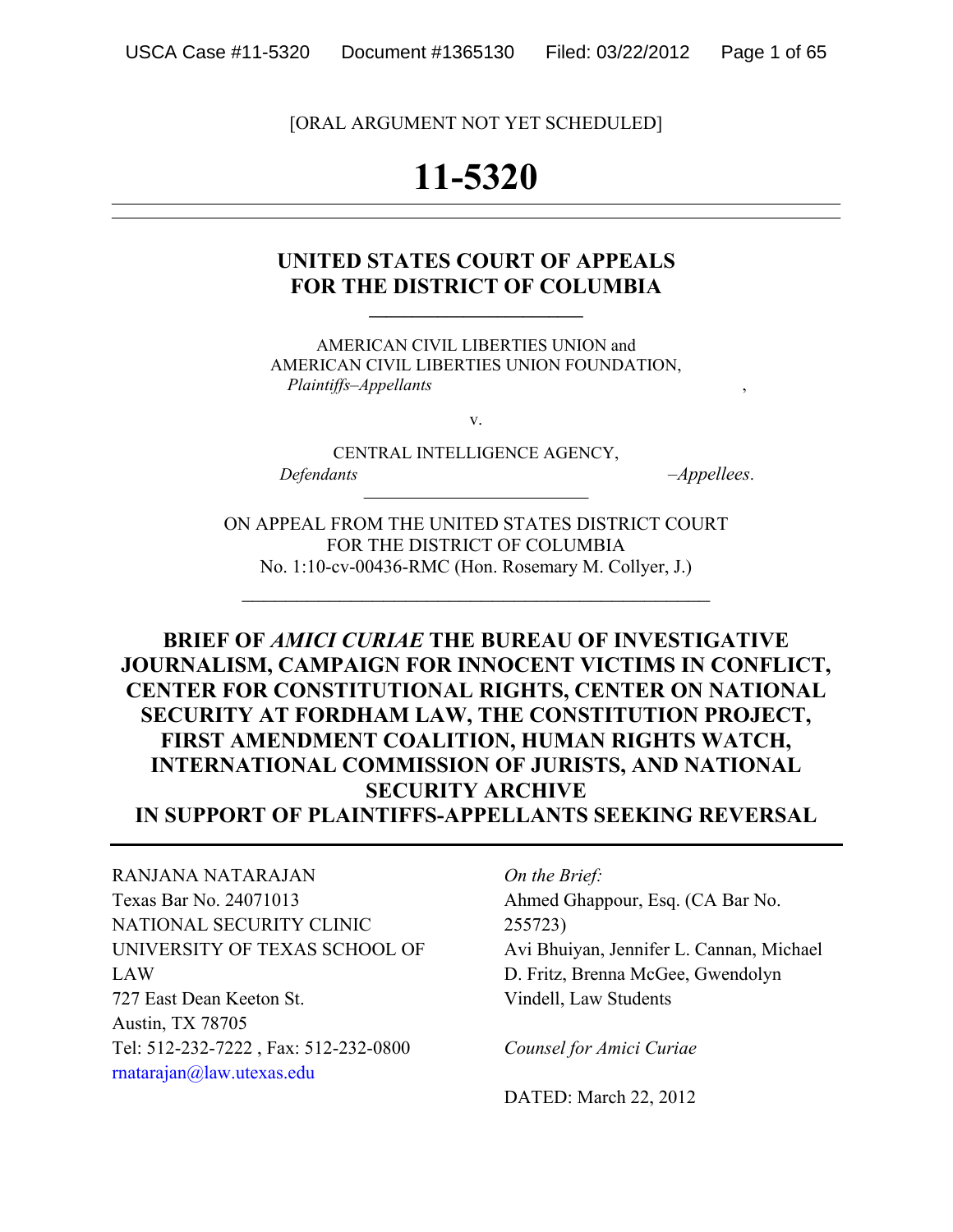[ORAL ARGUMENT NOT YET SCHEDULED]

# 11-5320

## UNITED STATES COURT OF APPEALS FOR THE DISTRICT OF COLUMBIA

AMERICAN CIVIL LIBERTIES UNION and
AMERICAN CIVIL LIBERTIES UNION FOUNDATION,
*Plaintiffs–Appellants*,

v.

CENTRAL INTELLIGENCE AGENCY,
*Defendants–Appellees*.

ON APPEAL FROM THE UNITED STATES DISTRICT COURT
FOR THE DISTRICT OF COLUMBIA
No. 1:10-cv-00436-RMC (Hon. Rosemary M. Collyer, J.)

## BRIEF OF *AMICI CURIAE* THE BUREAU OF INVESTIGATIVE JOURNALISM, CAMPAIGN FOR INNOCENT VICTIMS IN CONFLICT, CENTER FOR CONSTITUTIONAL RIGHTS, CENTER ON NATIONAL SECURITY AT FORDHAM LAW, THE CONSTITUTION PROJECT, FIRST AMENDMENT COALITION, HUMAN RIGHTS WATCH, INTERNATIONAL COMMISSION OF JURISTS, AND NATIONAL SECURITY ARCHIVE IN SUPPORT OF PLAINTIFFS-APPELLANTS SEEKING REVERSAL

RANJANA NATARAJAN
Texas Bar No. 24071013
NATIONAL SECURITY CLINIC
UNIVERSITY OF TEXAS SCHOOL OF LAW
727 East Dean Keeton St.
Austin, TX 78705
Tel: 512-232-7222 , Fax: 512-232-0800
rnatarajan@law.utexas.edu

*On the Brief:*
Ahmed Ghappour, Esq. (CA Bar No. 255723)
Avi Bhuiyan, Jennifer L. Cannan, Michael D. Fritz, Brenna McGee, Gwendolyn Vindell, Law Students

*Counsel for Amici Curiae*

DATED: March 22, 2012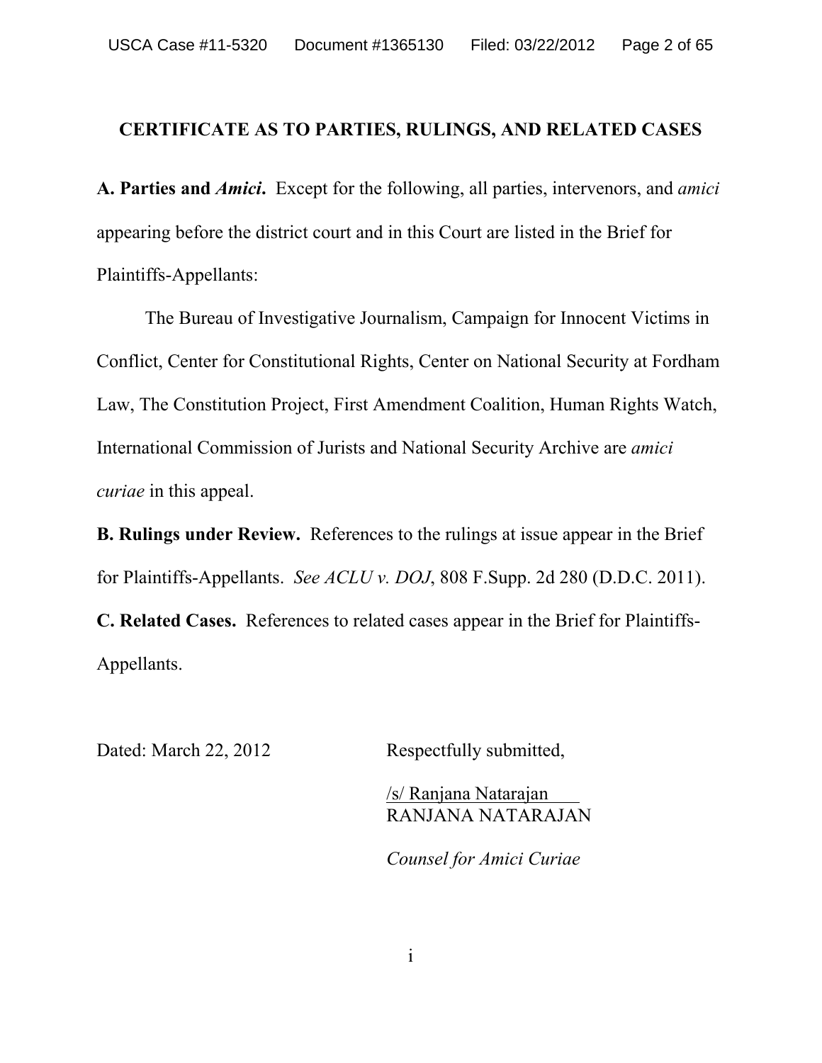## CERTIFICATE AS TO PARTIES, RULINGS, AND RELATED CASES

**A. Parties and *Amici*.** Except for the following, all parties, intervenors, and *amici* appearing before the district court and in this Court are listed in the Brief for Plaintiffs-Appellants:

The Bureau of Investigative Journalism, Campaign for Innocent Victims in Conflict, Center for Constitutional Rights, Center on National Security at Fordham Law, The Constitution Project, First Amendment Coalition, Human Rights Watch, International Commission of Jurists and National Security Archive are *amici curiae* in this appeal.

**B. Rulings under Review.** References to the rulings at issue appear in the Brief for Plaintiffs-Appellants. *See ACLU v. DOJ*, 808 F.Supp. 2d 280 (D.D.C. 2011).

**C. Related Cases.** References to related cases appear in the Brief for Plaintiffs-Appellants.

Dated: March 22, 2012

Respectfully submitted,

/s/ Ranjana Natarajan
RANJANA NATARAJAN

*Counsel for Amici Curiae*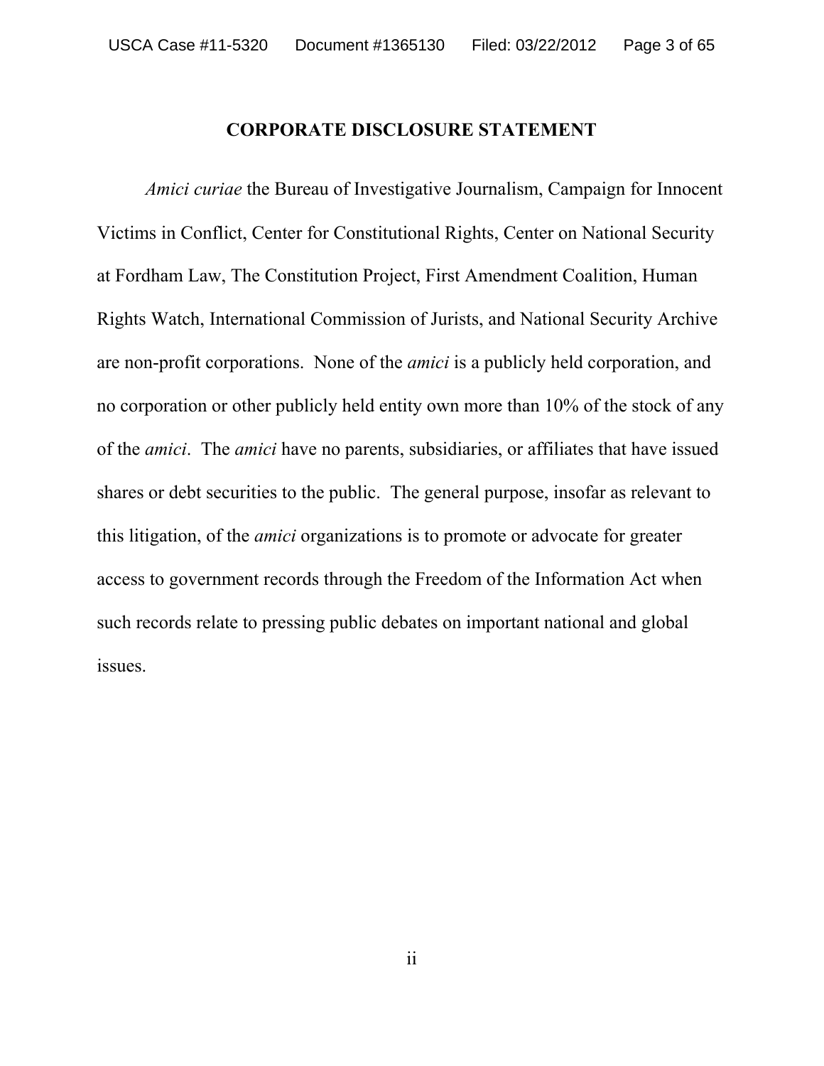## CORPORATE DISCLOSURE STATEMENT

*Amici curiae* the Bureau of Investigative Journalism, Campaign for Innocent Victims in Conflict, Center for Constitutional Rights, Center on National Security at Fordham Law, The Constitution Project, First Amendment Coalition, Human Rights Watch, International Commission of Jurists, and National Security Archive are non-profit corporations. None of the *amici* is a publicly held corporation, and no corporation or other publicly held entity own more than 10% of the stock of any of the *amici*. The *amici* have no parents, subsidiaries, or affiliates that have issued shares or debt securities to the public. The general purpose, insofar as relevant to this litigation, of the *amici* organizations is to promote or advocate for greater access to government records through the Freedom of the Information Act when such records relate to pressing public debates on important national and global issues.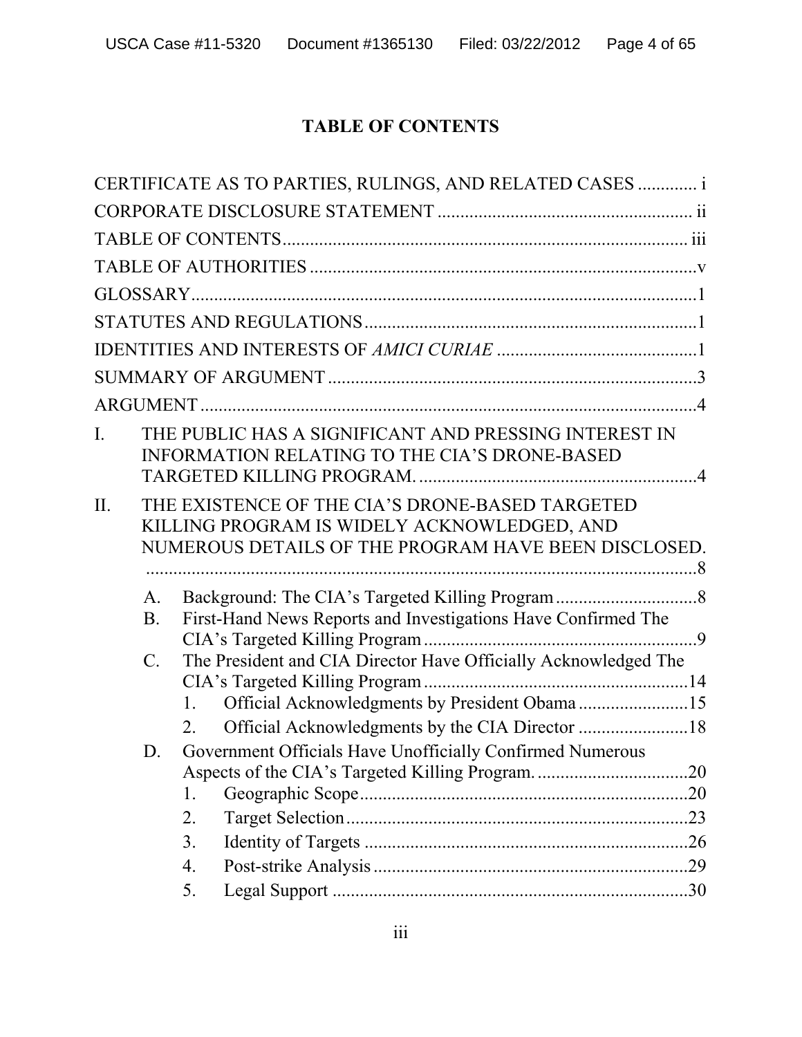# TABLE OF CONTENTS

CERTIFICATE AS TO PARTIES, RULINGS, AND RELATED CASES ............. i

CORPORATE DISCLOSURE STATEMENT ........................................................ ii

TABLE OF CONTENTS ........................................................................................ iii

TABLE OF AUTHORITIES .....................................................................................v

GLOSSARY ..............................................................................................................1

STATUTES AND REGULATIONS .........................................................................1

IDENTITIES AND INTERESTS OF *AMICI CURIAE* ............................................1

SUMMARY OF ARGUMENT .................................................................................3

ARGUMENT .............................................................................................................4

I. THE PUBLIC HAS A SIGNIFICANT AND PRESSING INTEREST IN INFORMATION RELATING TO THE CIA'S DRONE-BASED TARGETED KILLING PROGRAM. ............................................................4

II. THE EXISTENCE OF THE CIA'S DRONE-BASED TARGETED KILLING PROGRAM IS WIDELY ACKNOWLEDGED, AND NUMEROUS DETAILS OF THE PROGRAM HAVE BEEN DISCLOSED. ..........................................................................................................8

   A. Background: The CIA's Targeted Killing Program ...............................8

   B. First-Hand News Reports and Investigations Have Confirmed The CIA's Targeted Killing Program ............................................................9

   C. The President and CIA Director Have Officially Acknowledged The CIA's Targeted Killing Program ..........................................................14

      1. Official Acknowledgments by President Obama ........................15

      2. Official Acknowledgments by the CIA Director ........................18

   D. Government Officials Have Unofficially Confirmed Numerous Aspects of the CIA's Targeted Killing Program. .................................20

      1. Geographic Scope ........................................................................20

      2. Target Selection ...........................................................................23

      3. Identity of Targets .......................................................................26

      4. Post-strike Analysis .....................................................................29

      5. Legal Support ..............................................................................30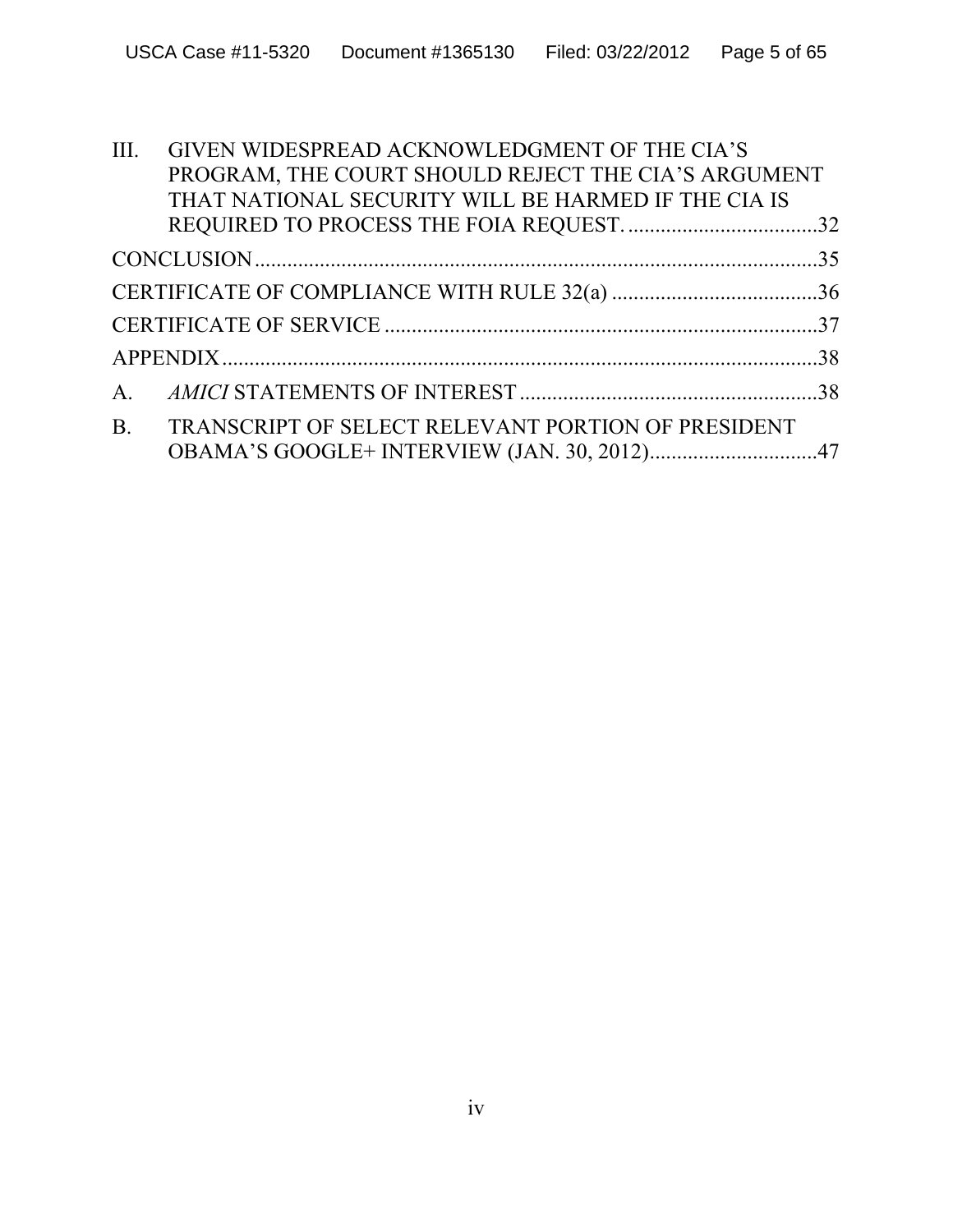III. GIVEN WIDESPREAD ACKNOWLEDGMENT OF THE CIA'S PROGRAM, THE COURT SHOULD REJECT THE CIA'S ARGUMENT THAT NATIONAL SECURITY WILL BE HARMED IF THE CIA IS REQUIRED TO PROCESS THE FOIA REQUEST. ....................................32

CONCLUSION........................................................................................................35

CERTIFICATE OF COMPLIANCE WITH RULE 32(a) .......................................36

CERTIFICATE OF SERVICE ................................................................................37

APPENDIX.............................................................................................................38

A. *AMICI* STATEMENTS OF INTEREST .......................................................38

B. TRANSCRIPT OF SELECT RELEVANT PORTION OF PRESIDENT OBAMA'S GOOGLE+ INTERVIEW (JAN. 30, 2012)...............................47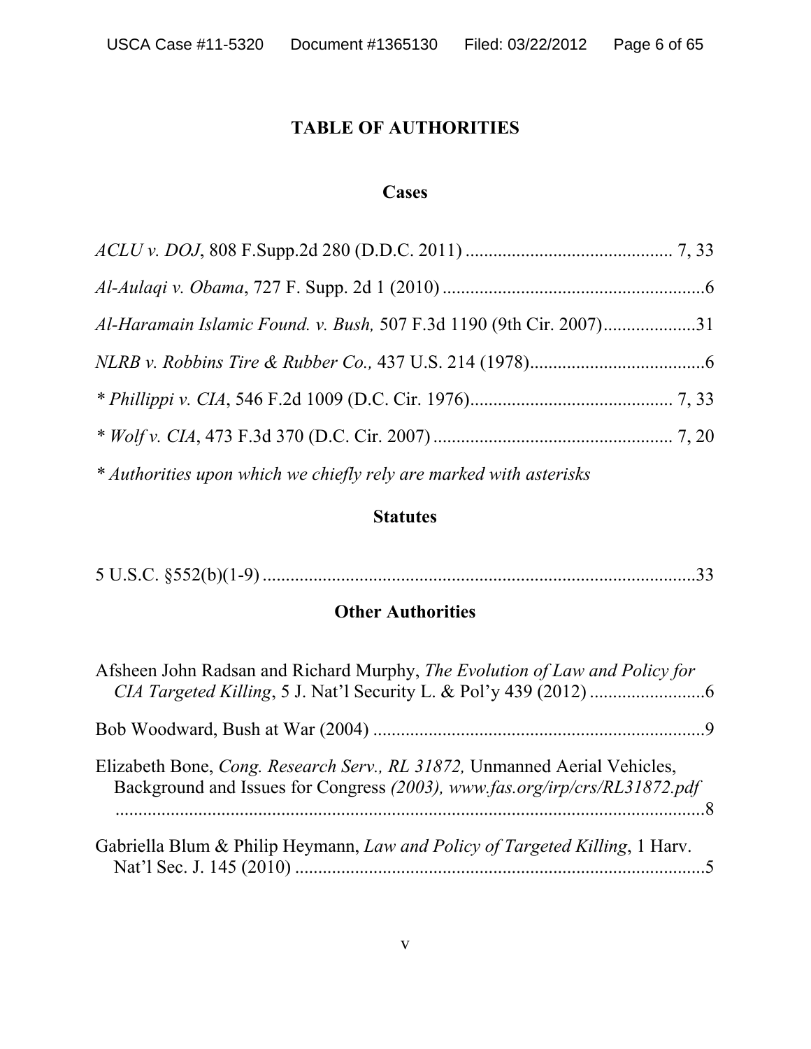## TABLE OF AUTHORITIES

### Cases

*ACLU v. DOJ*, 808 F.Supp.2d 280 (D.D.C. 2011) ............................................ 7, 33

*Al-Aulaqi v. Obama*, 727 F. Supp. 2d 1 (2010) .........................................................6

*Al-Haramain Islamic Found. v. Bush,* 507 F.3d 1190 (9th Cir. 2007)....................31

*NLRB v. Robbins Tire & Rubber Co.,* 437 U.S. 214 (1978)......................................6

\* *Phillippi v. CIA*, 546 F.2d 1009 (D.C. Cir. 1976)............................................ 7, 33

\* *Wolf v. CIA*, 473 F.3d 370 (D.C. Cir. 2007) .................................................... 7, 20

*\* Authorities upon which we chiefly rely are marked with asterisks*

### Statutes

5 U.S.C. §552(b)(1-9) .............................................................................................33

### Other Authorities

Afsheen John Radsan and Richard Murphy, *The Evolution of Law and Policy for CIA Targeted Killing*, 5 J. Nat'l Security L. & Pol'y 439 (2012) .........................6

Bob Woodward, Bush at War (2004) ........................................................................9

Elizabeth Bone, *Cong. Research Serv., RL 31872,* Unmanned Aerial Vehicles, Background and Issues for Congress *(2003), www.fas.org/irp/crs/RL31872.pdf* ..................................................................................................................8

Gabriella Blum & Philip Heymann, *Law and Policy of Targeted Killing*, 1 Harv. Nat'l Sec. J. 145 (2010) .........................................................................................5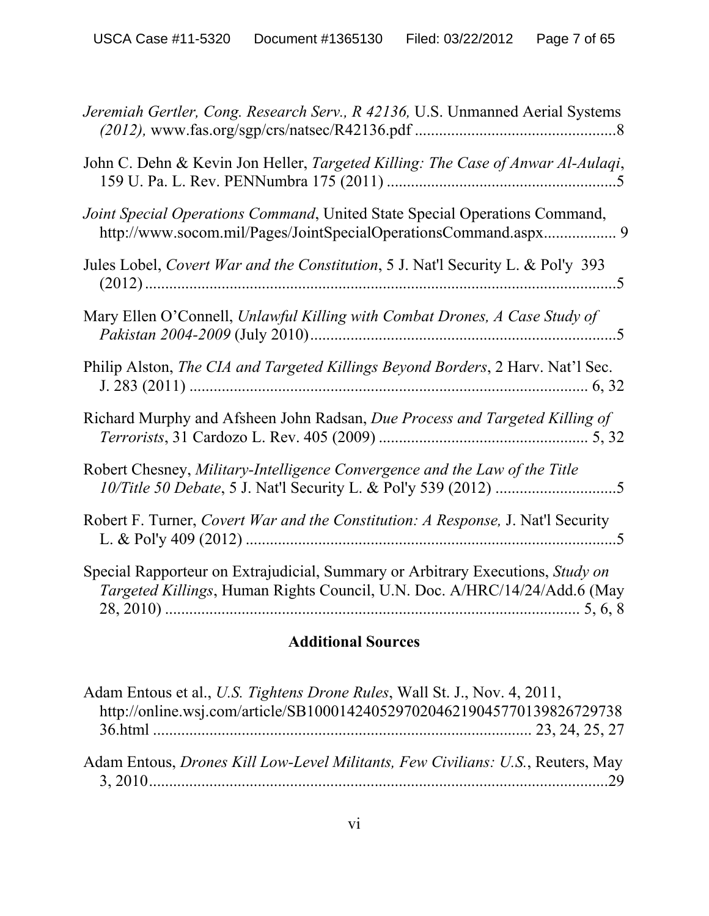*Jeremiah Gertler, Cong. Research Serv., R 42136,* U.S. Unmanned Aerial Systems *(2012),* www.fas.org/sgp/crs/natsec/R42136.pdf ..................................................8

John C. Dehn & Kevin Jon Heller, *Targeted Killing: The Case of Anwar Al-Aulaqi*, 159 U. Pa. L. Rev. PENNumbra 175 (2011) .........................................................5

*Joint Special Operations Command*, United State Special Operations Command, http://www.socom.mil/Pages/JointSpecialOperationsCommand.aspx.................. 9

Jules Lobel, *Covert War and the Constitution*, 5 J. Nat'l Security L. & Pol'y 393 (2012) ......................................................................................................5

Mary Ellen O'Connell, *Unlawful Killing with Combat Drones, A Case Study of Pakistan 2004-2009* (July 2010)...........................................................................5

Philip Alston, *The CIA and Targeted Killings Beyond Borders*, 2 Harv. Nat'l Sec. J. 283 (2011) .................................................................................... 6, 32

Richard Murphy and Afsheen John Radsan, *Due Process and Targeted Killing of Terrorists*, 31 Cardozo L. Rev. 405 (2009) .................................................... 5, 32

Robert Chesney, *Military-Intelligence Convergence and the Law of the Title 10/Title 50 Debate*, 5 J. Nat'l Security L. & Pol'y 539 (2012) ..............................5

Robert F. Turner, *Covert War and the Constitution: A Response,* J. Nat'l Security L. & Pol'y 409 (2012) ..........................................................................................5

Special Rapporteur on Extrajudicial, Summary or Arbitrary Executions, *Study on Targeted Killings*, Human Rights Council, U.N. Doc. A/HRC/14/24/Add.6 (May 28, 2010) ...................................................................................... 5, 6, 8

## Additional Sources

Adam Entous et al., *U.S. Tightens Drone Rules*, Wall St. J., Nov. 4, 2011, http://online.wsj.com/article/SB10001424052970204621904577013982672973836.html ............................................................................. 23, 24, 25, 27

Adam Entous, *Drones Kill Low-Level Militants, Few Civilians: U.S.*, Reuters, May 3, 2010..................................................................................................................29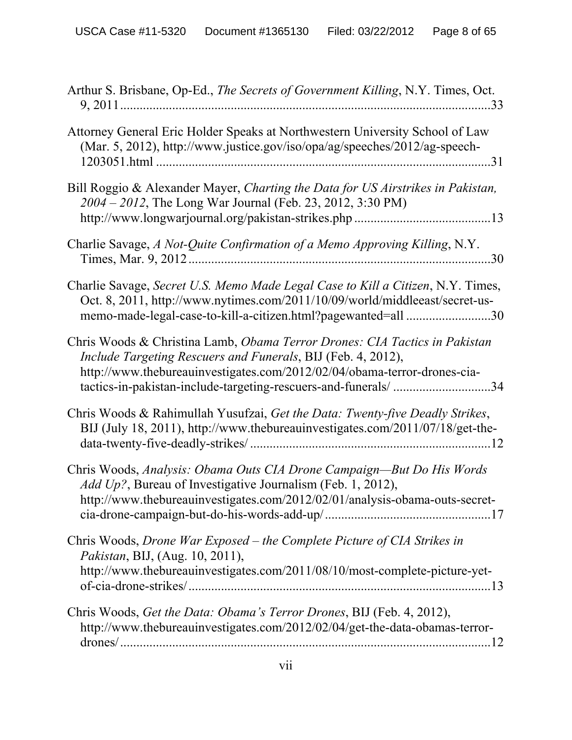Arthur S. Brisbane, Op-Ed., *The Secrets of Government Killing*, N.Y. Times, Oct. 9, 2011 .......................................................................................................................33

Attorney General Eric Holder Speaks at Northwestern University School of Law (Mar. 5, 2012), http://www.justice.gov/iso/opa/ag/speeches/2012/ag-speech-1203051.html ........................................................................................................31

Bill Roggio & Alexander Mayer, *Charting the Data for US Airstrikes in Pakistan, 2004 – 2012*, The Long War Journal (Feb. 23, 2012, 3:30 PM) http://www.longwarjournal.org/pakistan-strikes.php ..........................................13

Charlie Savage, *A Not-Quite Confirmation of a Memo Approving Killing*, N.Y. Times, Mar. 9, 2012 .............................................................................................30

Charlie Savage, *Secret U.S. Memo Made Legal Case to Kill a Citizen*, N.Y. Times, Oct. 8, 2011, http://www.nytimes.com/2011/10/09/world/middleeast/secret-us-memo-made-legal-case-to-kill-a-citizen.html?pagewanted=all ..........................30

Chris Woods & Christina Lamb, *Obama Terror Drones: CIA Tactics in Pakistan Include Targeting Rescuers and Funerals*, BIJ (Feb. 4, 2012), http://www.thebureauinvestigates.com/2012/02/04/obama-terror-drones-cia-tactics-in-pakistan-include-targeting-rescuers-and-funerals/ .............................34

Chris Woods & Rahimullah Yusufzai, *Get the Data: Twenty-five Deadly Strikes*, BIJ (July 18, 2011), http://www.thebureauinvestigates.com/2011/07/18/get-the-data-twenty-five-deadly-strikes/ .........................................................................12

Chris Woods, *Analysis: Obama Outs CIA Drone Campaign—But Do His Words Add Up?*, Bureau of Investigative Journalism (Feb. 1, 2012), http://www.thebureauinvestigates.com/2012/02/01/analysis-obama-outs-secret-cia-drone-campaign-but-do-his-words-add-up/ ...................................................17

Chris Woods, *Drone War Exposed – the Complete Picture of CIA Strikes in Pakistan*, BIJ, (Aug. 10, 2011), http://www.thebureauinvestigates.com/2011/08/10/most-complete-picture-yet-of-cia-drone-strikes/ ............................................................................................13

Chris Woods, *Get the Data: Obama's Terror Drones*, BIJ (Feb. 4, 2012), http://www.thebureauinvestigates.com/2012/02/04/get-the-data-obamas-terror-drones/ ..................................................................................................................12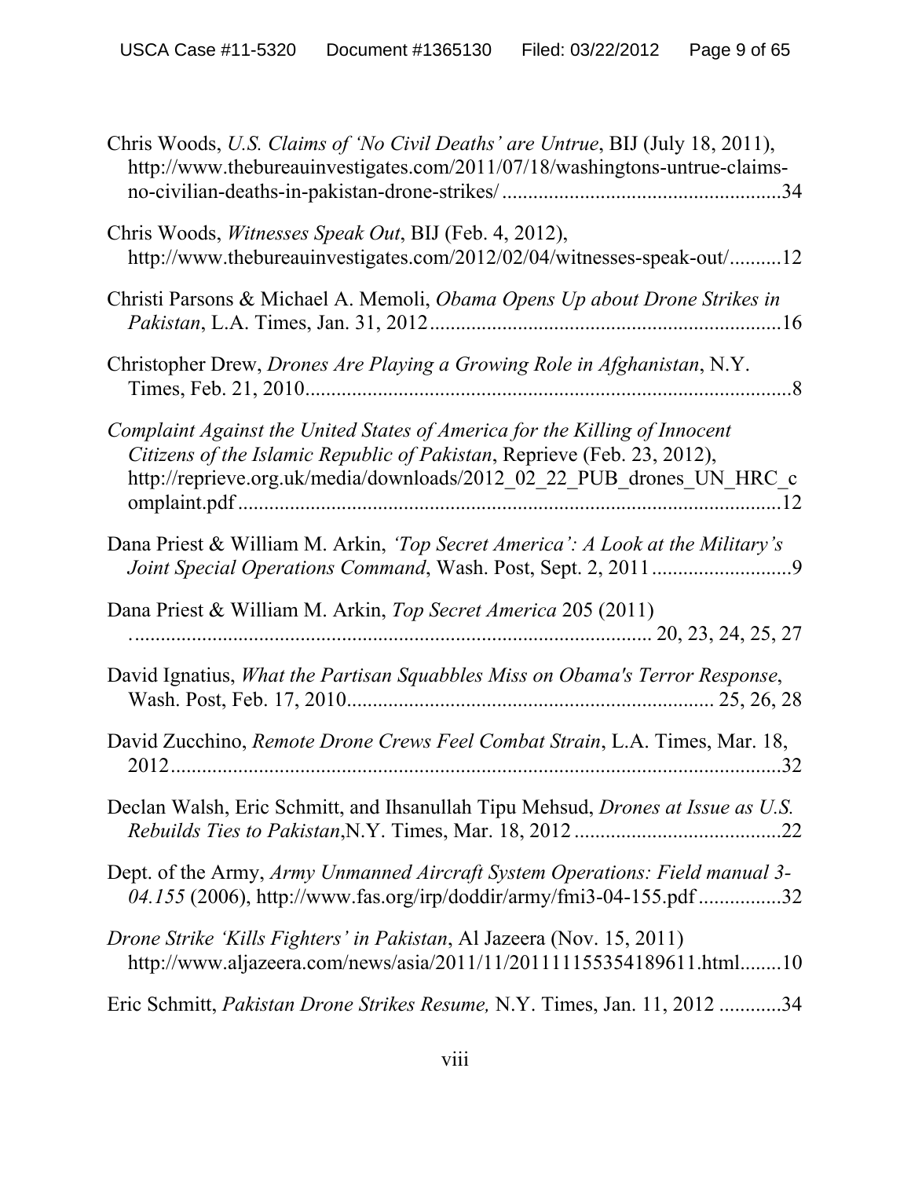Chris Woods, *U.S. Claims of 'No Civil Deaths' are Untrue*, BIJ (July 18, 2011), http://www.thebureauinvestigates.com/2011/07/18/washingtons-untrue-claims-no-civilian-deaths-in-pakistan-drone-strikes/ ....................................................34

Chris Woods, *Witnesses Speak Out*, BIJ (Feb. 4, 2012), http://www.thebureauinvestigates.com/2012/02/04/witnesses-speak-out/..........12

Christi Parsons & Michael A. Memoli, *Obama Opens Up about Drone Strikes in Pakistan*, L.A. Times, Jan. 31, 2012...................................................................16

Christopher Drew, *Drones Are Playing a Growing Role in Afghanistan*, N.Y. Times, Feb. 21, 2010.............................................................................................8

*Complaint Against the United States of America for the Killing of Innocent Citizens of the Islamic Republic of Pakistan*, Reprieve (Feb. 23, 2012), http://reprieve.org.uk/media/downloads/2012_02_22_PUB_drones_UN_HRC_complaint.pdf ........................................................................................................12

Dana Priest & William M. Arkin, *'Top Secret America': A Look at the Military's Joint Special Operations Command*, Wash. Post, Sept. 2, 2011...........................9

Dana Priest & William M. Arkin, *Top Secret America* 205 (2011) ................................................................................................... 20, 23, 24, 25, 27

David Ignatius, *What the Partisan Squabbles Miss on Obama's Terror Response*, Wash. Post, Feb. 17, 2010...................................................................... 25, 26, 28

David Zucchino, *Remote Drone Crews Feel Combat Strain*, L.A. Times, Mar. 18, 2012.......................................................................................................................32

Declan Walsh, Eric Schmitt, and Ihsanullah Tipu Mehsud, *Drones at Issue as U.S. Rebuilds Ties to Pakistan*,N.Y. Times, Mar. 18, 2012 ........................................22

Dept. of the Army, *Army Unmanned Aircraft System Operations: Field manual 3-04.155* (2006), http://www.fas.org/irp/doddir/army/fmi3-04-155.pdf ................32

*Drone Strike 'Kills Fighters' in Pakistan*, Al Jazeera (Nov. 15, 2011) http://www.aljazeera.com/news/asia/2011/11/201111155354189611.html........10

Eric Schmitt, *Pakistan Drone Strikes Resume,* N.Y. Times, Jan. 11, 2012 ............34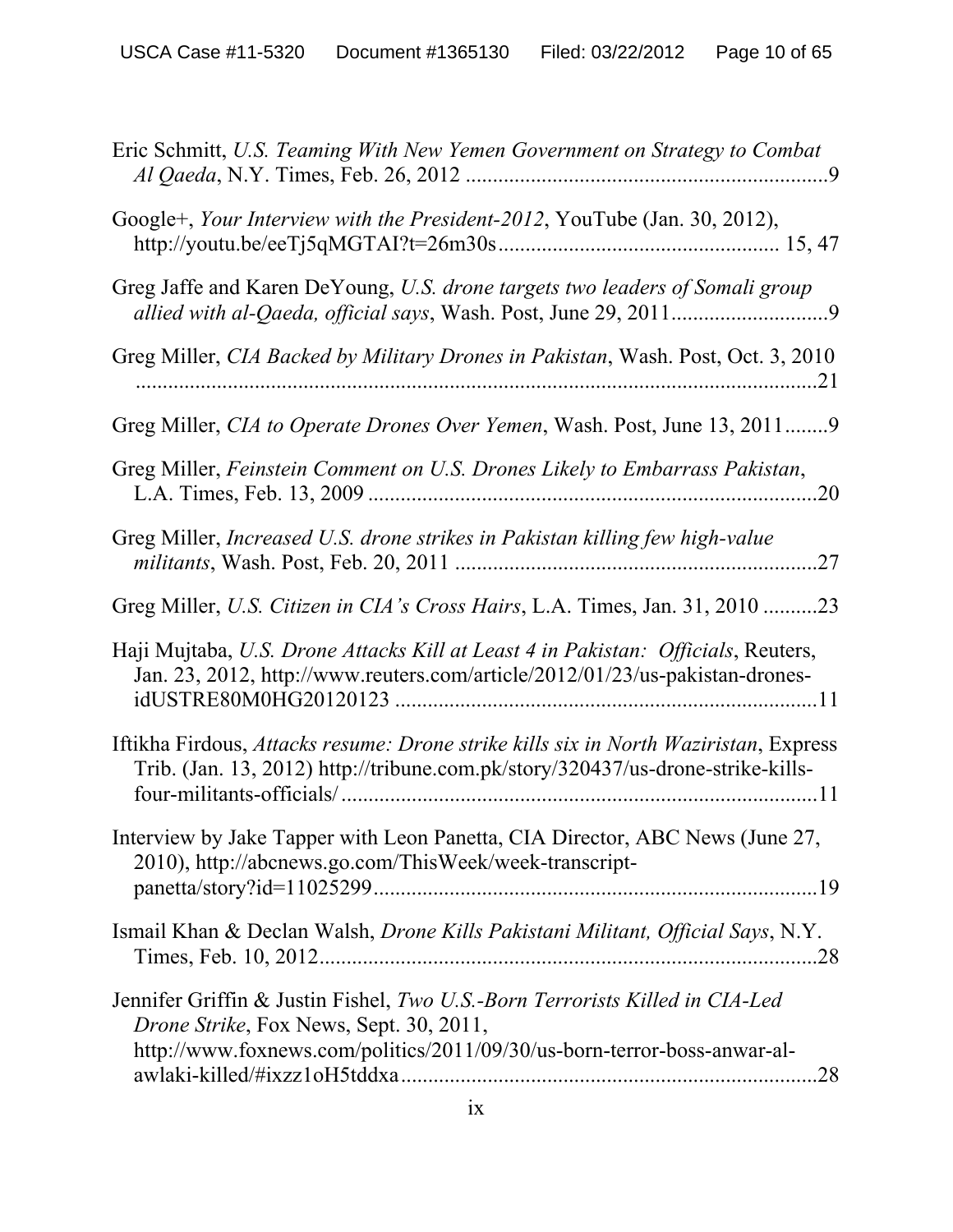Eric Schmitt, *U.S. Teaming With New Yemen Government on Strategy to Combat Al Qaeda*, N.Y. Times, Feb. 26, 2012 ....................................................................9

Google+, *Your Interview with the President-2012*, YouTube (Jan. 30, 2012), http://youtu.be/eeTj5qMGTAI?t=26m30s................................................... 15, 47

Greg Jaffe and Karen DeYoung, *U.S. drone targets two leaders of Somali group allied with al-Qaeda, official says*, Wash. Post, June 29, 2011.............................9

Greg Miller, *CIA Backed by Military Drones in Pakistan*, Wash. Post, Oct. 3, 2010 ..................................................................................................................21

Greg Miller, *CIA to Operate Drones Over Yemen*, Wash. Post, June 13, 2011........9

Greg Miller, *Feinstein Comment on U.S. Drones Likely to Embarrass Pakistan*, L.A. Times, Feb. 13, 2009 ..................................................................................20

Greg Miller, *Increased U.S. drone strikes in Pakistan killing few high-value militants*, Wash. Post, Feb. 20, 2011 ..................................................................27

Greg Miller, *U.S. Citizen in CIA's Cross Hairs*, L.A. Times, Jan. 31, 2010 ..........23

Haji Mujtaba, *U.S. Drone Attacks Kill at Least 4 in Pakistan: Officials*, Reuters, Jan. 23, 2012, http://www.reuters.com/article/2012/01/23/us-pakistan-drones-idUSTRE80M0HG20120123 .............................................................................11

Iftikha Firdous, *Attacks resume: Drone strike kills six in North Waziristan*, Express Trib. (Jan. 13, 2012) http://tribune.com.pk/story/320437/us-drone-strike-kills-four-militants-officials/ .......................................................................................11

Interview by Jake Tapper with Leon Panetta, CIA Director, ABC News (June 27, 2010), http://abcnews.go.com/ThisWeek/week-transcript-panetta/story?id=11025299.................................................................................19

Ismail Khan & Declan Walsh, *Drone Kills Pakistani Militant, Official Says*, N.Y. Times, Feb. 10, 2012...........................................................................................28

Jennifer Griffin & Justin Fishel, *Two U.S.-Born Terrorists Killed in CIA-Led Drone Strike*, Fox News, Sept. 30, 2011, http://www.foxnews.com/politics/2011/09/30/us-born-terror-boss-anwar-al-awlaki-killed/#ixzz1oH5tddxa............................................................................28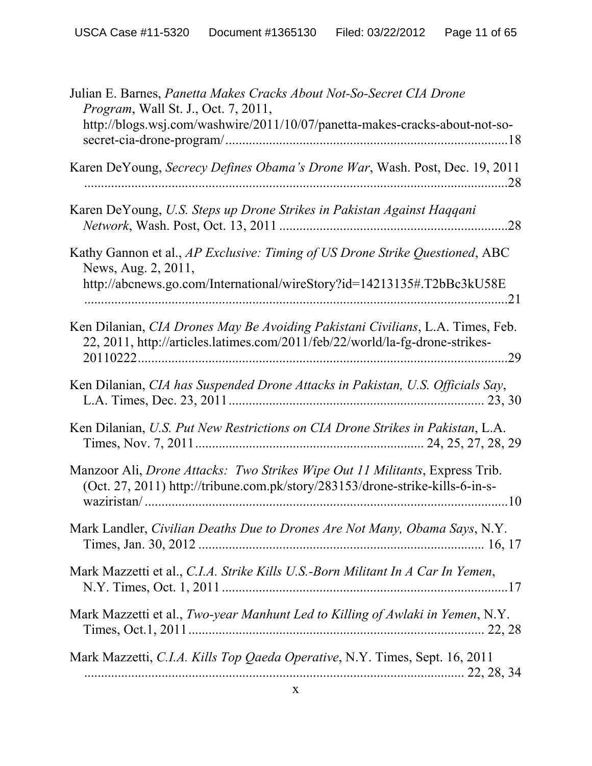Julian E. Barnes, *Panetta Makes Cracks About Not-So-Secret CIA Drone Program*, Wall St. J., Oct. 7, 2011, http://blogs.wsj.com/washwire/2011/10/07/panetta-makes-cracks-about-not-so-secret-cia-drone-program/ .................................................................................... 18

Karen DeYoung, *Secrecy Defines Obama's Drone War*, Wash. Post, Dec. 19, 2011 ................................................................................................................ 28

Karen DeYoung, *U.S. Steps up Drone Strikes in Pakistan Against Haqqani Network*, Wash. Post, Oct. 13, 2011 .................................................................... 28

Kathy Gannon et al., *AP Exclusive: Timing of US Drone Strike Questioned*, ABC News, Aug. 2, 2011, http://abcnews.go.com/International/wireStory?id=14213135#.T2bBc3kU58E ................................................................................................................ 21

Ken Dilanian, *CIA Drones May Be Avoiding Pakistani Civilians*, L.A. Times, Feb. 22, 2011, http://articles.latimes.com/2011/feb/22/world/la-fg-drone-strikes-20110222 ............................................................................................................ 29

Ken Dilanian, *CIA has Suspended Drone Attacks in Pakistan, U.S. Officials Say*, L.A. Times, Dec. 23, 2011 ........................................................................... 23, 30

Ken Dilanian, *U.S. Put New Restrictions on CIA Drone Strikes in Pakistan*, L.A. Times, Nov. 7, 2011 ................................................................... 24, 25, 27, 28, 29

Manzoor Ali, *Drone Attacks: Two Strikes Wipe Out 11 Militants*, Express Trib. (Oct. 27, 2011) http://tribune.com.pk/story/283153/drone-strike-kills-6-in-s-waziristan/ ........................................................................................................... 10

Mark Landler, *Civilian Deaths Due to Drones Are Not Many, Obama Says*, N.Y. Times, Jan. 30, 2012 .................................................................................... 16, 17

Mark Mazzetti et al., *C.I.A. Strike Kills U.S.-Born Militant In A Car In Yemen*, N.Y. Times, Oct. 1, 2011 ..................................................................................... 17

Mark Mazzetti et al., *Two-year Manhunt Led to Killing of Awlaki in Yemen*, N.Y. Times, Oct.1, 2011 ....................................................................................... 22, 28

Mark Mazzetti, *C.I.A. Kills Top Qaeda Operative*, N.Y. Times, Sept. 16, 2011 ................................................................................................................ 22, 28, 34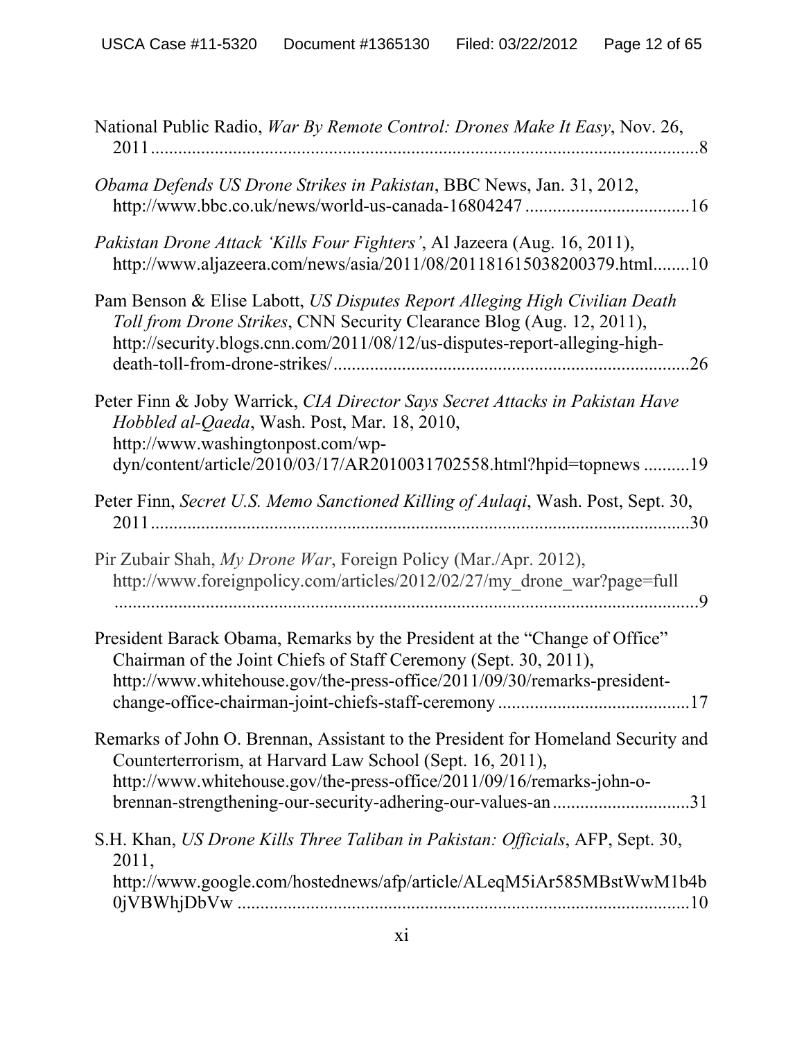National Public Radio, *War By Remote Control: Drones Make It Easy*, Nov. 26, 2011 ..........................................................................................................8

*Obama Defends US Drone Strikes in Pakistan*, BBC News, Jan. 31, 2012, http://www.bbc.co.uk/news/world-us-canada-16804247 ....................................16

*Pakistan Drone Attack 'Kills Four Fighters'*, Al Jazeera (Aug. 16, 2011), http://www.aljazeera.com/news/asia/2011/08/201181615038200379.html........10

Pam Benson & Elise Labott, *US Disputes Report Alleging High Civilian Death Toll from Drone Strikes*, CNN Security Clearance Blog (Aug. 12, 2011), http://security.blogs.cnn.com/2011/08/12/us-disputes-report-alleging-high-death-toll-from-drone-strikes/..............................................................................26

Peter Finn & Joby Warrick, *CIA Director Says Secret Attacks in Pakistan Have Hobbled al-Qaeda*, Wash. Post, Mar. 18, 2010, http://www.washingtonpost.com/wp-dyn/content/article/2010/03/17/AR2010031702558.html?hpid=topnews ..........19

Peter Finn, *Secret U.S. Memo Sanctioned Killing of Aulaqi*, Wash. Post, Sept. 30, 2011 ..........................................................................................................30

Pir Zubair Shah, *My Drone War*, Foreign Policy (Mar./Apr. 2012), http://www.foreignpolicy.com/articles/2012/02/27/my_drone_war?page=full ..................................................................................................................9

President Barack Obama, Remarks by the President at the "Change of Office" Chairman of the Joint Chiefs of Staff Ceremony (Sept. 30, 2011), http://www.whitehouse.gov/the-press-office/2011/09/30/remarks-president-change-office-chairman-joint-chiefs-staff-ceremony..........................................17

Remarks of John O. Brennan, Assistant to the President for Homeland Security and Counterterrorism, at Harvard Law School (Sept. 16, 2011), http://www.whitehouse.gov/the-press-office/2011/09/16/remarks-john-o-brennan-strengthening-our-security-adhering-our-values-an..............................31

S.H. Khan, *US Drone Kills Three Taliban in Pakistan: Officials*, AFP, Sept. 30, 2011, http://www.google.com/hostednews/afp/article/ALeqM5iAr585MBstWwM1b4b0jVBWhjDbVw ..................................................................................................10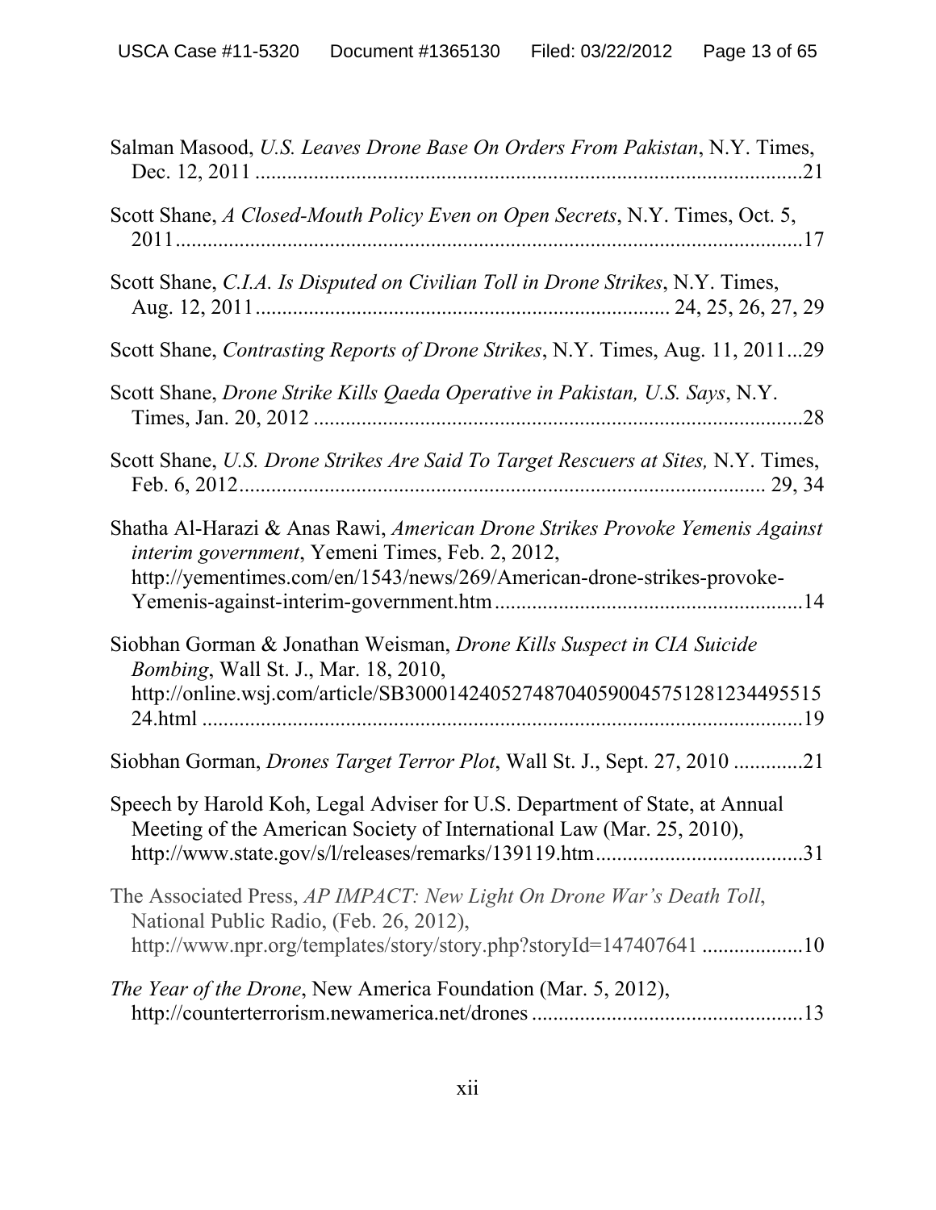Salman Masood, *U.S. Leaves Drone Base On Orders From Pakistan*, N.Y. Times, Dec. 12, 2011 .......................................................................................................21

Scott Shane, *A Closed-Mouth Policy Even on Open Secrets*, N.Y. Times, Oct. 5, 2011.........................................................................................................................17

Scott Shane, *C.I.A. Is Disputed on Civilian Toll in Drone Strikes*, N.Y. Times, Aug. 12, 2011............................................................................ 24, 25, 26, 27, 29

Scott Shane, *Contrasting Reports of Drone Strikes*, N.Y. Times, Aug. 11, 2011...29

Scott Shane, *Drone Strike Kills Qaeda Operative in Pakistan, U.S. Says*, N.Y. Times, Jan. 20, 2012 ............................................................................................28

Scott Shane, *U.S. Drone Strikes Are Said To Target Rescuers at Sites,* N.Y. Times, Feb. 6, 2012.............................................................................................. 29, 34

Shatha Al-Harazi & Anas Rawi, *American Drone Strikes Provoke Yemenis Against interim government*, Yemeni Times, Feb. 2, 2012, http://yementimes.com/en/1543/news/269/American-drone-strikes-provoke-Yemenis-against-interim-government.htm..........................................................14

Siobhan Gorman & Jonathan Weisman, *Drone Kills Suspect in CIA Suicide Bombing*, Wall St. J., Mar. 18, 2010, http://online.wsj.com/article/SB10001424052748704059004575128123449551524.html ..................................................................................................19

Siobhan Gorman, *Drones Target Terror Plot*, Wall St. J., Sept. 27, 2010 .............21

Speech by Harold Koh, Legal Adviser for U.S. Department of State, at Annual Meeting of the American Society of International Law (Mar. 25, 2010), http://www.state.gov/s/l/releases/remarks/139119.htm.......................................31

The Associated Press, *AP IMPACT: New Light On Drone War's Death Toll*, National Public Radio, (Feb. 26, 2012), http://www.npr.org/templates/story/story.php?storyId=147407641 ...................10

*The Year of the Drone*, New America Foundation (Mar. 5, 2012), http://counterterrorism.newamerica.net/drones ...................................................13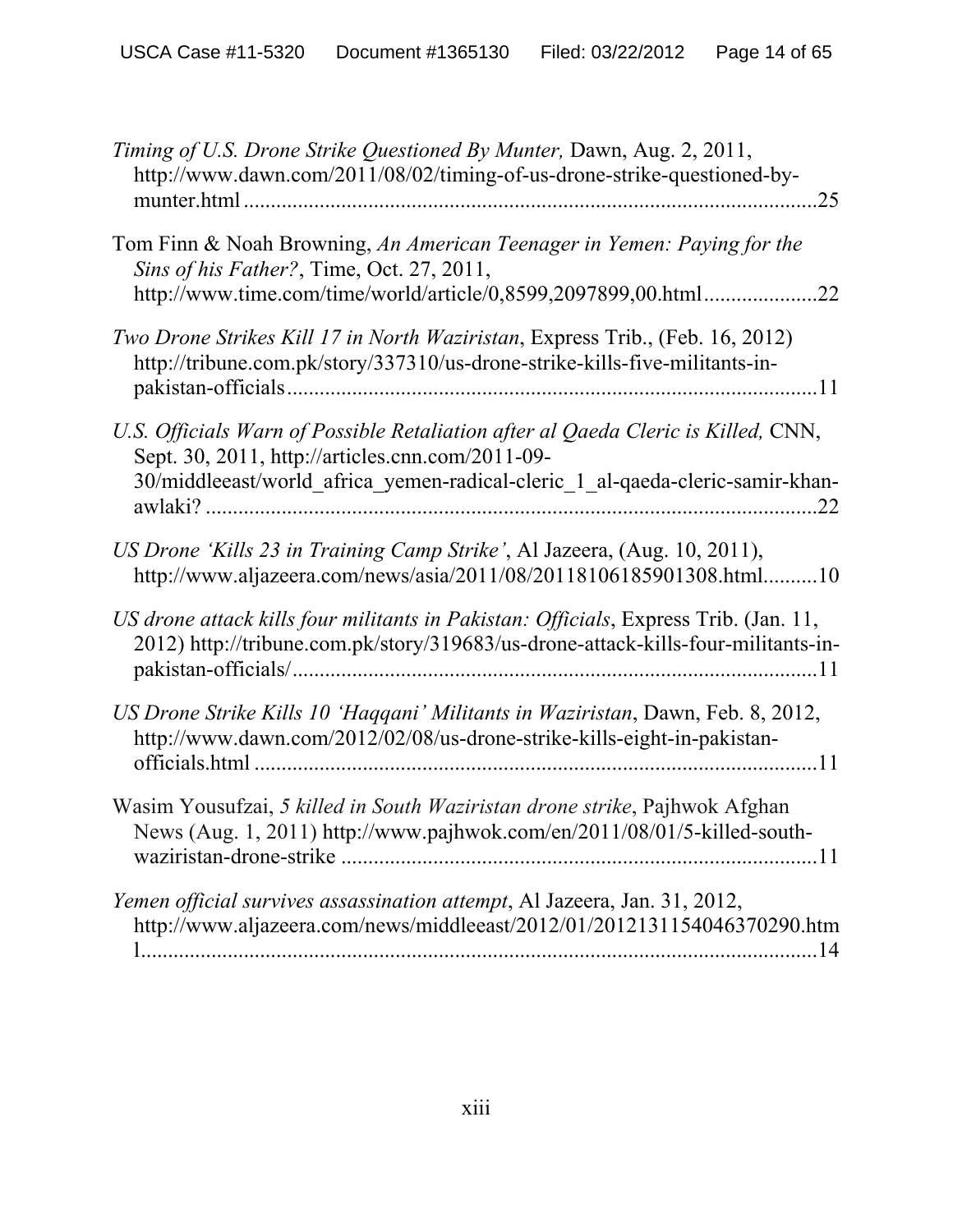*Timing of U.S. Drone Strike Questioned By Munter,* Dawn, Aug. 2, 2011, http://www.dawn.com/2011/08/02/timing-of-us-drone-strike-questioned-by-munter.html ........................................................................................................25

Tom Finn & Noah Browning, *An American Teenager in Yemen: Paying for the Sins of his Father?*, Time, Oct. 27, 2011, http://www.time.com/time/world/article/0,8599,2097899,00.html.....................22

*Two Drone Strikes Kill 17 in North Waziristan*, Express Trib., (Feb. 16, 2012) http://tribune.com.pk/story/337310/us-drone-strike-kills-five-militants-in-pakistan-officials..................................................................................................11

*U.S. Officials Warn of Possible Retaliation after al Qaeda Cleric is Killed,* CNN, Sept. 30, 2011, http://articles.cnn.com/2011-09-30/middleeast/world_africa_yemen-radical-cleric_1_al-qaeda-cleric-samir-khan-awlaki? ..................................................................................................22

*US Drone 'Kills 23 in Training Camp Strike'*, Al Jazeera, (Aug. 10, 2011), http://www.aljazeera.com/news/asia/2011/08/20118106185901308.html..........10

*US drone attack kills four militants in Pakistan: Officials*, Express Trib. (Jan. 11, 2012) http://tribune.com.pk/story/319683/us-drone-attack-kills-four-militants-in-pakistan-officials/..................................................................................................11

*US Drone Strike Kills 10 'Haqqani' Militants in Waziristan*, Dawn, Feb. 8, 2012, http://www.dawn.com/2012/02/08/us-drone-strike-kills-eight-in-pakistan-officials.html ........................................................................................................11

Wasim Yousufzai, *5 killed in South Waziristan drone strike*, Pajhwok Afghan News (Aug. 1, 2011) http://www.pajhwok.com/en/2011/08/01/5-killed-south-waziristan-drone-strike ........................................................................................11

*Yemen official survives assassination attempt*, Al Jazeera, Jan. 31, 2012, http://www.aljazeera.com/news/middleeast/2012/01/2012131154046370290.html...............................................................................................................14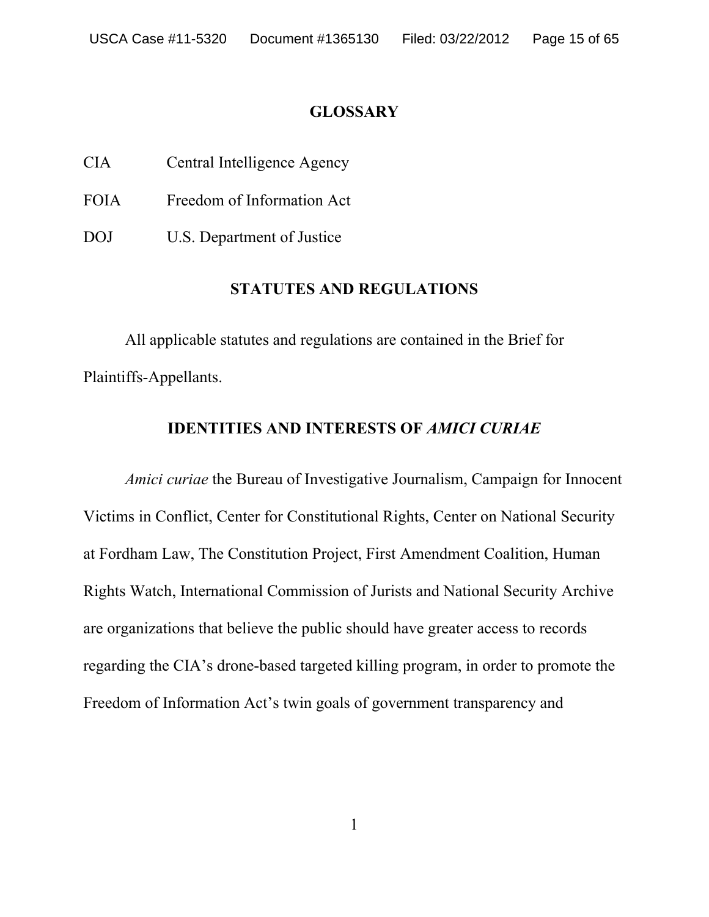## GLOSSARY

| | |
|---|---|
| CIA | Central Intelligence Agency |
| FOIA | Freedom of Information Act |
| DOJ | U.S. Department of Justice |

## STATUTES AND REGULATIONS

All applicable statutes and regulations are contained in the Brief for Plaintiffs-Appellants.

## IDENTITIES AND INTERESTS OF *AMICI CURIAE*

*Amici curiae* the Bureau of Investigative Journalism, Campaign for Innocent Victims in Conflict, Center for Constitutional Rights, Center on National Security at Fordham Law, The Constitution Project, First Amendment Coalition, Human Rights Watch, International Commission of Jurists and National Security Archive are organizations that believe the public should have greater access to records regarding the CIA's drone-based targeted killing program, in order to promote the Freedom of Information Act's twin goals of government transparency and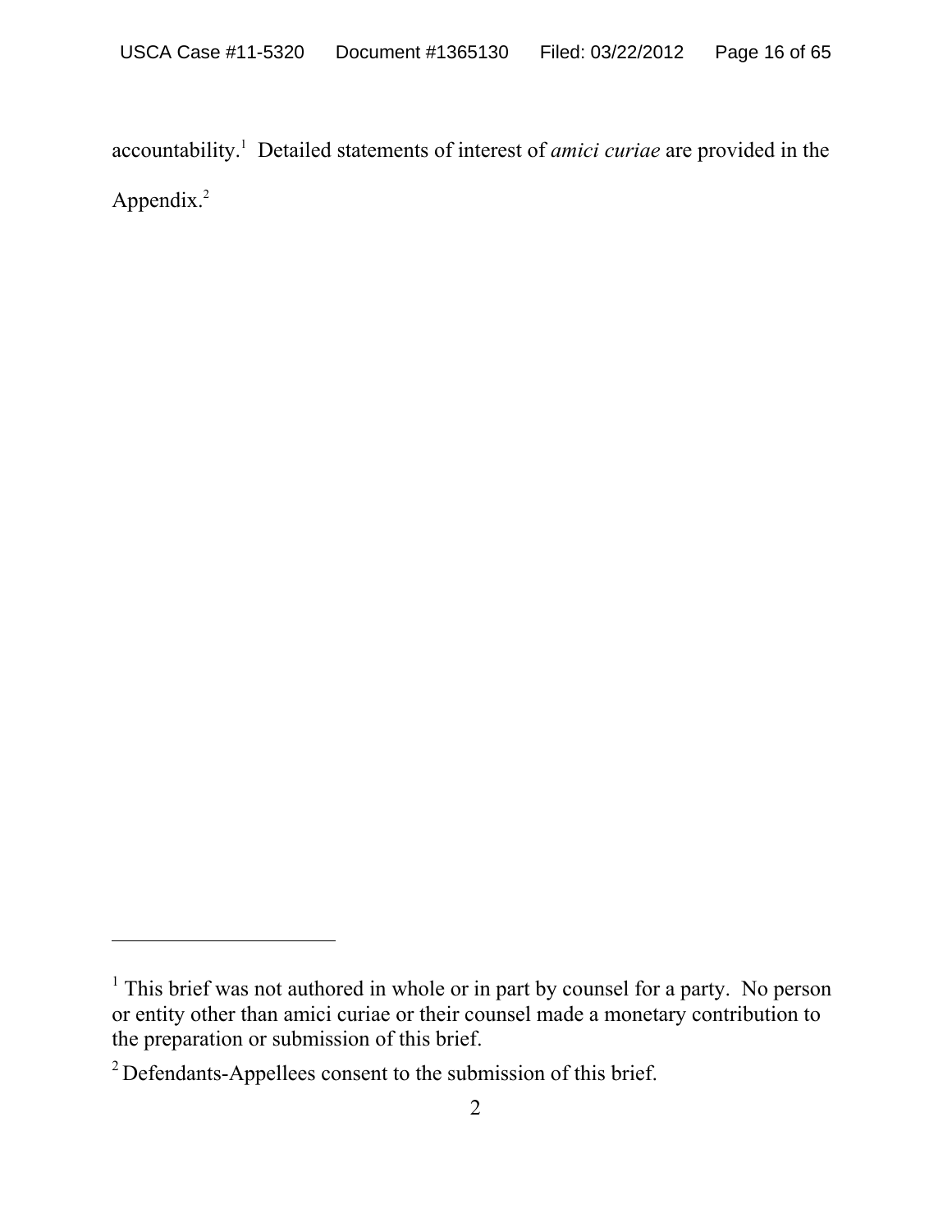accountability.[1] Detailed statements of interest of *amici curiae* are provided in the Appendix.[2]

[1] This brief was not authored in whole or in part by counsel for a party. No person or entity other than amici curiae or their counsel made a monetary contribution to the preparation or submission of this brief.

[2] Defendants-Appellees consent to the submission of this brief.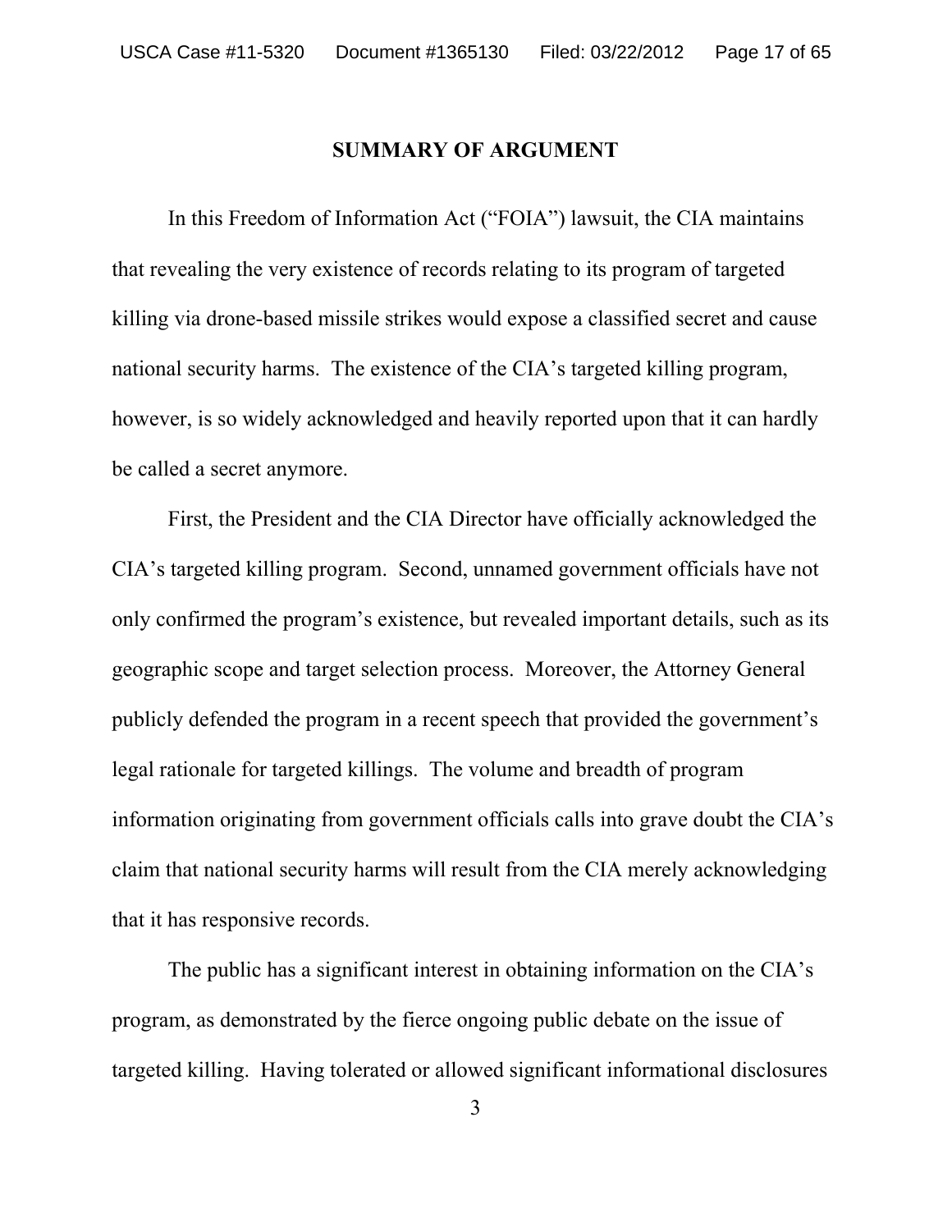## SUMMARY OF ARGUMENT

In this Freedom of Information Act ("FOIA") lawsuit, the CIA maintains that revealing the very existence of records relating to its program of targeted killing via drone-based missile strikes would expose a classified secret and cause national security harms. The existence of the CIA's targeted killing program, however, is so widely acknowledged and heavily reported upon that it can hardly be called a secret anymore.

First, the President and the CIA Director have officially acknowledged the CIA's targeted killing program. Second, unnamed government officials have not only confirmed the program's existence, but revealed important details, such as its geographic scope and target selection process. Moreover, the Attorney General publicly defended the program in a recent speech that provided the government's legal rationale for targeted killings. The volume and breadth of program information originating from government officials calls into grave doubt the CIA's claim that national security harms will result from the CIA merely acknowledging that it has responsive records.

The public has a significant interest in obtaining information on the CIA's program, as demonstrated by the fierce ongoing public debate on the issue of targeted killing. Having tolerated or allowed significant informational disclosures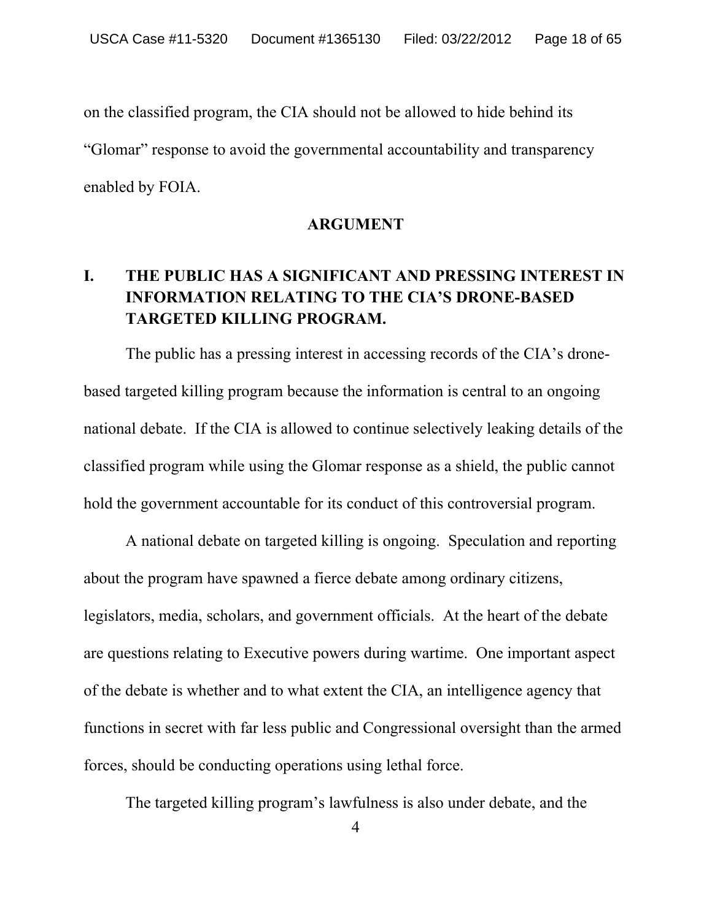on the classified program, the CIA should not be allowed to hide behind its "Glomar" response to avoid the governmental accountability and transparency enabled by FOIA.

## ARGUMENT

### I. THE PUBLIC HAS A SIGNIFICANT AND PRESSING INTEREST IN INFORMATION RELATING TO THE CIA'S DRONE-BASED TARGETED KILLING PROGRAM.

The public has a pressing interest in accessing records of the CIA's drone-based targeted killing program because the information is central to an ongoing national debate. If the CIA is allowed to continue selectively leaking details of the classified program while using the Glomar response as a shield, the public cannot hold the government accountable for its conduct of this controversial program.

A national debate on targeted killing is ongoing. Speculation and reporting about the program have spawned a fierce debate among ordinary citizens, legislators, media, scholars, and government officials. At the heart of the debate are questions relating to Executive powers during wartime. One important aspect of the debate is whether and to what extent the CIA, an intelligence agency that functions in secret with far less public and Congressional oversight than the armed forces, should be conducting operations using lethal force.

The targeted killing program's lawfulness is also under debate, and the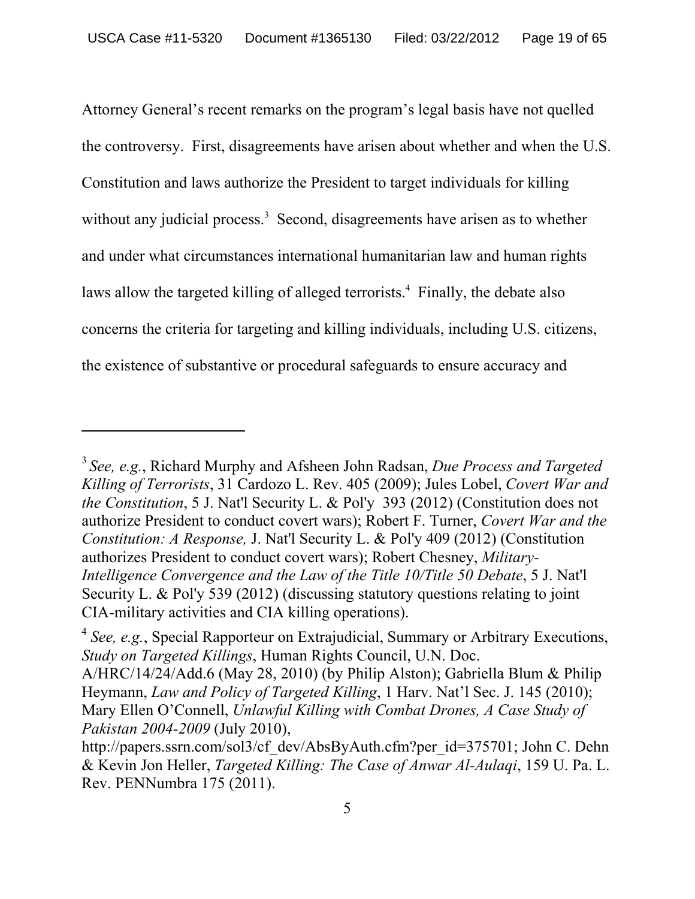Attorney General's recent remarks on the program's legal basis have not quelled the controversy. First, disagreements have arisen about whether and when the U.S. Constitution and laws authorize the President to target individuals for killing without any judicial process.[3] Second, disagreements have arisen as to whether and under what circumstances international humanitarian law and human rights laws allow the targeted killing of alleged terrorists.[4] Finally, the debate also concerns the criteria for targeting and killing individuals, including U.S. citizens, the existence of substantive or procedural safeguards to ensure accuracy and

---

[3] *See, e.g.*, Richard Murphy and Afsheen John Radsan, *Due Process and Targeted Killing of Terrorists*, 31 Cardozo L. Rev. 405 (2009); Jules Lobel, *Covert War and the Constitution*, 5 J. Nat'l Security L. & Pol'y 393 (2012) (Constitution does not authorize President to conduct covert wars); Robert F. Turner, *Covert War and the Constitution: A Response,* J. Nat'l Security L. & Pol'y 409 (2012) (Constitution authorizes President to conduct covert wars); Robert Chesney, *Military-Intelligence Convergence and the Law of the Title 10/Title 50 Debate*, 5 J. Nat'l Security L. & Pol'y 539 (2012) (discussing statutory questions relating to joint CIA-military activities and CIA killing operations).

[4] *See, e.g.*, Special Rapporteur on Extrajudicial, Summary or Arbitrary Executions, *Study on Targeted Killings*, Human Rights Council, U.N. Doc. A/HRC/14/24/Add.6 (May 28, 2010) (by Philip Alston); Gabriella Blum & Philip Heymann, *Law and Policy of Targeted Killing*, 1 Harv. Nat'l Sec. J. 145 (2010); Mary Ellen O'Connell, *Unlawful Killing with Combat Drones, A Case Study of Pakistan 2004-2009* (July 2010), http://papers.ssrn.com/sol3/cf_dev/AbsByAuth.cfm?per_id=375701; John C. Dehn & Kevin Jon Heller, *Targeted Killing: The Case of Anwar Al-Aulaqi*, 159 U. Pa. L. Rev. PENNumbra 175 (2011).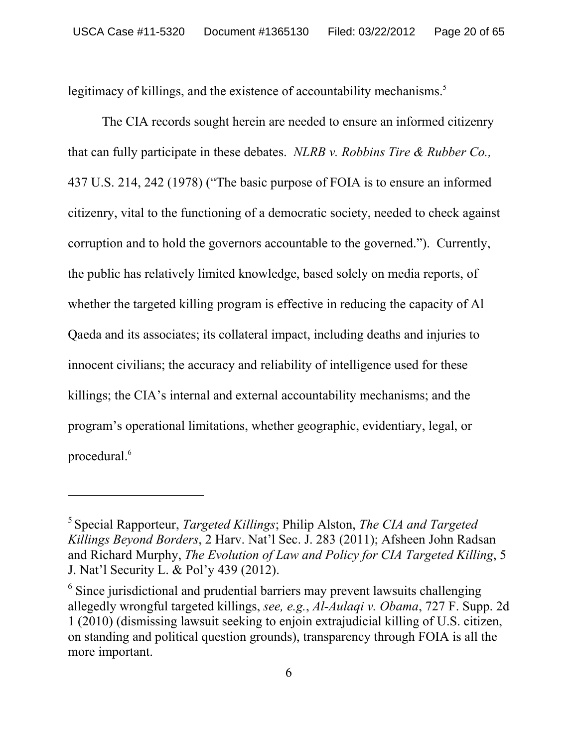legitimacy of killings, and the existence of accountability mechanisms.[5]

The CIA records sought herein are needed to ensure an informed citizenry that can fully participate in these debates. *NLRB v. Robbins Tire & Rubber Co.,* 437 U.S. 214, 242 (1978) ("The basic purpose of FOIA is to ensure an informed citizenry, vital to the functioning of a democratic society, needed to check against corruption and to hold the governors accountable to the governed."). Currently, the public has relatively limited knowledge, based solely on media reports, of whether the targeted killing program is effective in reducing the capacity of Al Qaeda and its associates; its collateral impact, including deaths and injuries to innocent civilians; the accuracy and reliability of intelligence used for these killings; the CIA's internal and external accountability mechanisms; and the program's operational limitations, whether geographic, evidentiary, legal, or procedural.[6]

---

[5] Special Rapporteur, *Targeted Killings*; Philip Alston, *The CIA and Targeted Killings Beyond Borders*, 2 Harv. Nat'l Sec. J. 283 (2011); Afsheen John Radsan and Richard Murphy, *The Evolution of Law and Policy for CIA Targeted Killing*, 5 J. Nat'l Security L. & Pol'y 439 (2012).

[6] Since jurisdictional and prudential barriers may prevent lawsuits challenging allegedly wrongful targeted killings, *see, e.g.*, *Al-Aulaqi v. Obama*, 727 F. Supp. 2d 1 (2010) (dismissing lawsuit seeking to enjoin extrajudicial killing of U.S. citizen, on standing and political question grounds), transparency through FOIA is all the more important.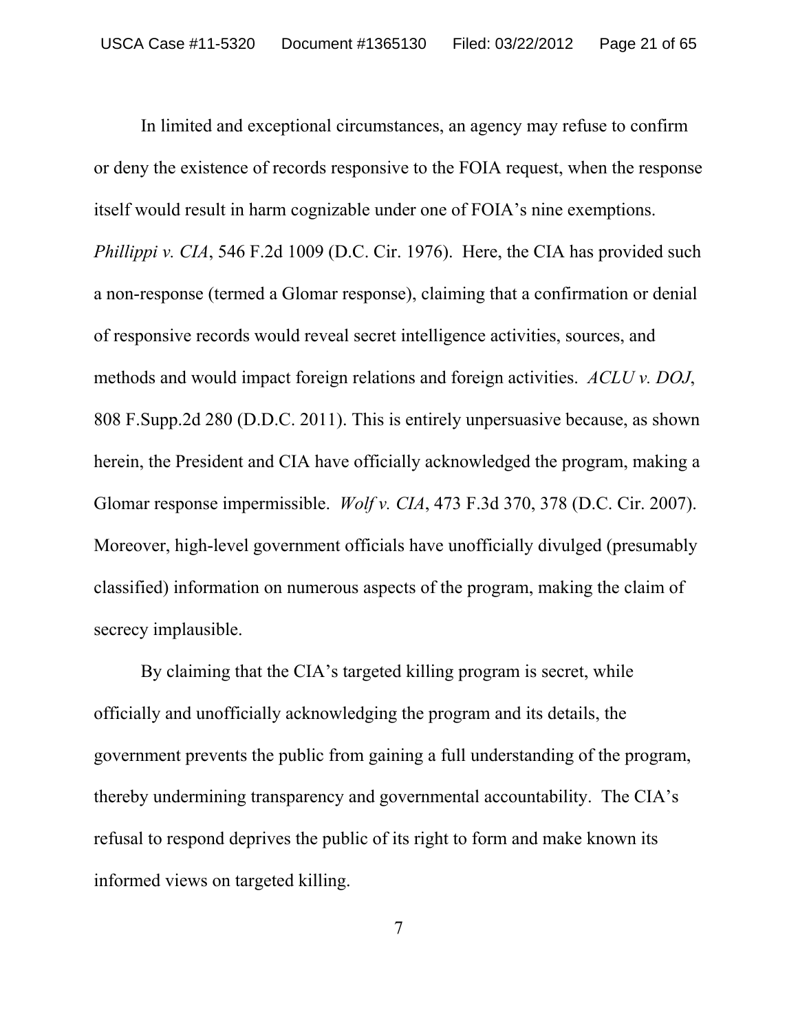In limited and exceptional circumstances, an agency may refuse to confirm or deny the existence of records responsive to the FOIA request, when the response itself would result in harm cognizable under one of FOIA's nine exemptions. *Phillippi v. CIA*, 546 F.2d 1009 (D.C. Cir. 1976). Here, the CIA has provided such a non-response (termed a Glomar response), claiming that a confirmation or denial of responsive records would reveal secret intelligence activities, sources, and methods and would impact foreign relations and foreign activities. *ACLU v. DOJ*, 808 F.Supp.2d 280 (D.D.C. 2011). This is entirely unpersuasive because, as shown herein, the President and CIA have officially acknowledged the program, making a Glomar response impermissible. *Wolf v. CIA*, 473 F.3d 370, 378 (D.C. Cir. 2007). Moreover, high-level government officials have unofficially divulged (presumably classified) information on numerous aspects of the program, making the claim of secrecy implausible.

By claiming that the CIA's targeted killing program is secret, while officially and unofficially acknowledging the program and its details, the government prevents the public from gaining a full understanding of the program, thereby undermining transparency and governmental accountability. The CIA's refusal to respond deprives the public of its right to form and make known its informed views on targeted killing.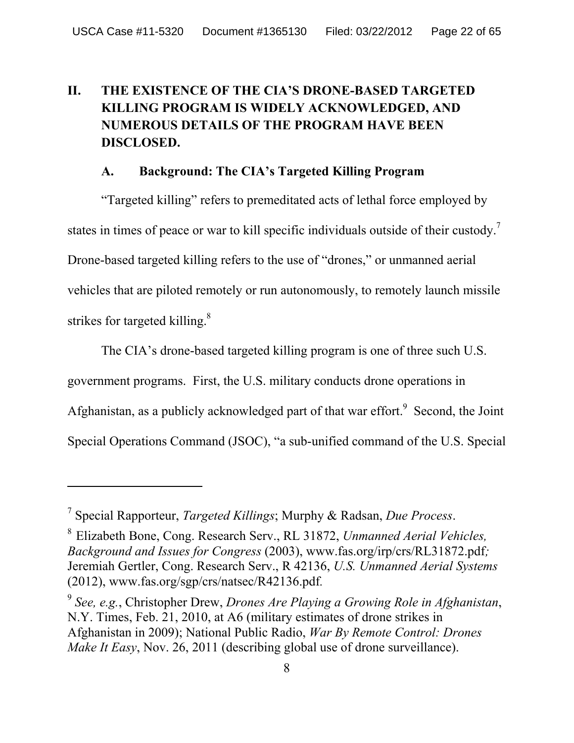## II. THE EXISTENCE OF THE CIA'S DRONE-BASED TARGETED KILLING PROGRAM IS WIDELY ACKNOWLEDGED, AND NUMEROUS DETAILS OF THE PROGRAM HAVE BEEN DISCLOSED.

### A. Background: The CIA's Targeted Killing Program

"Targeted killing" refers to premeditated acts of lethal force employed by states in times of peace or war to kill specific individuals outside of their custody.[7] Drone-based targeted killing refers to the use of "drones," or unmanned aerial vehicles that are piloted remotely or run autonomously, to remotely launch missile strikes for targeted killing.[8]

The CIA's drone-based targeted killing program is one of three such U.S. government programs. First, the U.S. military conducts drone operations in Afghanistan, as a publicly acknowledged part of that war effort.[9] Second, the Joint Special Operations Command (JSOC), "a sub-unified command of the U.S. Special

---

[7] Special Rapporteur, *Targeted Killings*; Murphy & Radsan, *Due Process*.

[8] Elizabeth Bone, Cong. Research Serv., RL 31872, *Unmanned Aerial Vehicles, Background and Issues for Congress* (2003), www.fas.org/irp/crs/RL31872.pdf; Jeremiah Gertler, Cong. Research Serv., R 42136, *U.S. Unmanned Aerial Systems* (2012), www.fas.org/sgp/crs/natsec/R42136.pdf.

[9] *See, e.g.*, Christopher Drew, *Drones Are Playing a Growing Role in Afghanistan*, N.Y. Times, Feb. 21, 2010, at A6 (military estimates of drone strikes in Afghanistan in 2009); National Public Radio, *War By Remote Control: Drones Make It Easy*, Nov. 26, 2011 (describing global use of drone surveillance).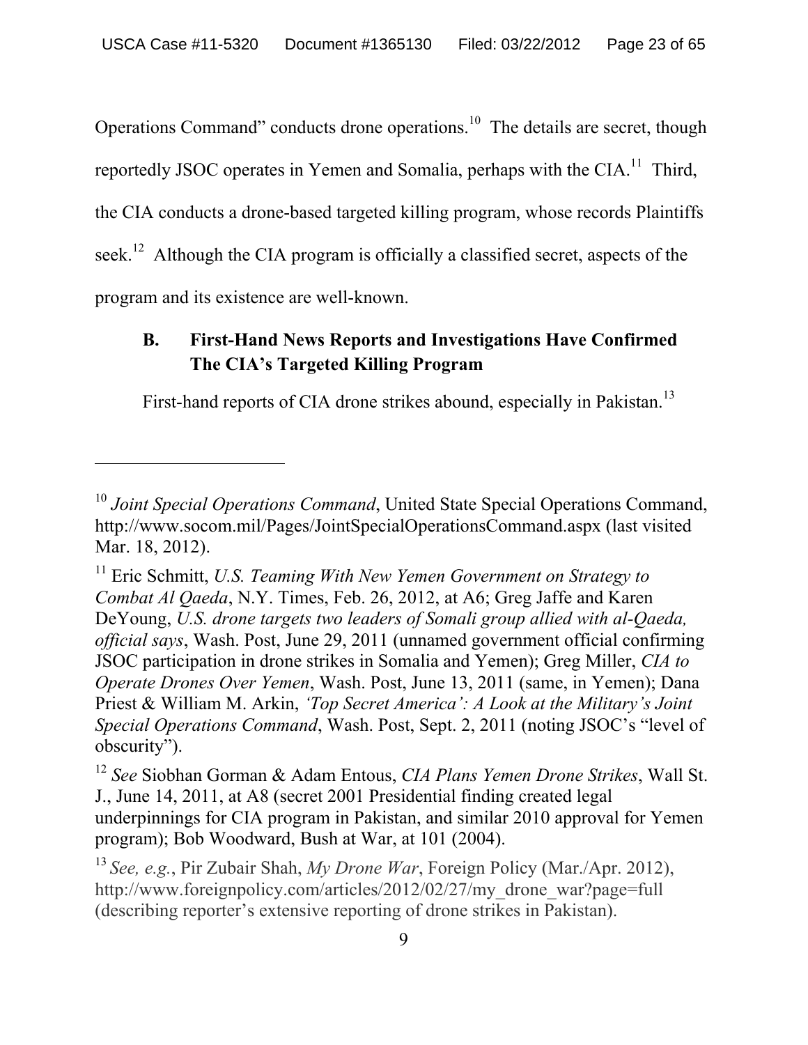Operations Command" conducts drone operations.[10] The details are secret, though reportedly JSOC operates in Yemen and Somalia, perhaps with the CIA.[11] Third, the CIA conducts a drone-based targeted killing program, whose records Plaintiffs seek.[12] Although the CIA program is officially a classified secret, aspects of the program and its existence are well-known.

### B. First-Hand News Reports and Investigations Have Confirmed The CIA's Targeted Killing Program

First-hand reports of CIA drone strikes abound, especially in Pakistan.[13]

---

[10] *Joint Special Operations Command*, United State Special Operations Command, http://www.socom.mil/Pages/JointSpecialOperationsCommand.aspx (last visited Mar. 18, 2012).

[11] Eric Schmitt, *U.S. Teaming With New Yemen Government on Strategy to Combat Al Qaeda*, N.Y. Times, Feb. 26, 2012, at A6; Greg Jaffe and Karen DeYoung, *U.S. drone targets two leaders of Somali group allied with al-Qaeda, official says*, Wash. Post, June 29, 2011 (unnamed government official confirming JSOC participation in drone strikes in Somalia and Yemen); Greg Miller, *CIA to Operate Drones Over Yemen*, Wash. Post, June 13, 2011 (same, in Yemen); Dana Priest & William M. Arkin, *'Top Secret America': A Look at the Military's Joint Special Operations Command*, Wash. Post, Sept. 2, 2011 (noting JSOC's "level of obscurity").

[12] *See* Siobhan Gorman & Adam Entous, *CIA Plans Yemen Drone Strikes*, Wall St. J., June 14, 2011, at A8 (secret 2001 Presidential finding created legal underpinnings for CIA program in Pakistan, and similar 2010 approval for Yemen program); Bob Woodward, Bush at War, at 101 (2004).

[13] *See, e.g.*, Pir Zubair Shah, *My Drone War*, Foreign Policy (Mar./Apr. 2012), http://www.foreignpolicy.com/articles/2012/02/27/my_drone_war?page=full (describing reporter's extensive reporting of drone strikes in Pakistan).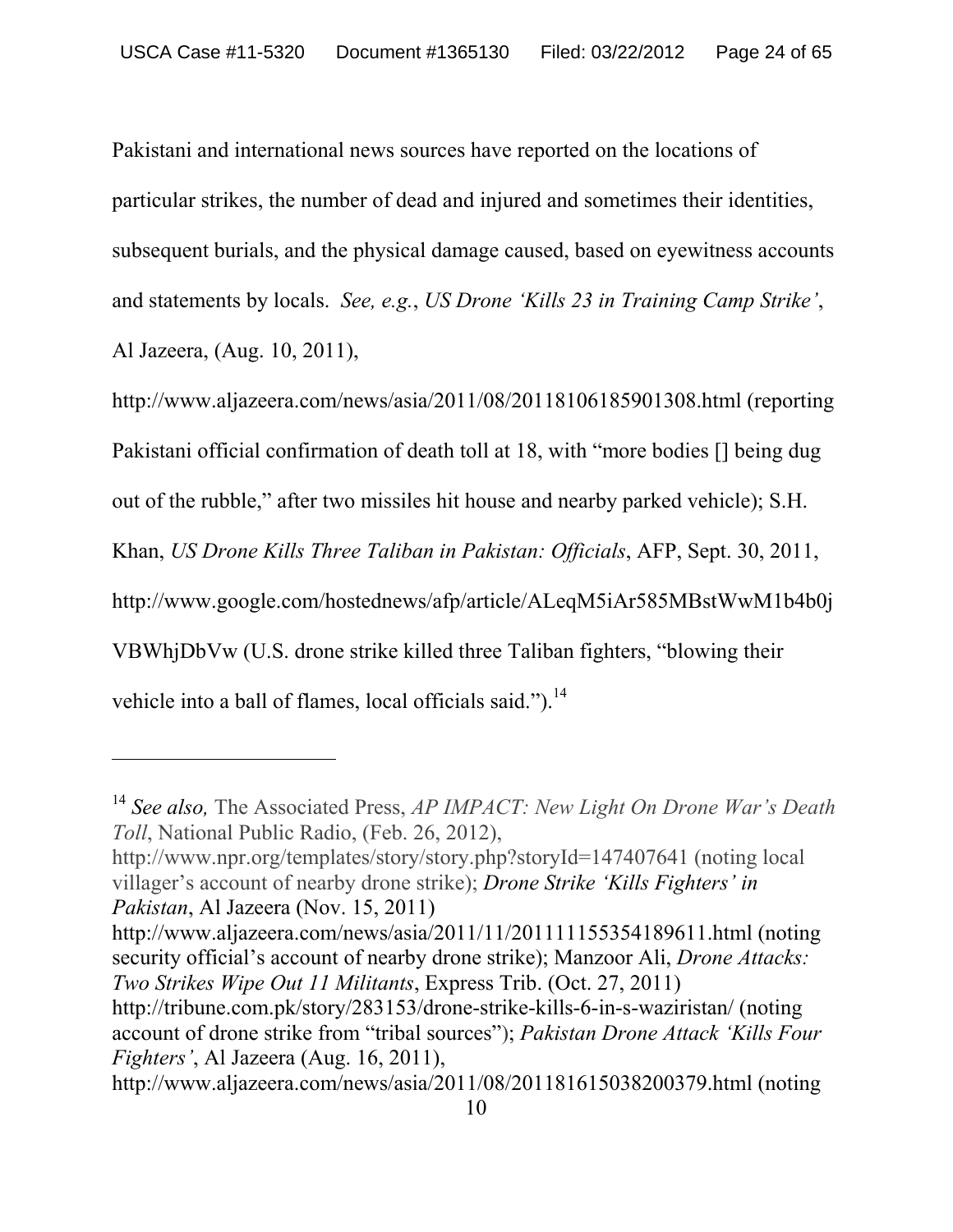Pakistani and international news sources have reported on the locations of particular strikes, the number of dead and injured and sometimes their identities, subsequent burials, and the physical damage caused, based on eyewitness accounts and statements by locals. *See, e.g.*, *US Drone 'Kills 23 in Training Camp Strike'*, Al Jazeera, (Aug. 10, 2011), http://www.aljazeera.com/news/asia/2011/08/20118106185901308.html (reporting Pakistani official confirmation of death toll at 18, with "more bodies [] being dug out of the rubble," after two missiles hit house and nearby parked vehicle); S.H. Khan, *US Drone Kills Three Taliban in Pakistan: Officials*, AFP, Sept. 30, 2011, http://www.google.com/hostednews/afp/article/ALeqM5iAr585MBstWwM1b4b0jVBWhjDbVw (U.S. drone strike killed three Taliban fighters, "blowing their vehicle into a ball of flames, local officials said.").[14]

---

[14] *See also,* The Associated Press, *AP IMPACT: New Light On Drone War's Death Toll*, National Public Radio, (Feb. 26, 2012), http://www.npr.org/templates/story/story.php?storyId=147407641 (noting local villager's account of nearby drone strike); *Drone Strike 'Kills Fighters' in Pakistan*, Al Jazeera (Nov. 15, 2011) http://www.aljazeera.com/news/asia/2011/11/201111155354189611.html (noting security official's account of nearby drone strike); Manzoor Ali, *Drone Attacks: Two Strikes Wipe Out 11 Militants*, Express Trib. (Oct. 27, 2011) http://tribune.com.pk/story/283153/drone-strike-kills-6-in-s-waziristan/ (noting account of drone strike from "tribal sources"); *Pakistan Drone Attack 'Kills Four Fighters'*, Al Jazeera (Aug. 16, 2011), http://www.aljazeera.com/news/asia/2011/08/201181615038200379.html (noting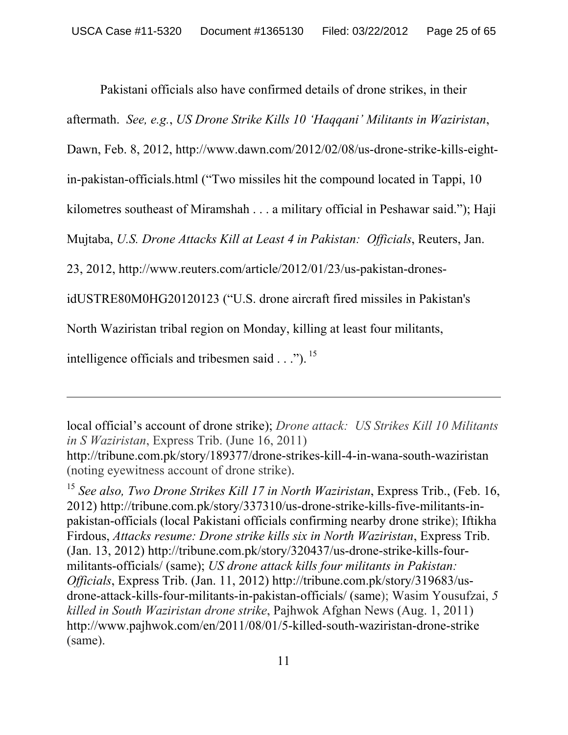Pakistani officials also have confirmed details of drone strikes, in their aftermath. *See, e.g.*, *US Drone Strike Kills 10 'Haqqani' Militants in Waziristan*, Dawn, Feb. 8, 2012, http://www.dawn.com/2012/02/08/us-drone-strike-kills-eight-in-pakistan-officials.html ("Two missiles hit the compound located in Tappi, 10 kilometres southeast of Miramshah . . . a military official in Peshawar said."); Haji Mujtaba, *U.S. Drone Attacks Kill at Least 4 in Pakistan: Officials*, Reuters, Jan. 23, 2012, http://www.reuters.com/article/2012/01/23/us-pakistan-drones-idUSTRE80M0HG20120123 ("U.S. drone aircraft fired missiles in Pakistan's North Waziristan tribal region on Monday, killing at least four militants, intelligence officials and tribesmen said . . ."). [15]

---

local official's account of drone strike); *Drone attack: US Strikes Kill 10 Militants in S Waziristan*, Express Trib. (June 16, 2011) http://tribune.com.pk/story/189377/drone-strikes-kill-4-in-wana-south-waziristan (noting eyewitness account of drone strike).

[15] *See also, Two Drone Strikes Kill 17 in North Waziristan*, Express Trib., (Feb. 16, 2012) http://tribune.com.pk/story/337310/us-drone-strike-kills-five-militants-in-pakistan-officials (local Pakistani officials confirming nearby drone strike); Iftikha Firdous, *Attacks resume: Drone strike kills six in North Waziristan*, Express Trib. (Jan. 13, 2012) http://tribune.com.pk/story/320437/us-drone-strike-kills-four-militants-officials/ (same); *US drone attack kills four militants in Pakistan: Officials*, Express Trib. (Jan. 11, 2012) http://tribune.com.pk/story/319683/us-drone-attack-kills-four-militants-in-pakistan-officials/ (same); Wasim Yousufzai, *5 killed in South Waziristan drone strike*, Pajhwok Afghan News (Aug. 1, 2011) http://www.pajhwok.com/en/2011/08/01/5-killed-south-waziristan-drone-strike (same).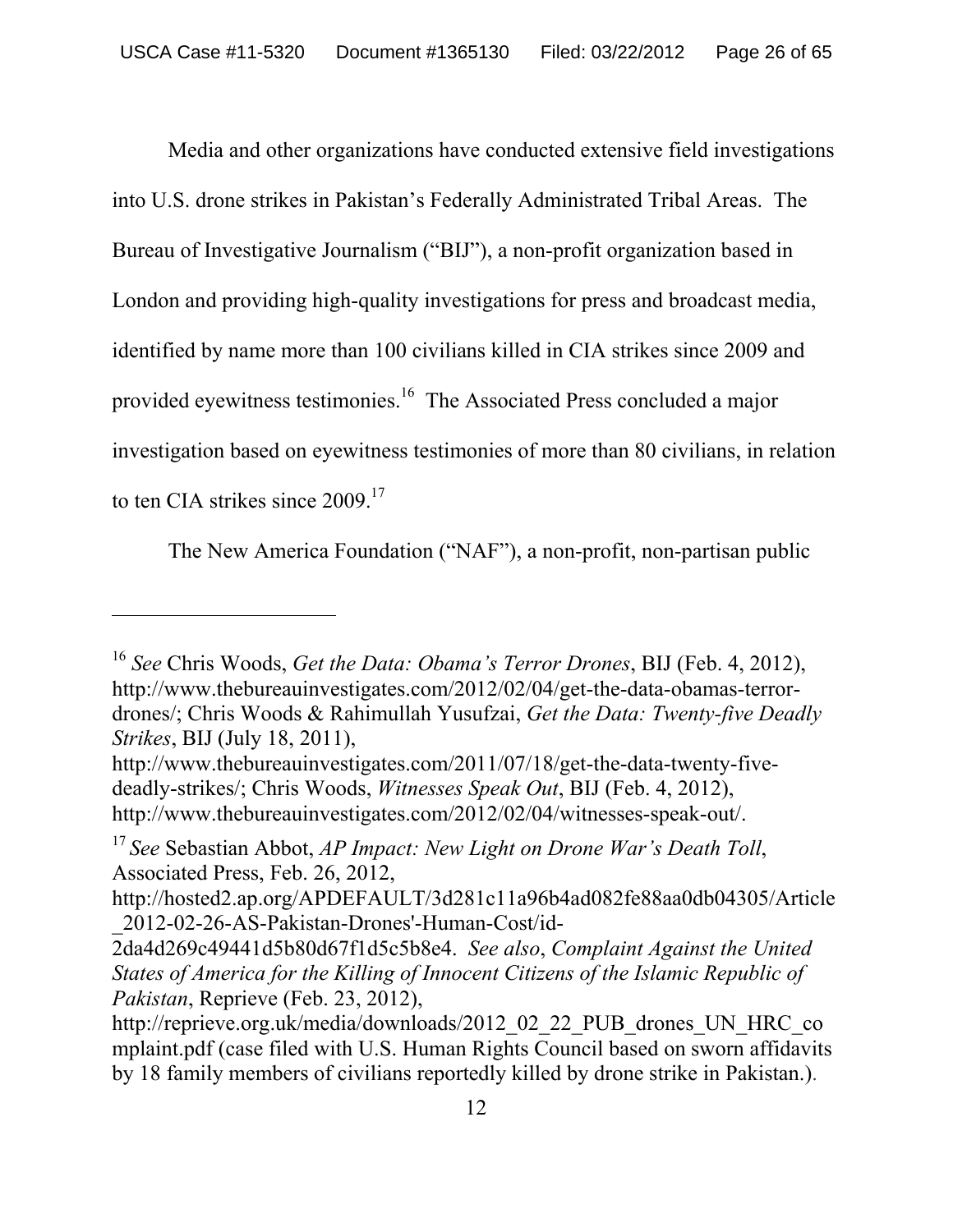Media and other organizations have conducted extensive field investigations into U.S. drone strikes in Pakistan's Federally Administrated Tribal Areas. The Bureau of Investigative Journalism ("BIJ"), a non-profit organization based in London and providing high-quality investigations for press and broadcast media, identified by name more than 100 civilians killed in CIA strikes since 2009 and provided eyewitness testimonies.[16] The Associated Press concluded a major investigation based on eyewitness testimonies of more than 80 civilians, in relation to ten CIA strikes since 2009.[17]

The New America Foundation ("NAF"), a non-profit, non-partisan public

---

[16] *See* Chris Woods, *Get the Data: Obama's Terror Drones*, BIJ (Feb. 4, 2012), http://www.thebureauinvestigates.com/2012/02/04/get-the-data-obamas-terror-drones/; Chris Woods & Rahimullah Yusufzai, *Get the Data: Twenty-five Deadly Strikes*, BIJ (July 18, 2011), http://www.thebureauinvestigates.com/2011/07/18/get-the-data-twenty-five-deadly-strikes/; Chris Woods, *Witnesses Speak Out*, BIJ (Feb. 4, 2012), http://www.thebureauinvestigates.com/2012/02/04/witnesses-speak-out/.

[17] *See* Sebastian Abbot, *AP Impact: New Light on Drone War's Death Toll*, Associated Press, Feb. 26, 2012, http://hosted2.ap.org/APDEFAULT/3d281c11a96b4ad082fe88aa0db04305/Article_2012-02-26-AS-Pakistan-Drones'-Human-Cost/id-2da4d269c49441d5b80d67f1d5c5b8e4. *See also*, *Complaint Against the United States of America for the Killing of Innocent Citizens of the Islamic Republic of Pakistan*, Reprieve (Feb. 23, 2012), http://reprieve.org.uk/media/downloads/2012_02_22_PUB_drones_UN_HRC_complaint.pdf (case filed with U.S. Human Rights Council based on sworn affidavits by 18 family members of civilians reportedly killed by drone strike in Pakistan.).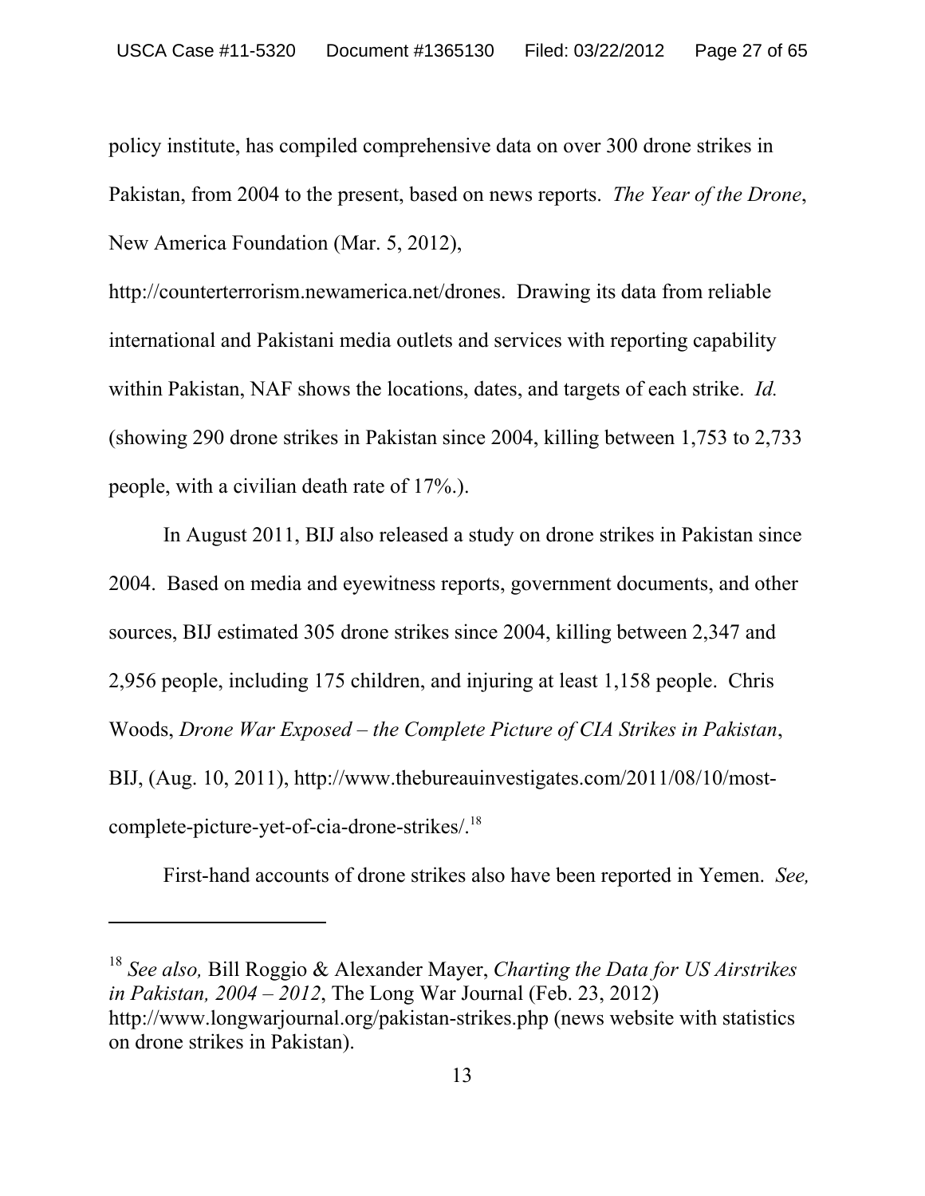policy institute, has compiled comprehensive data on over 300 drone strikes in Pakistan, from 2004 to the present, based on news reports. *The Year of the Drone*, New America Foundation (Mar. 5, 2012), http://counterterrorism.newamerica.net/drones. Drawing its data from reliable international and Pakistani media outlets and services with reporting capability within Pakistan, NAF shows the locations, dates, and targets of each strike. *Id.* (showing 290 drone strikes in Pakistan since 2004, killing between 1,753 to 2,733 people, with a civilian death rate of 17%.).

In August 2011, BIJ also released a study on drone strikes in Pakistan since 2004. Based on media and eyewitness reports, government documents, and other sources, BIJ estimated 305 drone strikes since 2004, killing between 2,347 and 2,956 people, including 175 children, and injuring at least 1,158 people. Chris Woods, *Drone War Exposed – the Complete Picture of CIA Strikes in Pakistan*, BIJ, (Aug. 10, 2011), http://www.thebureauinvestigates.com/2011/08/10/most-complete-picture-yet-of-cia-drone-strikes/.[18]

First-hand accounts of drone strikes also have been reported in Yemen. *See,*

---

[18] *See also,* Bill Roggio & Alexander Mayer, *Charting the Data for US Airstrikes in Pakistan, 2004 – 2012*, The Long War Journal (Feb. 23, 2012) http://www.longwarjournal.org/pakistan-strikes.php (news website with statistics on drone strikes in Pakistan).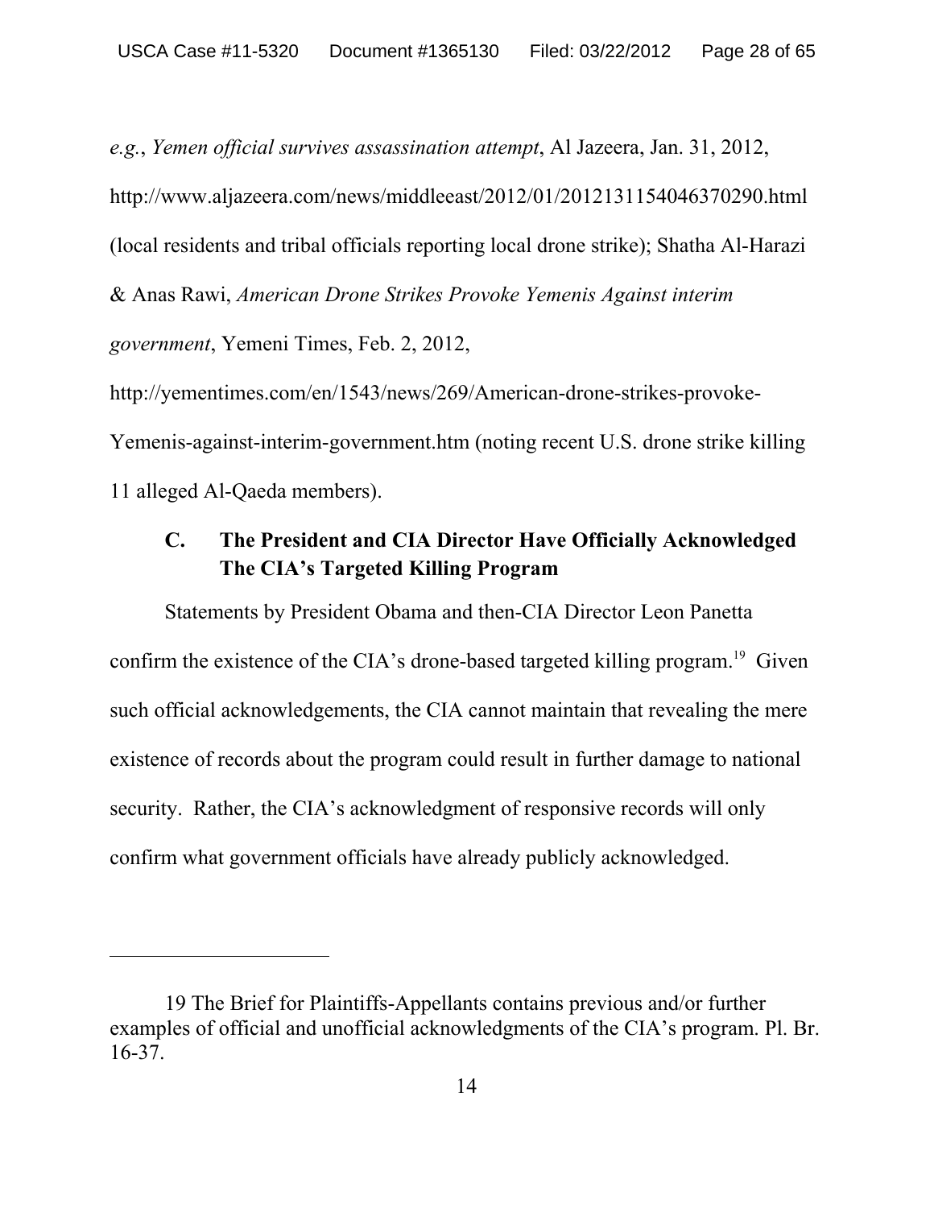*e.g.*, *Yemen official survives assassination attempt*, Al Jazeera, Jan. 31, 2012, http://www.aljazeera.com/news/middleeast/2012/01/2012131154046370290.html (local residents and tribal officials reporting local drone strike); Shatha Al-Harazi & Anas Rawi, *American Drone Strikes Provoke Yemenis Against interim government*, Yemeni Times, Feb. 2, 2012, http://yementimes.com/en/1543/news/269/American-drone-strikes-provoke-Yemenis-against-interim-government.htm (noting recent U.S. drone strike killing 11 alleged Al-Qaeda members).

### C. The President and CIA Director Have Officially Acknowledged The CIA's Targeted Killing Program

Statements by President Obama and then-CIA Director Leon Panetta confirm the existence of the CIA's drone-based targeted killing program.[19] Given such official acknowledgements, the CIA cannot maintain that revealing the mere existence of records about the program could result in further damage to national security. Rather, the CIA's acknowledgment of responsive records will only confirm what government officials have already publicly acknowledged.

---

19 The Brief for Plaintiffs-Appellants contains previous and/or further examples of official and unofficial acknowledgments of the CIA's program. Pl. Br. 16-37.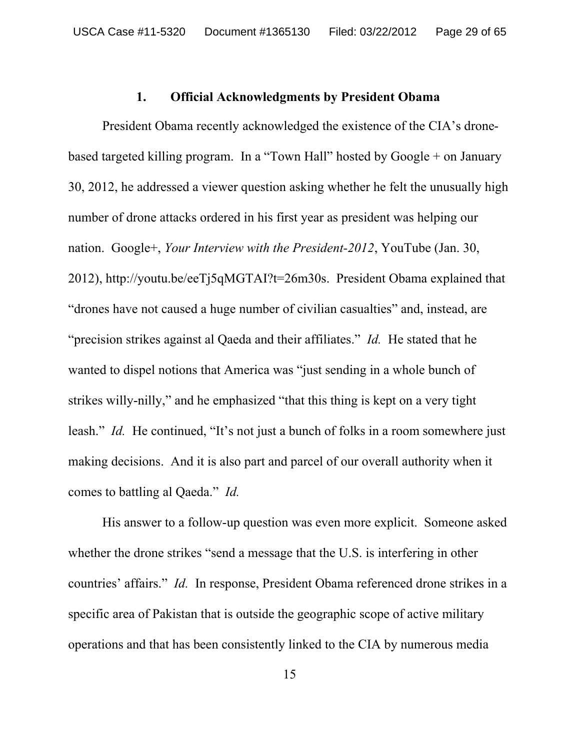### 1. Official Acknowledgments by President Obama

President Obama recently acknowledged the existence of the CIA's drone-based targeted killing program. In a "Town Hall" hosted by Google + on January 30, 2012, he addressed a viewer question asking whether he felt the unusually high number of drone attacks ordered in his first year as president was helping our nation. Google+, *Your Interview with the President-2012*, YouTube (Jan. 30, 2012), http://youtu.be/eeTj5qMGTAI?t=26m30s. President Obama explained that "drones have not caused a huge number of civilian casualties" and, instead, are "precision strikes against al Qaeda and their affiliates." *Id.* He stated that he wanted to dispel notions that America was "just sending in a whole bunch of strikes willy-nilly," and he emphasized "that this thing is kept on a very tight leash." *Id.* He continued, "It's not just a bunch of folks in a room somewhere just making decisions. And it is also part and parcel of our overall authority when it comes to battling al Qaeda." *Id.*

His answer to a follow-up question was even more explicit. Someone asked whether the drone strikes "send a message that the U.S. is interfering in other countries' affairs." *Id.* In response, President Obama referenced drone strikes in a specific area of Pakistan that is outside the geographic scope of active military operations and that has been consistently linked to the CIA by numerous media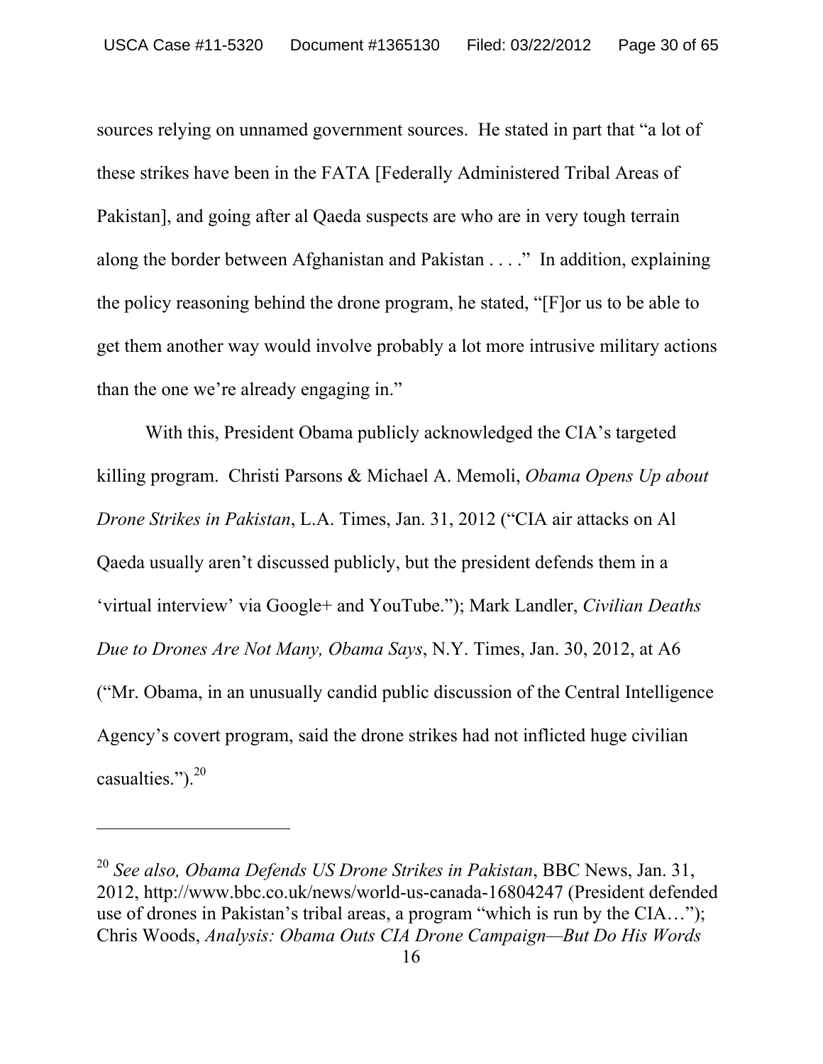sources relying on unnamed government sources. He stated in part that "a lot of these strikes have been in the FATA [Federally Administered Tribal Areas of Pakistan], and going after al Qaeda suspects are who are in very tough terrain along the border between Afghanistan and Pakistan . . . ." In addition, explaining the policy reasoning behind the drone program, he stated, "[F]or us to be able to get them another way would involve probably a lot more intrusive military actions than the one we're already engaging in."

With this, President Obama publicly acknowledged the CIA's targeted killing program. Christi Parsons & Michael A. Memoli, *Obama Opens Up about Drone Strikes in Pakistan*, L.A. Times, Jan. 31, 2012 ("CIA air attacks on Al Qaeda usually aren't discussed publicly, but the president defends them in a 'virtual interview' via Google+ and YouTube."); Mark Landler, *Civilian Deaths Due to Drones Are Not Many, Obama Says*, N.Y. Times, Jan. 30, 2012, at A6 ("Mr. Obama, in an unusually candid public discussion of the Central Intelligence Agency's covert program, said the drone strikes had not inflicted huge civilian casualties.").[20]

---

[20] *See also*, *Obama Defends US Drone Strikes in Pakistan*, BBC News, Jan. 31, 2012, http://www.bbc.co.uk/news/world-us-canada-16804247 (President defended use of drones in Pakistan's tribal areas, a program "which is run by the CIA…"); Chris Woods, *Analysis: Obama Outs CIA Drone Campaign—But Do His Words*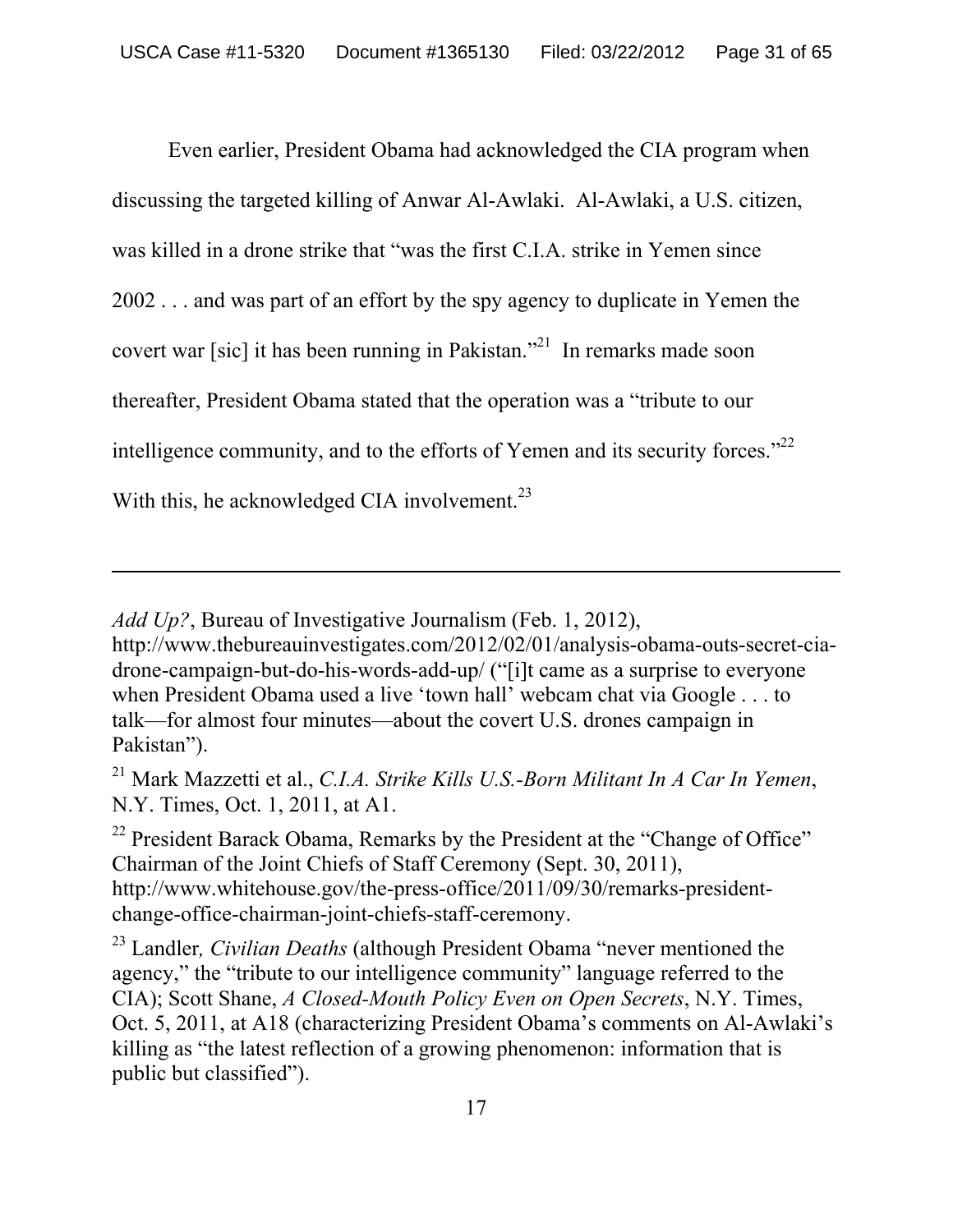Even earlier, President Obama had acknowledged the CIA program when discussing the targeted killing of Anwar Al-Awlaki. Al-Awlaki, a U.S. citizen, was killed in a drone strike that "was the first C.I.A. strike in Yemen since 2002 . . . and was part of an effort by the spy agency to duplicate in Yemen the covert war [sic] it has been running in Pakistan."[21] In remarks made soon thereafter, President Obama stated that the operation was a "tribute to our intelligence community, and to the efforts of Yemen and its security forces."[22] With this, he acknowledged CIA involvement.[23]

---

*Add Up?*, Bureau of Investigative Journalism (Feb. 1, 2012), http://www.thebureauinvestigates.com/2012/02/01/analysis-obama-outs-secret-cia-drone-campaign-but-do-his-words-add-up/ ("[i]t came as a surprise to everyone when President Obama used a live 'town hall' webcam chat via Google . . . to talk—for almost four minutes—about the covert U.S. drones campaign in Pakistan").

[21] Mark Mazzetti et al., *C.I.A. Strike Kills U.S.-Born Militant In A Car In Yemen*, N.Y. Times, Oct. 1, 2011, at A1.

[22] President Barack Obama, Remarks by the President at the "Change of Office" Chairman of the Joint Chiefs of Staff Ceremony (Sept. 30, 2011), http://www.whitehouse.gov/the-press-office/2011/09/30/remarks-president-change-office-chairman-joint-chiefs-staff-ceremony.

[23] Landler*, Civilian Deaths* (although President Obama "never mentioned the agency," the "tribute to our intelligence community" language referred to the CIA); Scott Shane, *A Closed-Mouth Policy Even on Open Secrets*, N.Y. Times, Oct. 5, 2011, at A18 (characterizing President Obama's comments on Al-Awlaki's killing as "the latest reflection of a growing phenomenon: information that is public but classified").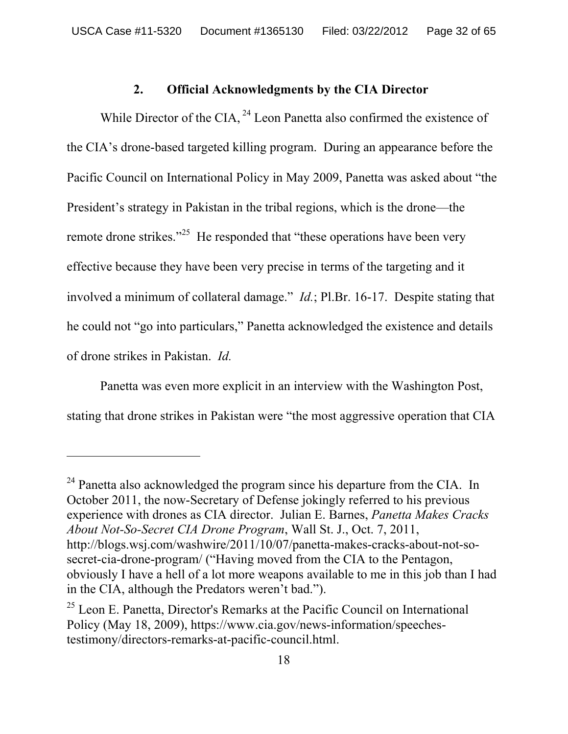### 2. Official Acknowledgments by the CIA Director

While Director of the CIA, [24] Leon Panetta also confirmed the existence of the CIA's drone-based targeted killing program. During an appearance before the Pacific Council on International Policy in May 2009, Panetta was asked about "the President's strategy in Pakistan in the tribal regions, which is the drone—the remote drone strikes."[25] He responded that "these operations have been very effective because they have been very precise in terms of the targeting and it involved a minimum of collateral damage." *Id.*; Pl.Br. 16-17. Despite stating that he could not "go into particulars," Panetta acknowledged the existence and details of drone strikes in Pakistan. *Id.*

Panetta was even more explicit in an interview with the Washington Post, stating that drone strikes in Pakistan were "the most aggressive operation that CIA

---

[24] Panetta also acknowledged the program since his departure from the CIA. In October 2011, the now-Secretary of Defense jokingly referred to his previous experience with drones as CIA director. Julian E. Barnes, *Panetta Makes Cracks About Not-So-Secret CIA Drone Program*, Wall St. J., Oct. 7, 2011, http://blogs.wsj.com/washwire/2011/10/07/panetta-makes-cracks-about-not-so-secret-cia-drone-program/ ("Having moved from the CIA to the Pentagon, obviously I have a hell of a lot more weapons available to me in this job than I had in the CIA, although the Predators weren't bad.").

[25] Leon E. Panetta, Director's Remarks at the Pacific Council on International Policy (May 18, 2009), https://www.cia.gov/news-information/speeches-testimony/directors-remarks-at-pacific-council.html.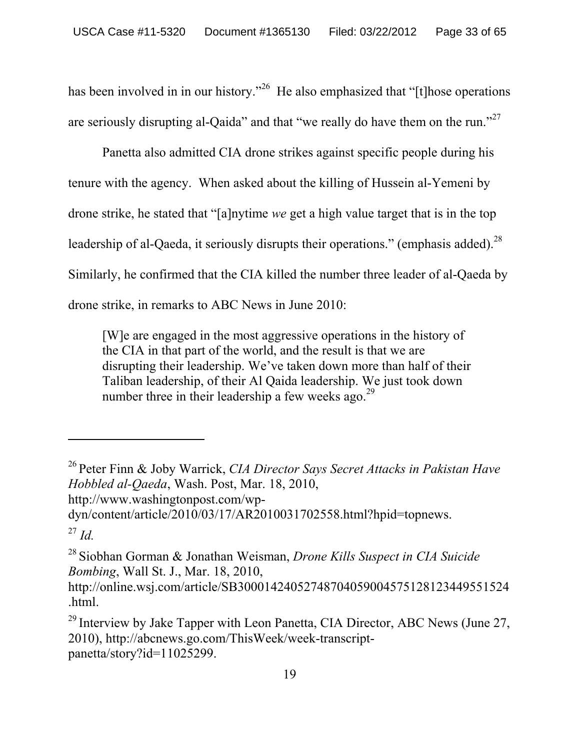has been involved in in our history."[26] He also emphasized that "[t]hose operations are seriously disrupting al-Qaida" and that "we really do have them on the run."[27]

Panetta also admitted CIA drone strikes against specific people during his tenure with the agency. When asked about the killing of Hussein al-Yemeni by drone strike, he stated that "[a]nytime *we* get a high value target that is in the top leadership of al-Qaeda, it seriously disrupts their operations." (emphasis added).[28] Similarly, he confirmed that the CIA killed the number three leader of al-Qaeda by drone strike, in remarks to ABC News in June 2010:

> [W]e are engaged in the most aggressive operations in the history of the CIA in that part of the world, and the result is that we are disrupting their leadership. We've taken down more than half of their Taliban leadership, of their Al Qaida leadership. We just took down number three in their leadership a few weeks ago.[29]

---

[26] Peter Finn & Joby Warrick, *CIA Director Says Secret Attacks in Pakistan Have Hobbled al-Qaeda*, Wash. Post, Mar. 18, 2010, http://www.washingtonpost.com/wp-dyn/content/article/2010/03/17/AR2010031702558.html?hpid=topnews.

[27] *Id.*

[28] Siobhan Gorman & Jonathan Weisman, *Drone Kills Suspect in CIA Suicide Bombing*, Wall St. J., Mar. 18, 2010, http://online.wsj.com/article/SB30001424052748704059004575128123449551524.html.

[29] Interview by Jake Tapper with Leon Panetta, CIA Director, ABC News (June 27, 2010), http://abcnews.go.com/ThisWeek/week-transcript-panetta/story?id=11025299.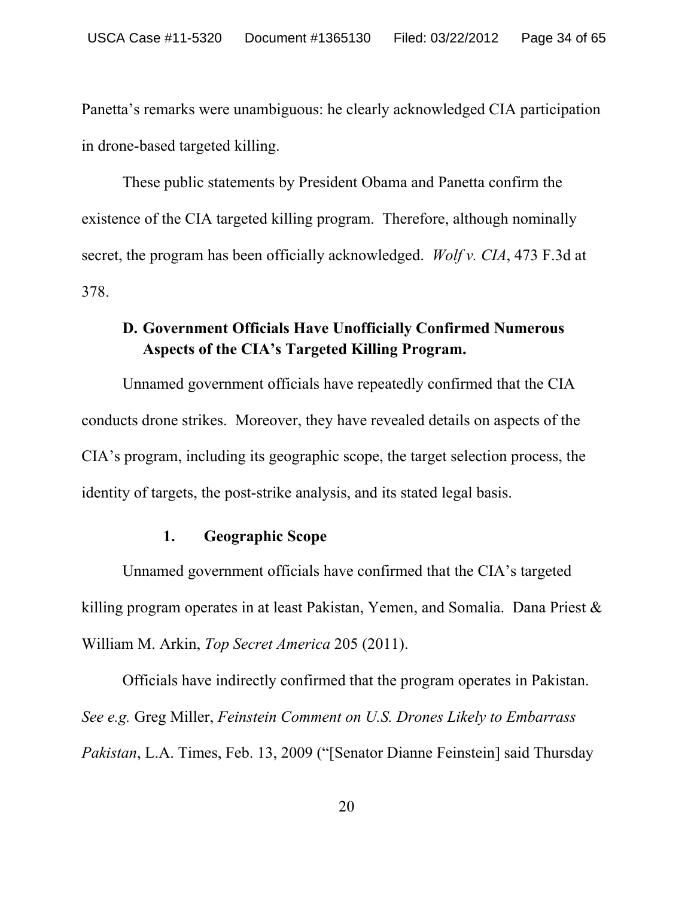Panetta's remarks were unambiguous: he clearly acknowledged CIA participation in drone-based targeted killing.

These public statements by President Obama and Panetta confirm the existence of the CIA targeted killing program. Therefore, although nominally secret, the program has been officially acknowledged. *Wolf v. CIA*, 473 F.3d at 378.

### D. Government Officials Have Unofficially Confirmed Numerous Aspects of the CIA's Targeted Killing Program.

Unnamed government officials have repeatedly confirmed that the CIA conducts drone strikes. Moreover, they have revealed details on aspects of the CIA's program, including its geographic scope, the target selection process, the identity of targets, the post-strike analysis, and its stated legal basis.

#### 1. Geographic Scope

Unnamed government officials have confirmed that the CIA's targeted killing program operates in at least Pakistan, Yemen, and Somalia. Dana Priest & William M. Arkin, *Top Secret America* 205 (2011).

Officials have indirectly confirmed that the program operates in Pakistan. *See e.g.* Greg Miller, *Feinstein Comment on U.S. Drones Likely to Embarrass Pakistan*, L.A. Times, Feb. 13, 2009 ("[Senator Dianne Feinstein] said Thursday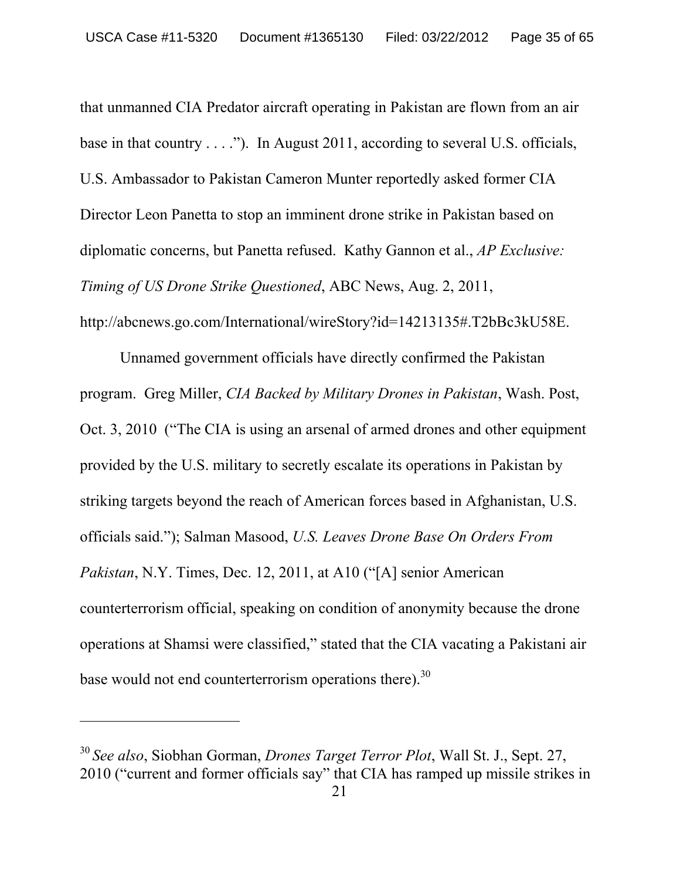that unmanned CIA Predator aircraft operating in Pakistan are flown from an air base in that country . . . ."). In August 2011, according to several U.S. officials, U.S. Ambassador to Pakistan Cameron Munter reportedly asked former CIA Director Leon Panetta to stop an imminent drone strike in Pakistan based on diplomatic concerns, but Panetta refused. Kathy Gannon et al., *AP Exclusive: Timing of US Drone Strike Questioned*, ABC News, Aug. 2, 2011, http://abcnews.go.com/International/wireStory?id=14213135#.T2bBc3kU58E.

Unnamed government officials have directly confirmed the Pakistan program. Greg Miller, *CIA Backed by Military Drones in Pakistan*, Wash. Post, Oct. 3, 2010 ("The CIA is using an arsenal of armed drones and other equipment provided by the U.S. military to secretly escalate its operations in Pakistan by striking targets beyond the reach of American forces based in Afghanistan, U.S. officials said."); Salman Masood, *U.S. Leaves Drone Base On Orders From Pakistan*, N.Y. Times, Dec. 12, 2011, at A10 ("[A] senior American counterterrorism official, speaking on condition of anonymity because the drone operations at Shamsi were classified," stated that the CIA vacating a Pakistani air base would not end counterterrorism operations there).[30]

---

[30] *See also*, Siobhan Gorman, *Drones Target Terror Plot*, Wall St. J., Sept. 27, 2010 ("current and former officials say" that CIA has ramped up missile strikes in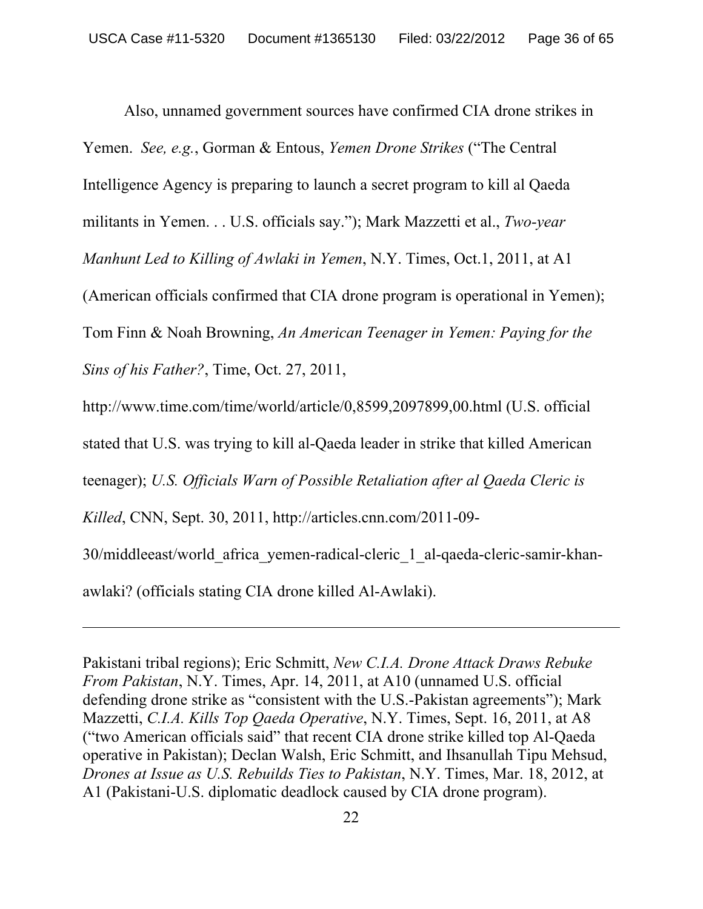Also, unnamed government sources have confirmed CIA drone strikes in Yemen. *See, e.g.*, Gorman & Entous, *Yemen Drone Strikes* ("The Central Intelligence Agency is preparing to launch a secret program to kill al Qaeda militants in Yemen. . . U.S. officials say."); Mark Mazzetti et al., *Two-year Manhunt Led to Killing of Awlaki in Yemen*, N.Y. Times, Oct.1, 2011, at A1 (American officials confirmed that CIA drone program is operational in Yemen); Tom Finn & Noah Browning, *An American Teenager in Yemen: Paying for the Sins of his Father?*, Time, Oct. 27, 2011, http://www.time.com/time/world/article/0,8599,2097899,00.html (U.S. official stated that U.S. was trying to kill al-Qaeda leader in strike that killed American teenager); *U.S. Officials Warn of Possible Retaliation after al Qaeda Cleric is Killed*, CNN, Sept. 30, 2011, http://articles.cnn.com/2011-09-30/middleeast/world_africa_yemen-radical-cleric_1_al-qaeda-cleric-samir-khan-awlaki? (officials stating CIA drone killed Al-Awlaki).

---

Pakistani tribal regions); Eric Schmitt, *New C.I.A. Drone Attack Draws Rebuke From Pakistan*, N.Y. Times, Apr. 14, 2011, at A10 (unnamed U.S. official defending drone strike as "consistent with the U.S.-Pakistan agreements"); Mark Mazzetti, *C.I.A. Kills Top Qaeda Operative*, N.Y. Times, Sept. 16, 2011, at A8 ("two American officials said" that recent CIA drone strike killed top Al-Qaeda operative in Pakistan); Declan Walsh, Eric Schmitt, and Ihsanullah Tipu Mehsud, *Drones at Issue as U.S. Rebuilds Ties to Pakistan*, N.Y. Times, Mar. 18, 2012, at A1 (Pakistani-U.S. diplomatic deadlock caused by CIA drone program).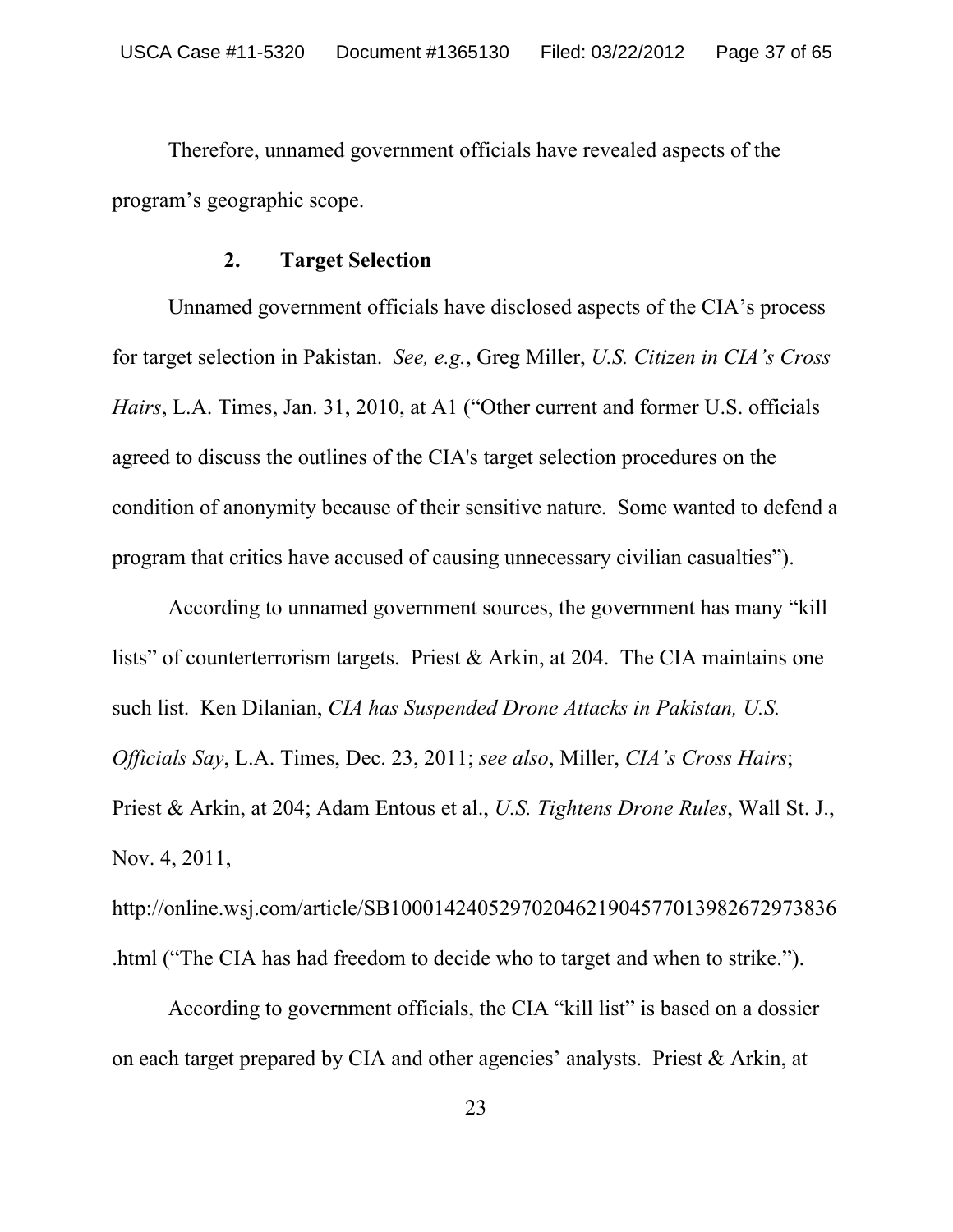Therefore, unnamed government officials have revealed aspects of the program's geographic scope.

### 2. Target Selection

Unnamed government officials have disclosed aspects of the CIA's process for target selection in Pakistan. *See, e.g.*, Greg Miller, *U.S. Citizen in CIA's Cross Hairs*, L.A. Times, Jan. 31, 2010, at A1 ("Other current and former U.S. officials agreed to discuss the outlines of the CIA's target selection procedures on the condition of anonymity because of their sensitive nature. Some wanted to defend a program that critics have accused of causing unnecessary civilian casualties").

According to unnamed government sources, the government has many "kill lists" of counterterrorism targets. Priest & Arkin, at 204. The CIA maintains one such list. Ken Dilanian, *CIA has Suspended Drone Attacks in Pakistan, U.S. Officials Say*, L.A. Times, Dec. 23, 2011; *see also*, Miller, *CIA's Cross Hairs*; Priest & Arkin, at 204; Adam Entous et al., *U.S. Tightens Drone Rules*, Wall St. J., Nov. 4, 2011, http://online.wsj.com/article/SB10001424052970204621904577013982672973836.html ("The CIA has had freedom to decide who to target and when to strike.").

According to government officials, the CIA "kill list" is based on a dossier on each target prepared by CIA and other agencies' analysts. Priest & Arkin, at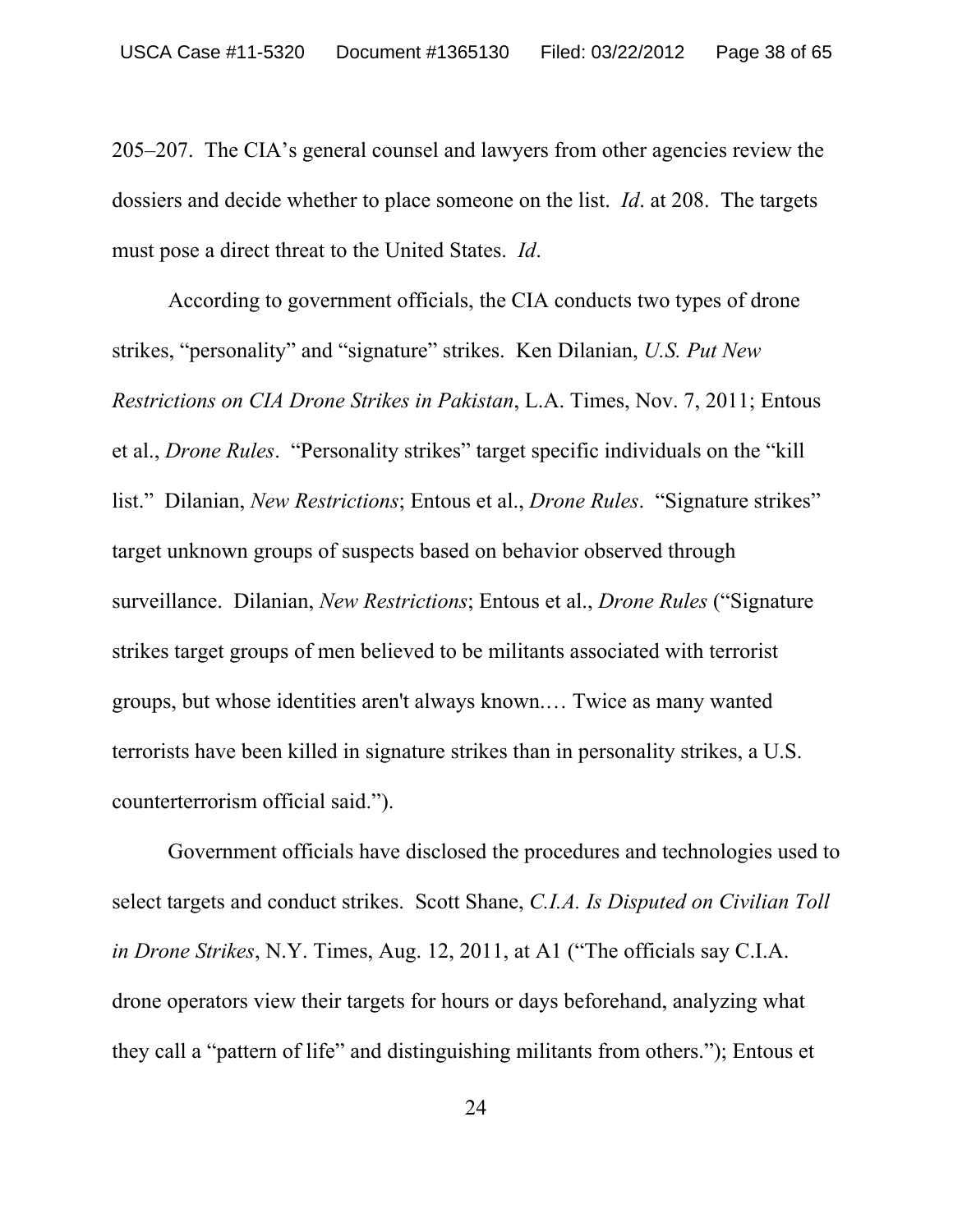205–207. The CIA's general counsel and lawyers from other agencies review the dossiers and decide whether to place someone on the list. *Id*. at 208. The targets must pose a direct threat to the United States. *Id*.

According to government officials, the CIA conducts two types of drone strikes, "personality" and "signature" strikes. Ken Dilanian, *U.S. Put New Restrictions on CIA Drone Strikes in Pakistan*, L.A. Times, Nov. 7, 2011; Entous et al., *Drone Rules*. "Personality strikes" target specific individuals on the "kill list." Dilanian, *New Restrictions*; Entous et al., *Drone Rules*. "Signature strikes" target unknown groups of suspects based on behavior observed through surveillance. Dilanian, *New Restrictions*; Entous et al., *Drone Rules* ("Signature strikes target groups of men believed to be militants associated with terrorist groups, but whose identities aren't always known.… Twice as many wanted terrorists have been killed in signature strikes than in personality strikes, a U.S. counterterrorism official said.").

Government officials have disclosed the procedures and technologies used to select targets and conduct strikes. Scott Shane, *C.I.A. Is Disputed on Civilian Toll in Drone Strikes*, N.Y. Times, Aug. 12, 2011, at A1 ("The officials say C.I.A. drone operators view their targets for hours or days beforehand, analyzing what they call a "pattern of life" and distinguishing militants from others."); Entous et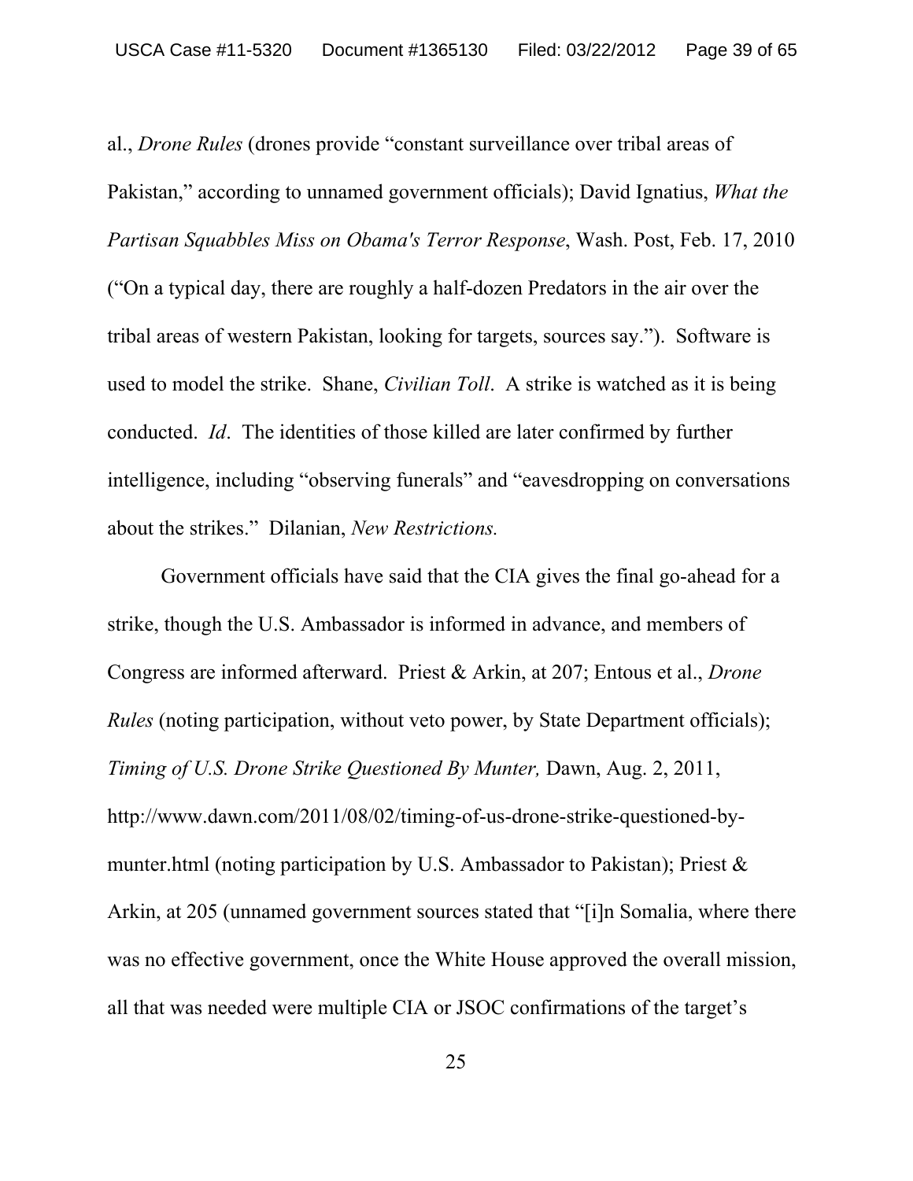al., *Drone Rules* (drones provide "constant surveillance over tribal areas of Pakistan," according to unnamed government officials); David Ignatius, *What the Partisan Squabbles Miss on Obama's Terror Response*, Wash. Post, Feb. 17, 2010 ("On a typical day, there are roughly a half-dozen Predators in the air over the tribal areas of western Pakistan, looking for targets, sources say."). Software is used to model the strike. Shane, *Civilian Toll*. A strike is watched as it is being conducted. *Id*. The identities of those killed are later confirmed by further intelligence, including "observing funerals" and "eavesdropping on conversations about the strikes." Dilanian, *New Restrictions.*

Government officials have said that the CIA gives the final go-ahead for a strike, though the U.S. Ambassador is informed in advance, and members of Congress are informed afterward. Priest & Arkin, at 207; Entous et al., *Drone Rules* (noting participation, without veto power, by State Department officials); *Timing of U.S. Drone Strike Questioned By Munter,* Dawn, Aug. 2, 2011, http://www.dawn.com/2011/08/02/timing-of-us-drone-strike-questioned-by-munter.html (noting participation by U.S. Ambassador to Pakistan); Priest & Arkin, at 205 (unnamed government sources stated that "[i]n Somalia, where there was no effective government, once the White House approved the overall mission, all that was needed were multiple CIA or JSOC confirmations of the target's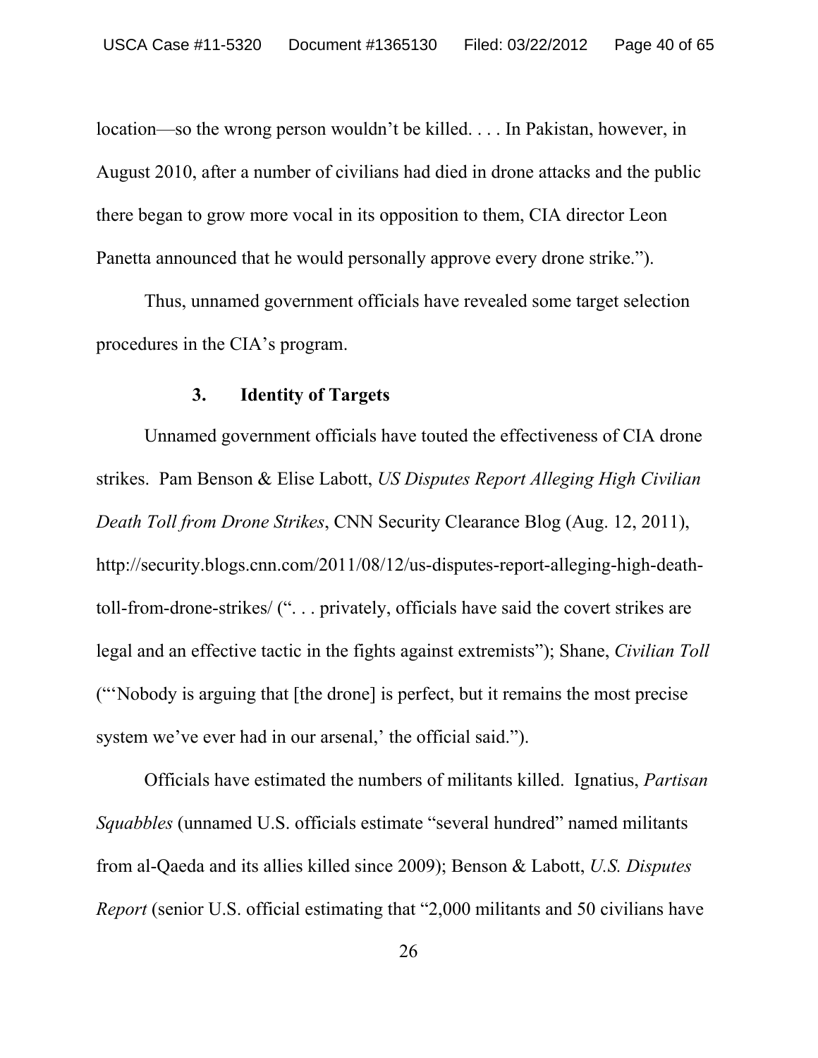location—so the wrong person wouldn't be killed. . . . In Pakistan, however, in August 2010, after a number of civilians had died in drone attacks and the public there began to grow more vocal in its opposition to them, CIA director Leon Panetta announced that he would personally approve every drone strike.").

Thus, unnamed government officials have revealed some target selection procedures in the CIA's program.

### 3. Identity of Targets

Unnamed government officials have touted the effectiveness of CIA drone strikes. Pam Benson & Elise Labott, *US Disputes Report Alleging High Civilian Death Toll from Drone Strikes*, CNN Security Clearance Blog (Aug. 12, 2011), http://security.blogs.cnn.com/2011/08/12/us-disputes-report-alleging-high-death-toll-from-drone-strikes/ (". . . privately, officials have said the covert strikes are legal and an effective tactic in the fights against extremists"); Shane, *Civilian Toll* ("'Nobody is arguing that [the drone] is perfect, but it remains the most precise system we've ever had in our arsenal,' the official said.").

Officials have estimated the numbers of militants killed. Ignatius, *Partisan Squabbles* (unnamed U.S. officials estimate "several hundred" named militants from al-Qaeda and its allies killed since 2009); Benson & Labott, *U.S. Disputes Report* (senior U.S. official estimating that "2,000 militants and 50 civilians have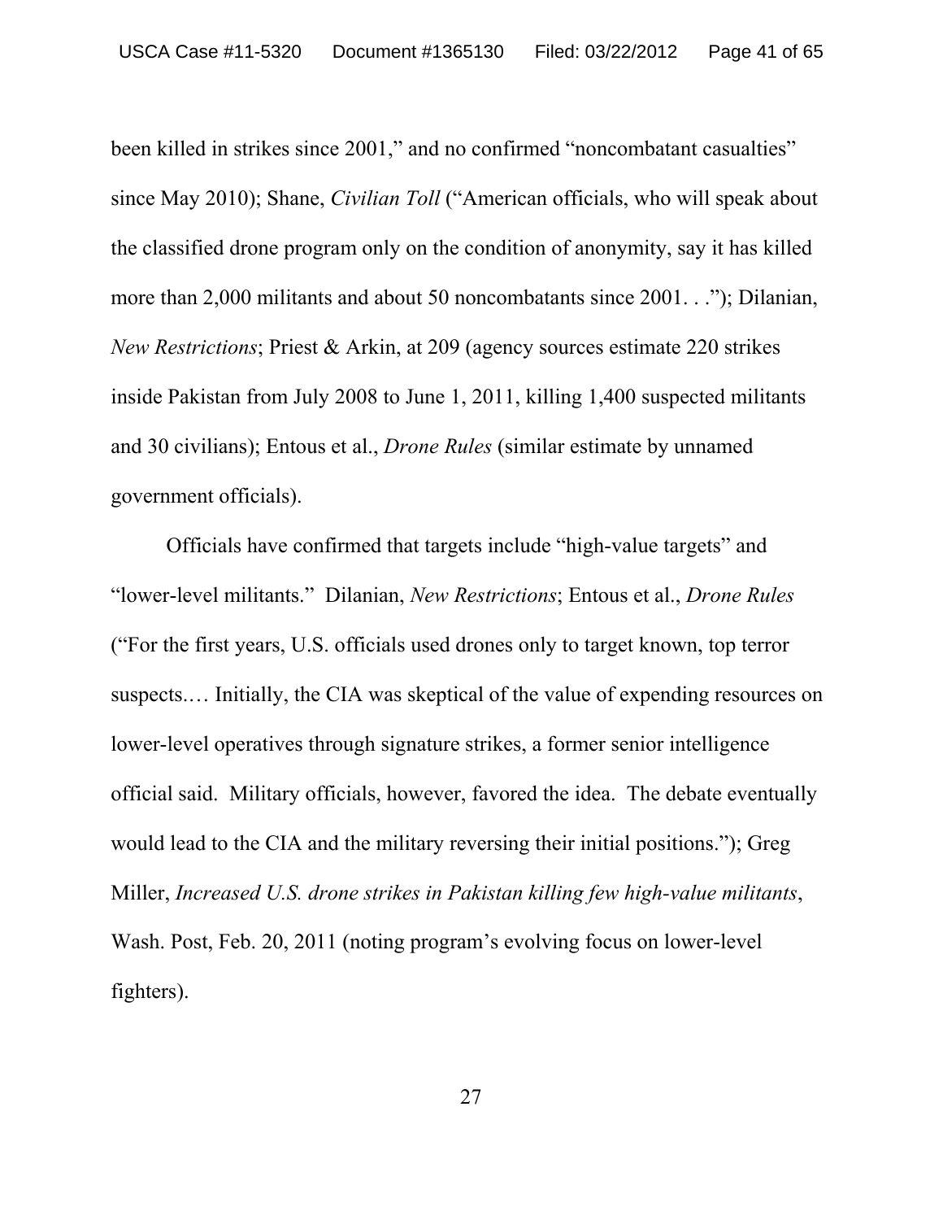been killed in strikes since 2001," and no confirmed "noncombatant casualties" since May 2010); Shane, *Civilian Toll* ("American officials, who will speak about the classified drone program only on the condition of anonymity, say it has killed more than 2,000 militants and about 50 noncombatants since 2001. . ."); Dilanian, *New Restrictions*; Priest & Arkin, at 209 (agency sources estimate 220 strikes inside Pakistan from July 2008 to June 1, 2011, killing 1,400 suspected militants and 30 civilians); Entous et al., *Drone Rules* (similar estimate by unnamed government officials).

Officials have confirmed that targets include "high-value targets" and "lower-level militants." Dilanian, *New Restrictions*; Entous et al., *Drone Rules* ("For the first years, U.S. officials used drones only to target known, top terror suspects.… Initially, the CIA was skeptical of the value of expending resources on lower-level operatives through signature strikes, a former senior intelligence official said. Military officials, however, favored the idea. The debate eventually would lead to the CIA and the military reversing their initial positions."); Greg Miller, *Increased U.S. drone strikes in Pakistan killing few high-value militants*, Wash. Post, Feb. 20, 2011 (noting program's evolving focus on lower-level fighters).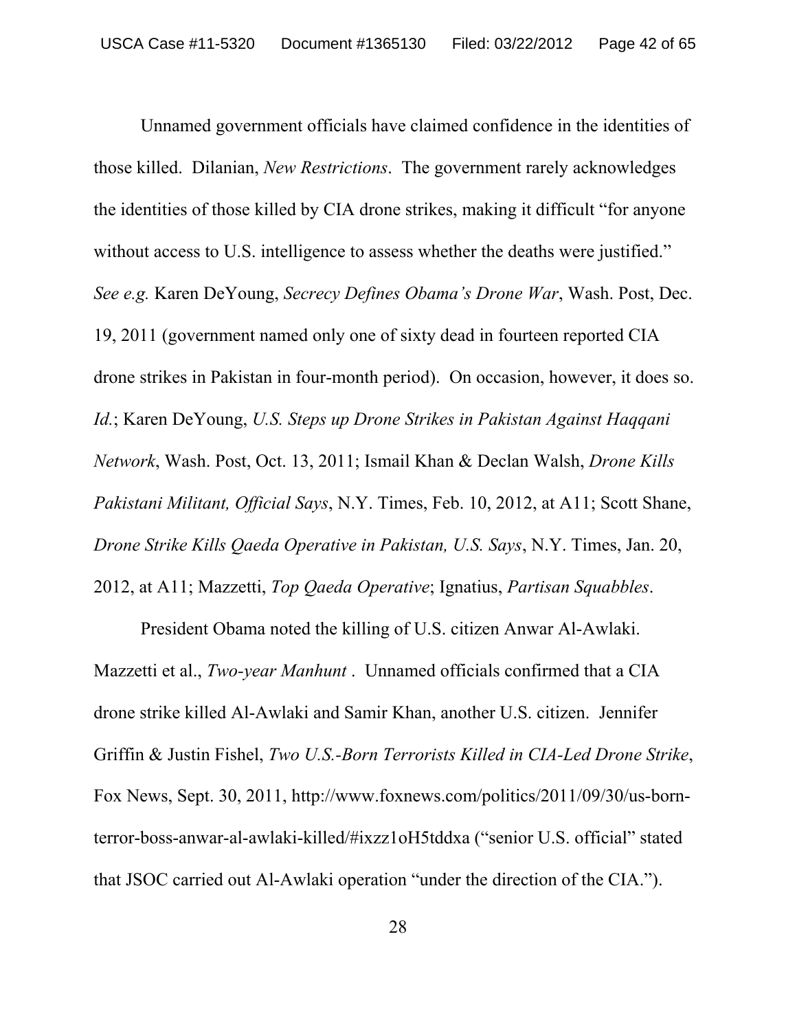Unnamed government officials have claimed confidence in the identities of those killed. Dilanian, *New Restrictions*. The government rarely acknowledges the identities of those killed by CIA drone strikes, making it difficult "for anyone without access to U.S. intelligence to assess whether the deaths were justified." *See e.g.* Karen DeYoung, *Secrecy Defines Obama's Drone War*, Wash. Post, Dec. 19, 2011 (government named only one of sixty dead in fourteen reported CIA drone strikes in Pakistan in four-month period). On occasion, however, it does so. *Id.*; Karen DeYoung, *U.S. Steps up Drone Strikes in Pakistan Against Haqqani Network*, Wash. Post, Oct. 13, 2011; Ismail Khan & Declan Walsh, *Drone Kills Pakistani Militant, Official Says*, N.Y. Times, Feb. 10, 2012, at A11; Scott Shane, *Drone Strike Kills Qaeda Operative in Pakistan, U.S. Says*, N.Y. Times, Jan. 20, 2012, at A11; Mazzetti, *Top Qaeda Operative*; Ignatius, *Partisan Squabbles*.

President Obama noted the killing of U.S. citizen Anwar Al-Awlaki. Mazzetti et al., *Two-year Manhunt* . Unnamed officials confirmed that a CIA drone strike killed Al-Awlaki and Samir Khan, another U.S. citizen. Jennifer Griffin & Justin Fishel, *Two U.S.-Born Terrorists Killed in CIA-Led Drone Strike*, Fox News, Sept. 30, 2011, http://www.foxnews.com/politics/2011/09/30/us-born-terror-boss-anwar-al-awlaki-killed/#ixzz1oH5tddxa ("senior U.S. official" stated that JSOC carried out Al-Awlaki operation "under the direction of the CIA.").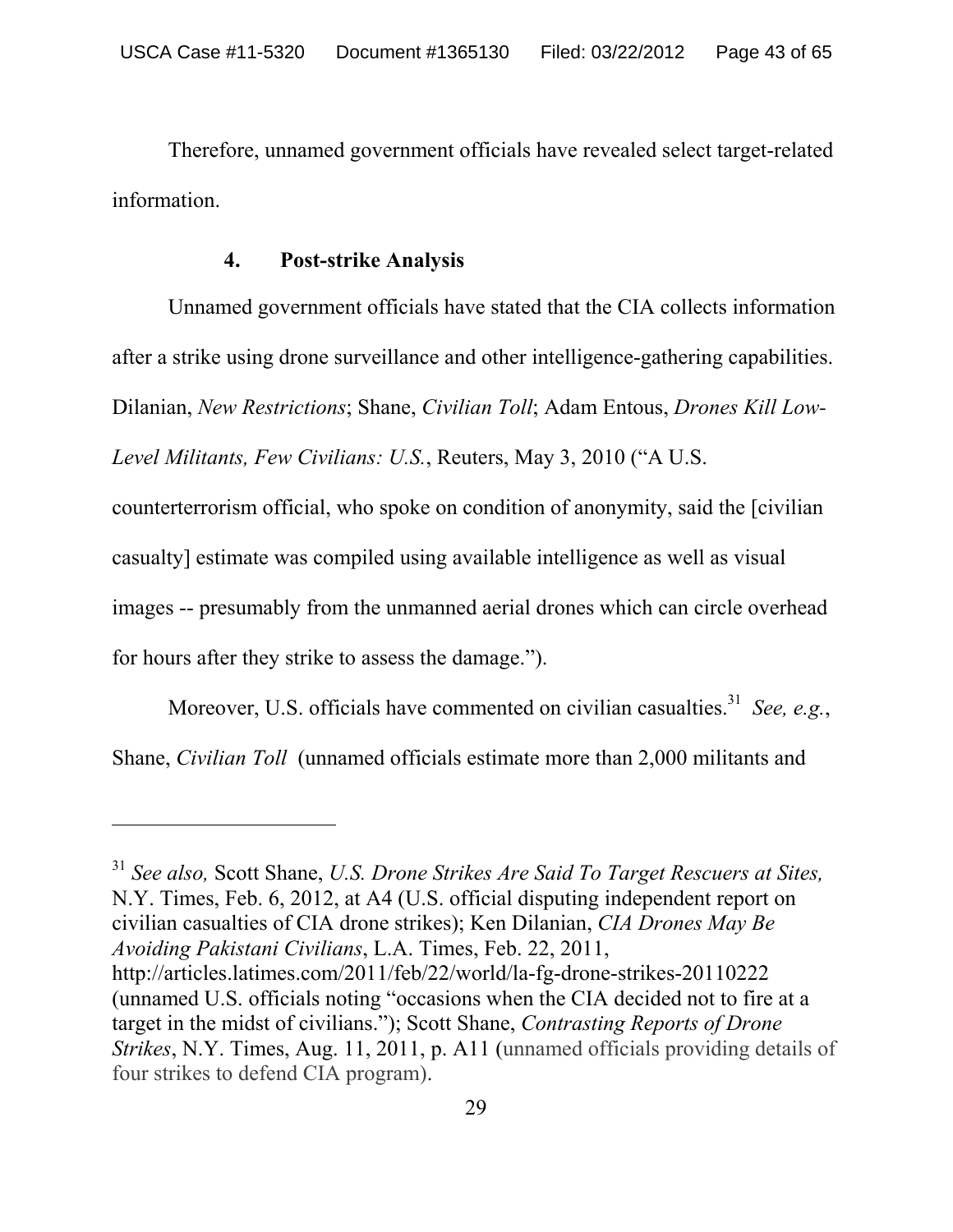Therefore, unnamed government officials have revealed select target-related information.

### 4. Post-strike Analysis

Unnamed government officials have stated that the CIA collects information after a strike using drone surveillance and other intelligence-gathering capabilities. Dilanian, *New Restrictions*; Shane, *Civilian Toll*; Adam Entous, *Drones Kill Low-Level Militants, Few Civilians: U.S.*, Reuters, May 3, 2010 ("A U.S. counterterrorism official, who spoke on condition of anonymity, said the [civilian casualty] estimate was compiled using available intelligence as well as visual images -- presumably from the unmanned aerial drones which can circle overhead for hours after they strike to assess the damage.").

Moreover, U.S. officials have commented on civilian casualties.[31] *See, e.g.*, Shane, *Civilian Toll* (unnamed officials estimate more than 2,000 militants and

---

[31] *See also,* Scott Shane, *U.S. Drone Strikes Are Said To Target Rescuers at Sites,* N.Y. Times, Feb. 6, 2012, at A4 (U.S. official disputing independent report on civilian casualties of CIA drone strikes); Ken Dilanian, *CIA Drones May Be Avoiding Pakistani Civilians*, L.A. Times, Feb. 22, 2011, http://articles.latimes.com/2011/feb/22/world/la-fg-drone-strikes-20110222 (unnamed U.S. officials noting "occasions when the CIA decided not to fire at a target in the midst of civilians."); Scott Shane, *Contrasting Reports of Drone Strikes*, N.Y. Times, Aug. 11, 2011, p. A11 (unnamed officials providing details of four strikes to defend CIA program).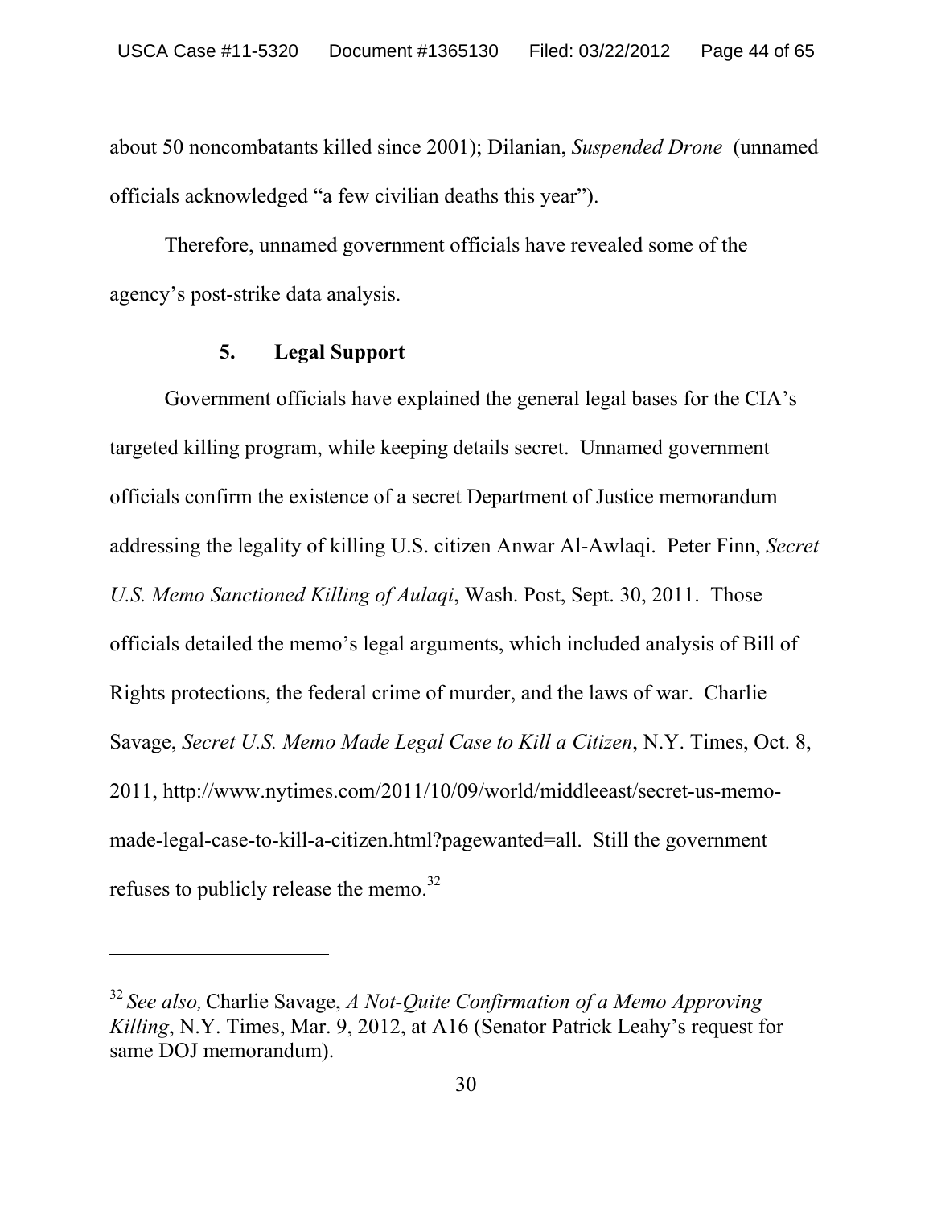about 50 noncombatants killed since 2001); Dilanian, *Suspended Drone* (unnamed officials acknowledged "a few civilian deaths this year").

Therefore, unnamed government officials have revealed some of the agency's post-strike data analysis.

### 5. Legal Support

Government officials have explained the general legal bases for the CIA's targeted killing program, while keeping details secret. Unnamed government officials confirm the existence of a secret Department of Justice memorandum addressing the legality of killing U.S. citizen Anwar Al-Awlaqi. Peter Finn, *Secret U.S. Memo Sanctioned Killing of Aulaqi*, Wash. Post, Sept. 30, 2011. Those officials detailed the memo's legal arguments, which included analysis of Bill of Rights protections, the federal crime of murder, and the laws of war. Charlie Savage, *Secret U.S. Memo Made Legal Case to Kill a Citizen*, N.Y. Times, Oct. 8, 2011, http://www.nytimes.com/2011/10/09/world/middleeast/secret-us-memo-made-legal-case-to-kill-a-citizen.html?pagewanted=all. Still the government refuses to publicly release the memo.[32]

---

[32] *See also,* Charlie Savage, *A Not-Quite Confirmation of a Memo Approving Killing*, N.Y. Times, Mar. 9, 2012, at A16 (Senator Patrick Leahy's request for same DOJ memorandum).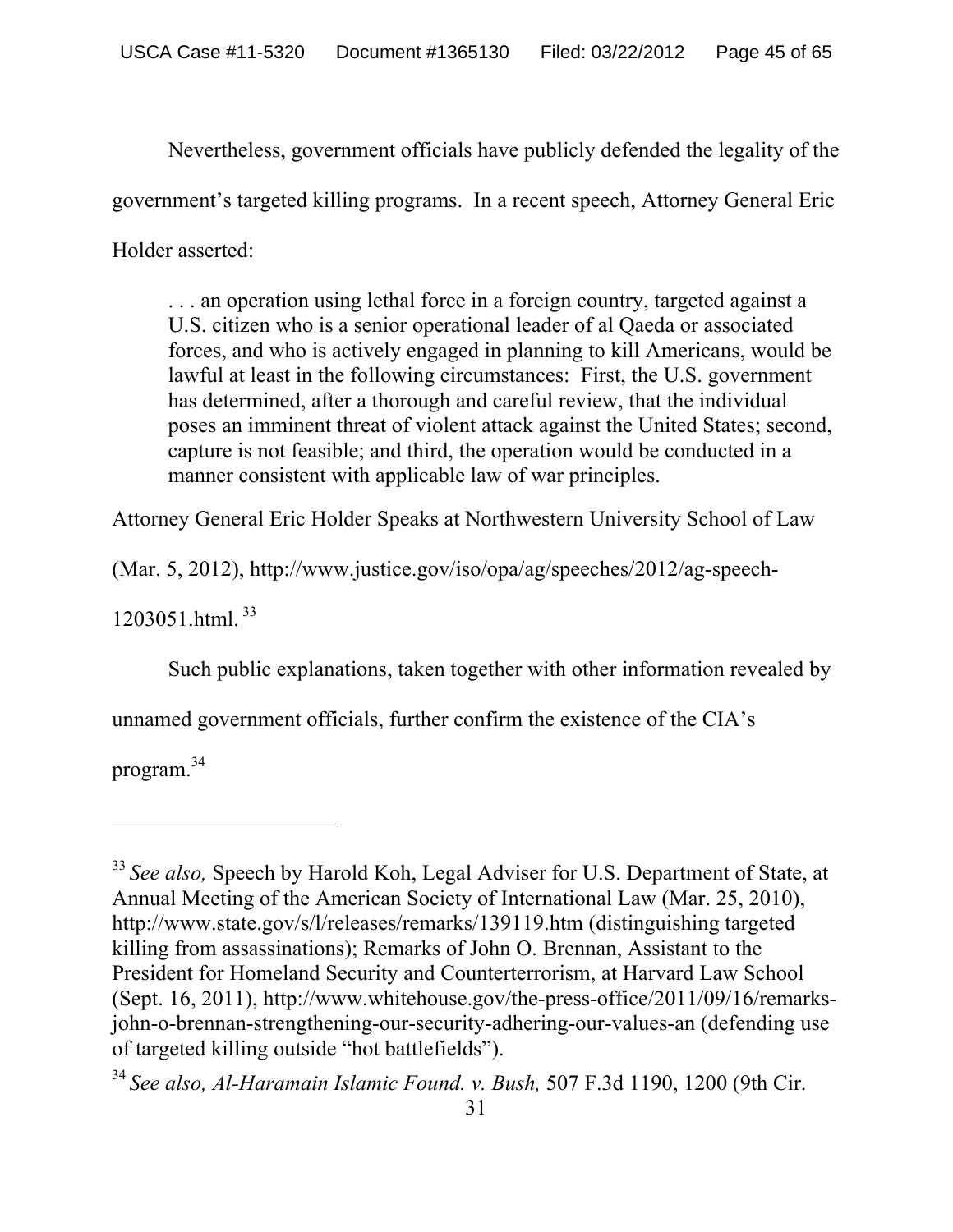Nevertheless, government officials have publicly defended the legality of the government's targeted killing programs. In a recent speech, Attorney General Eric Holder asserted:

> . . . an operation using lethal force in a foreign country, targeted against a U.S. citizen who is a senior operational leader of al Qaeda or associated forces, and who is actively engaged in planning to kill Americans, would be lawful at least in the following circumstances: First, the U.S. government has determined, after a thorough and careful review, that the individual poses an imminent threat of violent attack against the United States; second, capture is not feasible; and third, the operation would be conducted in a manner consistent with applicable law of war principles.

Attorney General Eric Holder Speaks at Northwestern University School of Law (Mar. 5, 2012), http://www.justice.gov/iso/opa/ag/speeches/2012/ag-speech-1203051.html.[33]

Such public explanations, taken together with other information revealed by unnamed government officials, further confirm the existence of the CIA's program.[34]

---

[33] *See also,* Speech by Harold Koh, Legal Adviser for U.S. Department of State, at Annual Meeting of the American Society of International Law (Mar. 25, 2010), http://www.state.gov/s/l/releases/remarks/139119.htm (distinguishing targeted killing from assassinations); Remarks of John O. Brennan, Assistant to the President for Homeland Security and Counterterrorism, at Harvard Law School (Sept. 16, 2011), http://www.whitehouse.gov/the-press-office/2011/09/16/remarks-john-o-brennan-strengthening-our-security-adhering-our-values-an (defending use of targeted killing outside "hot battlefields").

[34] *See also, Al-Haramain Islamic Found. v. Bush,* 507 F.3d 1190, 1200 (9th Cir.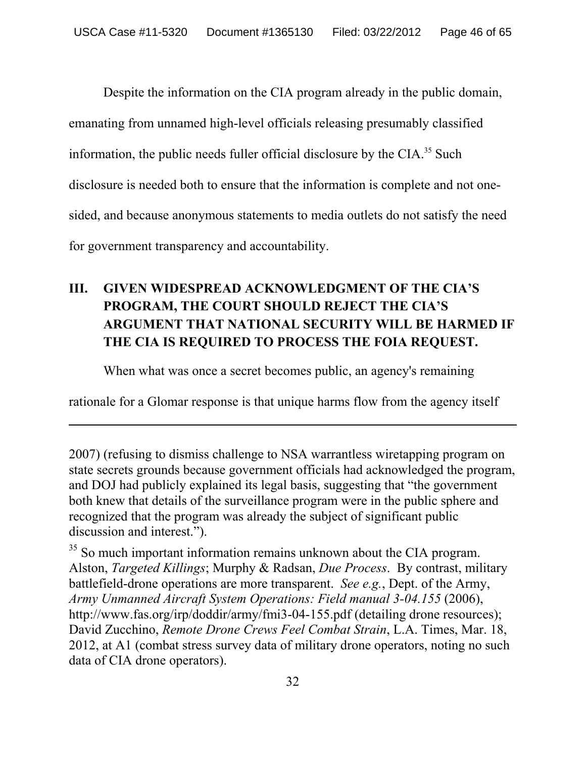Despite the information on the CIA program already in the public domain, emanating from unnamed high-level officials releasing presumably classified information, the public needs fuller official disclosure by the CIA.[35] Such disclosure is needed both to ensure that the information is complete and not one-sided, and because anonymous statements to media outlets do not satisfy the need for government transparency and accountability.

## III. GIVEN WIDESPREAD ACKNOWLEDGMENT OF THE CIA'S PROGRAM, THE COURT SHOULD REJECT THE CIA'S ARGUMENT THAT NATIONAL SECURITY WILL BE HARMED IF THE CIA IS REQUIRED TO PROCESS THE FOIA REQUEST.

When what was once a secret becomes public, an agency's remaining rationale for a Glomar response is that unique harms flow from the agency itself

---

2007) (refusing to dismiss challenge to NSA warrantless wiretapping program on state secrets grounds because government officials had acknowledged the program, and DOJ had publicly explained its legal basis, suggesting that "the government both knew that details of the surveillance program were in the public sphere and recognized that the program was already the subject of significant public discussion and interest.").

[35] So much important information remains unknown about the CIA program. Alston, *Targeted Killings*; Murphy & Radsan, *Due Process*. By contrast, military battlefield-drone operations are more transparent. *See e.g.*, Dept. of the Army, *Army Unmanned Aircraft System Operations: Field manual 3-04.155* (2006), http://www.fas.org/irp/doddir/army/fmi3-04-155.pdf (detailing drone resources); David Zucchino, *Remote Drone Crews Feel Combat Strain*, L.A. Times, Mar. 18, 2012, at A1 (combat stress survey data of military drone operators, noting no such data of CIA drone operators).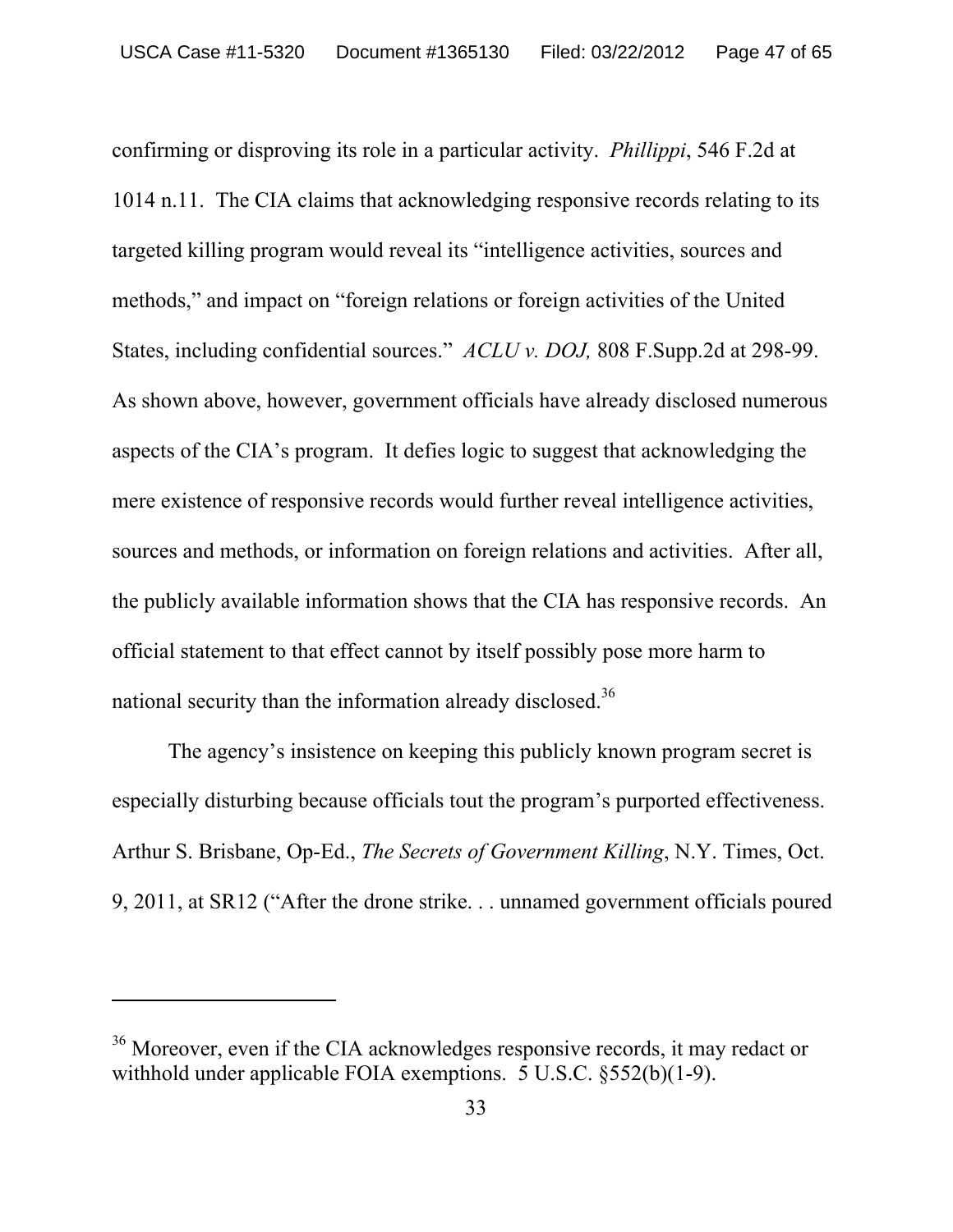confirming or disproving its role in a particular activity. *Phillippi*, 546 F.2d at 1014 n.11. The CIA claims that acknowledging responsive records relating to its targeted killing program would reveal its "intelligence activities, sources and methods," and impact on "foreign relations or foreign activities of the United States, including confidential sources." *ACLU v. DOJ,* 808 F.Supp.2d at 298-99. As shown above, however, government officials have already disclosed numerous aspects of the CIA's program. It defies logic to suggest that acknowledging the mere existence of responsive records would further reveal intelligence activities, sources and methods, or information on foreign relations and activities. After all, the publicly available information shows that the CIA has responsive records. An official statement to that effect cannot by itself possibly pose more harm to national security than the information already disclosed.[36]

The agency's insistence on keeping this publicly known program secret is especially disturbing because officials tout the program's purported effectiveness. Arthur S. Brisbane, Op-Ed., *The Secrets of Government Killing*, N.Y. Times, Oct. 9, 2011, at SR12 ("After the drone strike. . . unnamed government officials poured

---

[36] Moreover, even if the CIA acknowledges responsive records, it may redact or withhold under applicable FOIA exemptions. 5 U.S.C. §552(b)(1-9).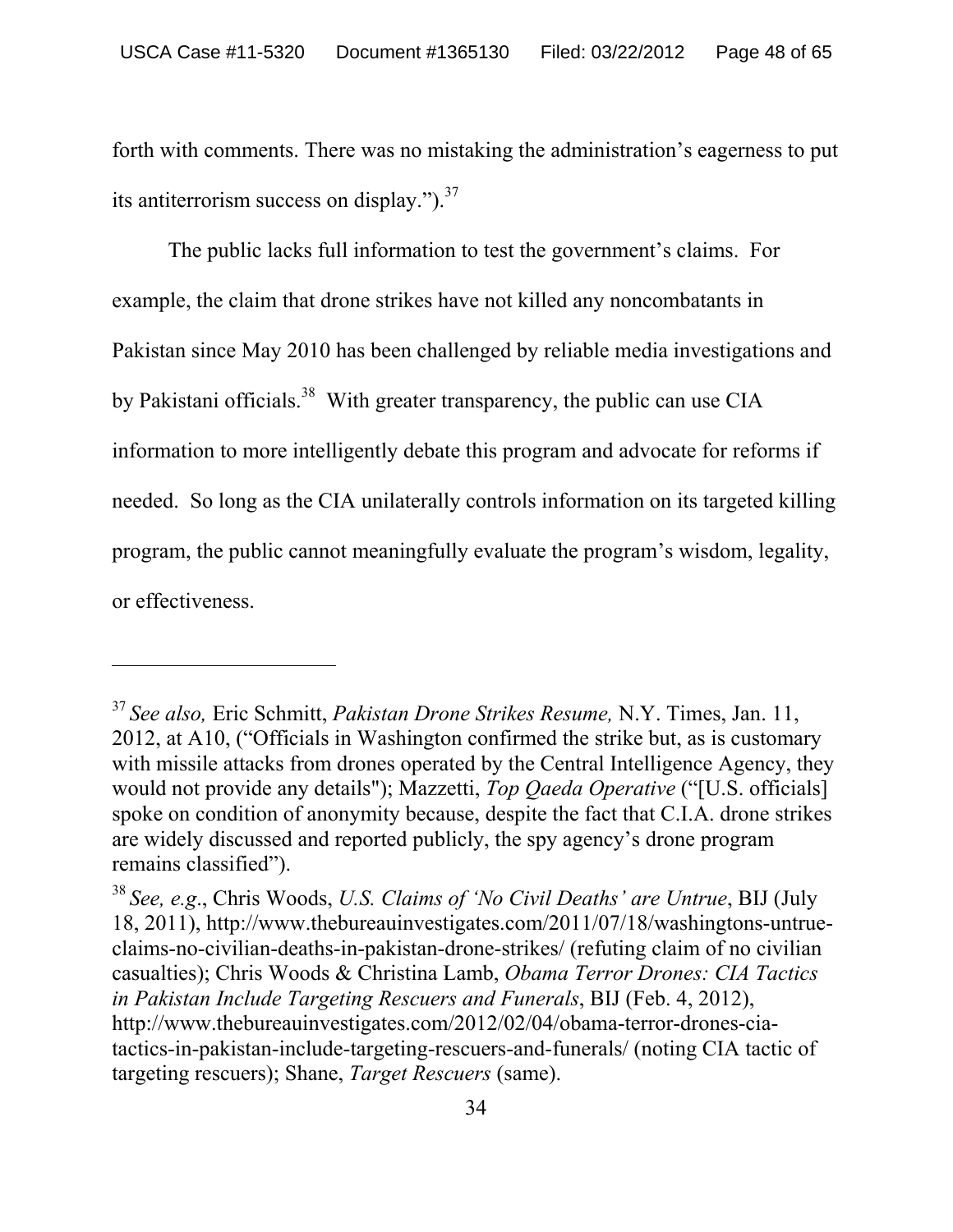forth with comments. There was no mistaking the administration's eagerness to put its antiterrorism success on display.").[37]

The public lacks full information to test the government's claims. For example, the claim that drone strikes have not killed any noncombatants in Pakistan since May 2010 has been challenged by reliable media investigations and by Pakistani officials.[38] With greater transparency, the public can use CIA information to more intelligently debate this program and advocate for reforms if needed. So long as the CIA unilaterally controls information on its targeted killing program, the public cannot meaningfully evaluate the program's wisdom, legality, or effectiveness.

---

[37] *See also,* Eric Schmitt, *Pakistan Drone Strikes Resume,* N.Y. Times, Jan. 11, 2012, at A10, ("Officials in Washington confirmed the strike but, as is customary with missile attacks from drones operated by the Central Intelligence Agency, they would not provide any details"); Mazzetti, *Top Qaeda Operative* ("[U.S. officials] spoke on condition of anonymity because, despite the fact that C.I.A. drone strikes are widely discussed and reported publicly, the spy agency's drone program remains classified").

[38] *See, e.g*., Chris Woods, *U.S. Claims of 'No Civil Deaths' are Untrue*, BIJ (July 18, 2011), http://www.thebureauinvestigates.com/2011/07/18/washingtons-untrue-claims-no-civilian-deaths-in-pakistan-drone-strikes/ (refuting claim of no civilian casualties); Chris Woods & Christina Lamb, *Obama Terror Drones: CIA Tactics in Pakistan Include Targeting Rescuers and Funerals*, BIJ (Feb. 4, 2012), http://www.thebureauinvestigates.com/2012/02/04/obama-terror-drones-cia-tactics-in-pakistan-include-targeting-rescuers-and-funerals/ (noting CIA tactic of targeting rescuers); Shane, *Target Rescuers* (same).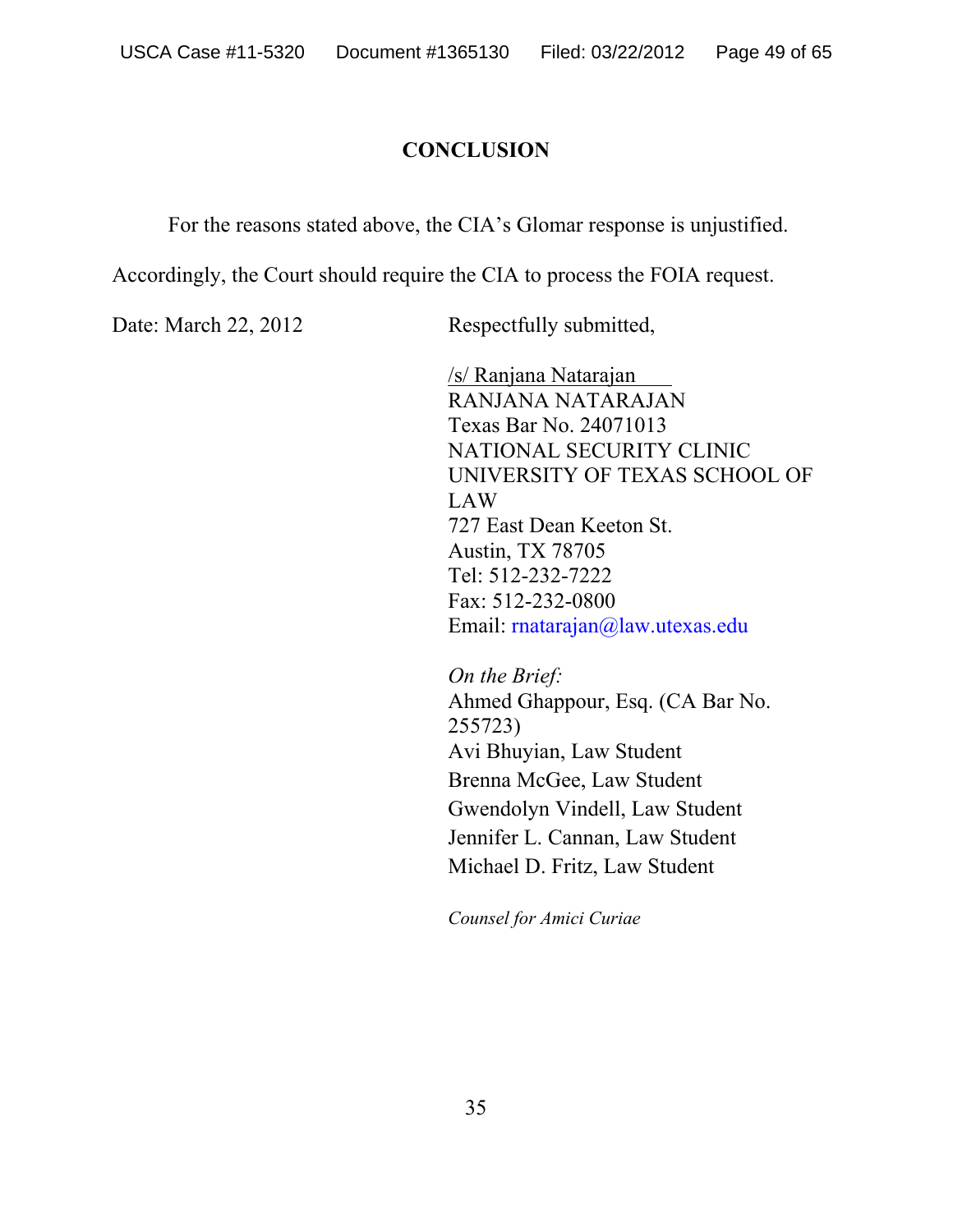## CONCLUSION

For the reasons stated above, the CIA's Glomar response is unjustified. Accordingly, the Court should require the CIA to process the FOIA request.

Date: March 22, 2012

Respectfully submitted,

/s/ Ranjana Natarajan  
RANJANA NATARAJAN  
Texas Bar No. 24071013  
NATIONAL SECURITY CLINIC  
UNIVERSITY OF TEXAS SCHOOL OF LAW  
727 East Dean Keeton St.  
Austin, TX 78705  
Tel: 512-232-7222  
Fax: 512-232-0800  
Email: rnatarajan@law.utexas.edu

*On the Brief:*  
Ahmed Ghappour, Esq. (CA Bar No. 255723)  
Avi Bhuyian, Law Student  
Brenna McGee, Law Student  
Gwendolyn Vindell, Law Student  
Jennifer L. Cannan, Law Student  
Michael D. Fritz, Law Student

*Counsel for Amici Curiae*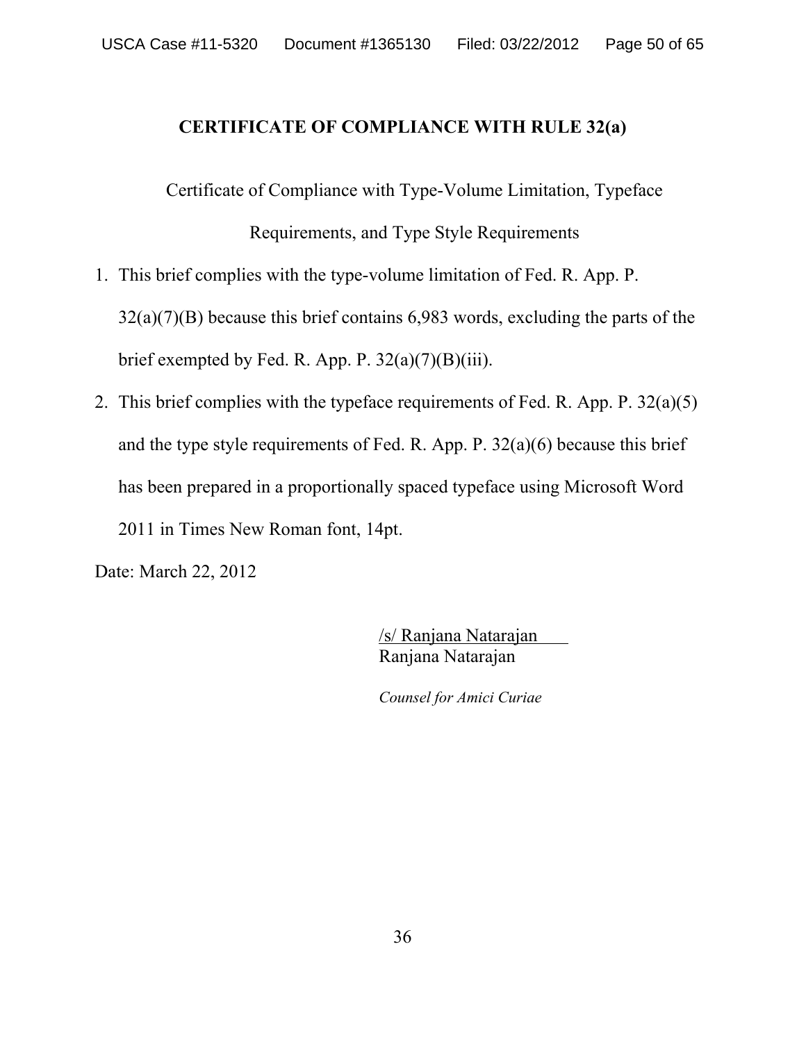## CERTIFICATE OF COMPLIANCE WITH RULE 32(a)

Certificate of Compliance with Type-Volume Limitation, Typeface Requirements, and Type Style Requirements

1. This brief complies with the type-volume limitation of Fed. R. App. P. 32(a)(7)(B) because this brief contains 6,983 words, excluding the parts of the brief exempted by Fed. R. App. P. 32(a)(7)(B)(iii).
2. This brief complies with the typeface requirements of Fed. R. App. P. 32(a)(5) and the type style requirements of Fed. R. App. P. 32(a)(6) because this brief has been prepared in a proportionally spaced typeface using Microsoft Word 2011 in Times New Roman font, 14pt.

Date: March 22, 2012

/s/ Ranjana Natarajan
Ranjana Natarajan

*Counsel for Amici Curiae*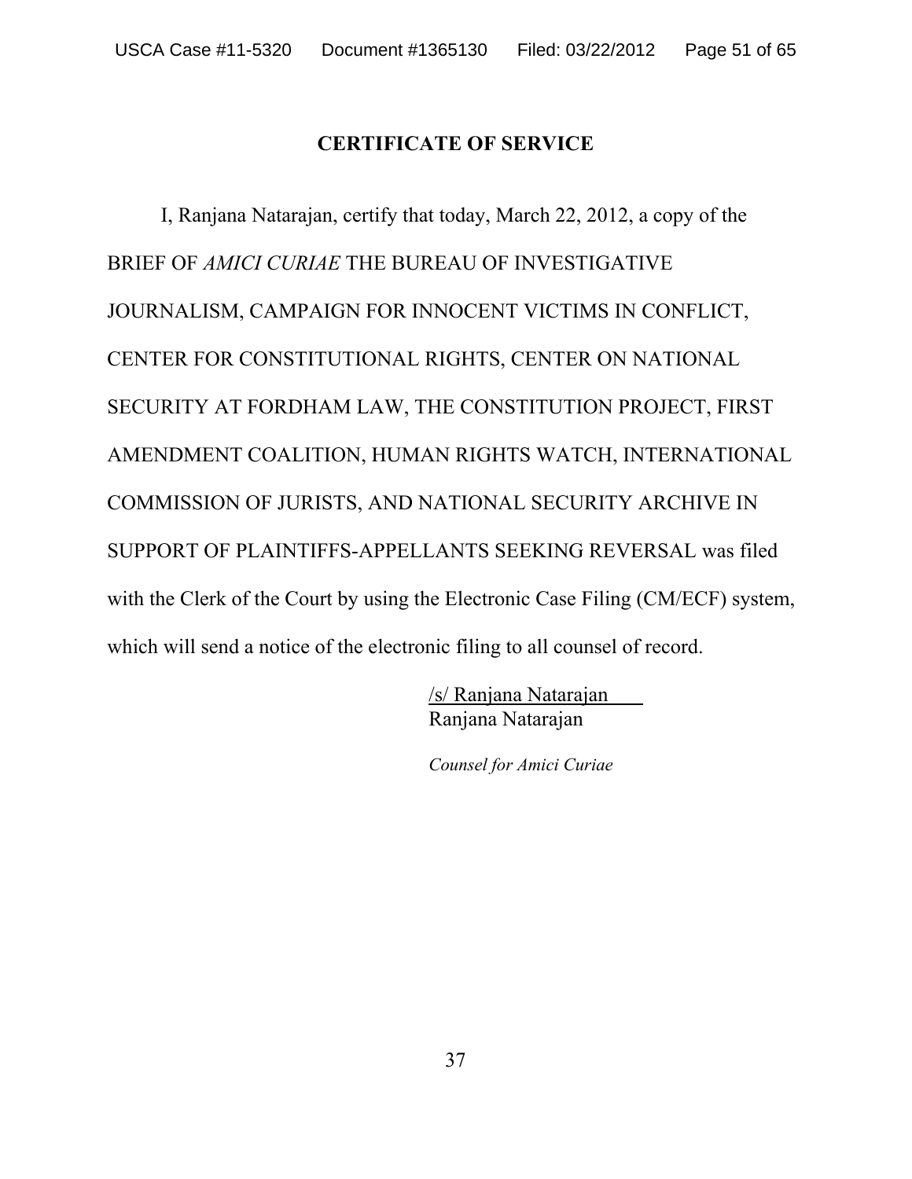## CERTIFICATE OF SERVICE

I, Ranjana Natarajan, certify that today, March 22, 2012, a copy of the BRIEF OF *AMICI CURIAE* THE BUREAU OF INVESTIGATIVE JOURNALISM, CAMPAIGN FOR INNOCENT VICTIMS IN CONFLICT, CENTER FOR CONSTITUTIONAL RIGHTS, CENTER ON NATIONAL SECURITY AT FORDHAM LAW, THE CONSTITUTION PROJECT, FIRST AMENDMENT COALITION, HUMAN RIGHTS WATCH, INTERNATIONAL COMMISSION OF JURISTS, AND NATIONAL SECURITY ARCHIVE IN SUPPORT OF PLAINTIFFS-APPELLANTS SEEKING REVERSAL was filed with the Clerk of the Court by using the Electronic Case Filing (CM/ECF) system, which will send a notice of the electronic filing to all counsel of record.

/s/ Ranjana Natarajan
Ranjana Natarajan

*Counsel for Amici Curiae*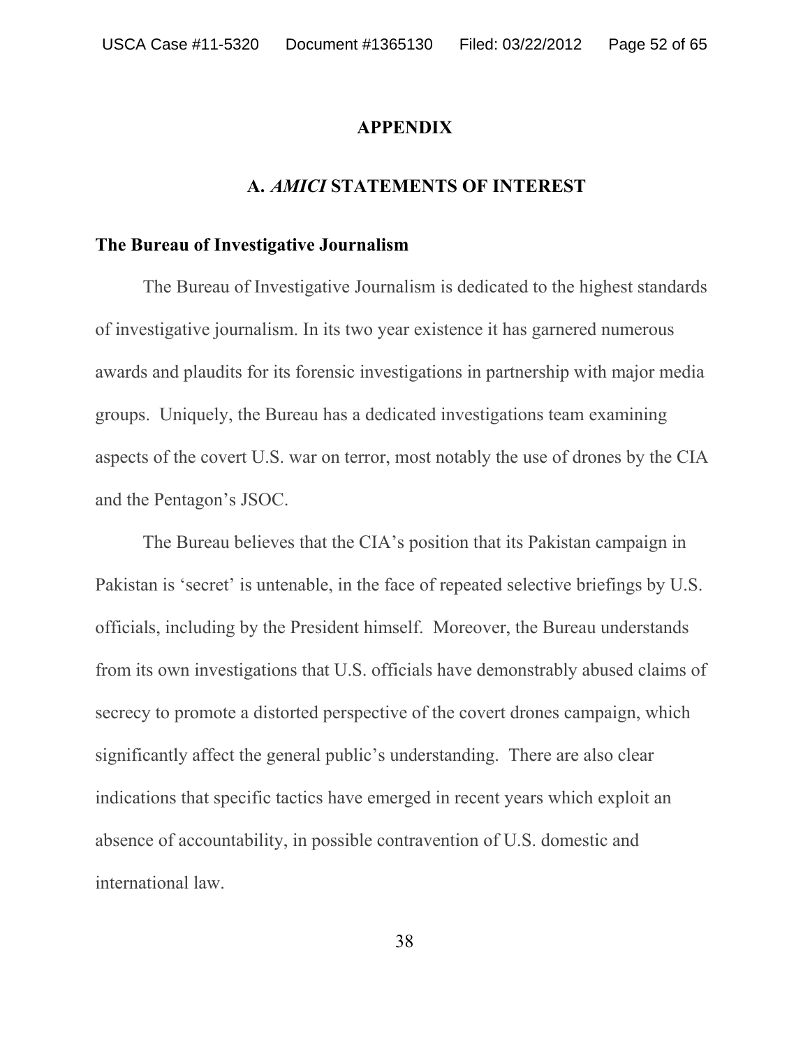# APPENDIX

## A. *AMICI* STATEMENTS OF INTEREST

**The Bureau of Investigative Journalism**

The Bureau of Investigative Journalism is dedicated to the highest standards of investigative journalism. In its two year existence it has garnered numerous awards and plaudits for its forensic investigations in partnership with major media groups. Uniquely, the Bureau has a dedicated investigations team examining aspects of the covert U.S. war on terror, most notably the use of drones by the CIA and the Pentagon's JSOC.

The Bureau believes that the CIA's position that its Pakistan campaign in Pakistan is 'secret' is untenable, in the face of repeated selective briefings by U.S. officials, including by the President himself. Moreover, the Bureau understands from its own investigations that U.S. officials have demonstrably abused claims of secrecy to promote a distorted perspective of the covert drones campaign, which significantly affect the general public's understanding. There are also clear indications that specific tactics have emerged in recent years which exploit an absence of accountability, in possible contravention of U.S. domestic and international law.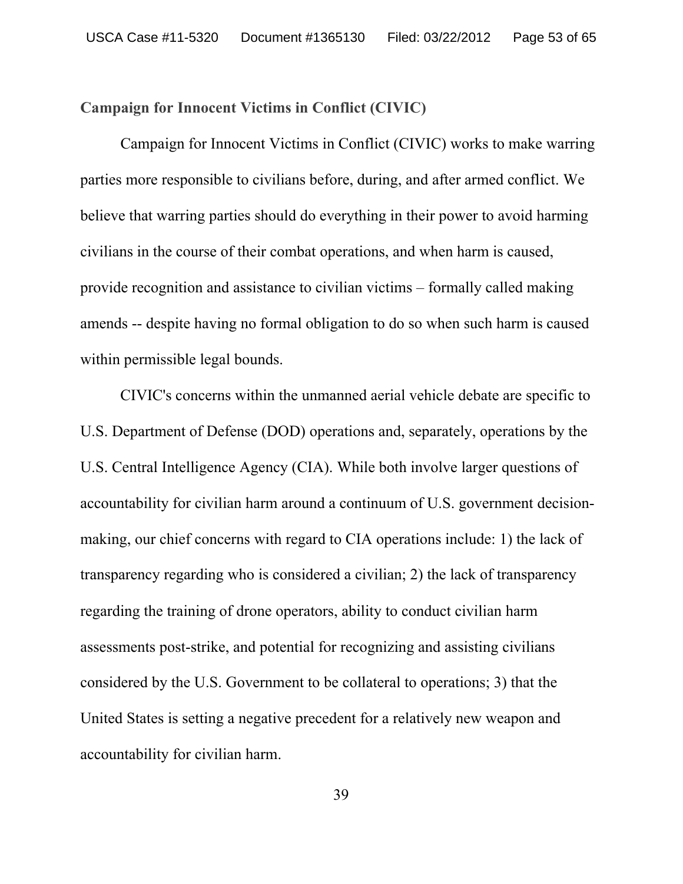**Campaign for Innocent Victims in Conflict (CIVIC)**

Campaign for Innocent Victims in Conflict (CIVIC) works to make warring parties more responsible to civilians before, during, and after armed conflict. We believe that warring parties should do everything in their power to avoid harming civilians in the course of their combat operations, and when harm is caused, provide recognition and assistance to civilian victims – formally called making amends -- despite having no formal obligation to do so when such harm is caused within permissible legal bounds.

CIVIC's concerns within the unmanned aerial vehicle debate are specific to U.S. Department of Defense (DOD) operations and, separately, operations by the U.S. Central Intelligence Agency (CIA). While both involve larger questions of accountability for civilian harm around a continuum of U.S. government decision-making, our chief concerns with regard to CIA operations include: 1) the lack of transparency regarding who is considered a civilian; 2) the lack of transparency regarding the training of drone operators, ability to conduct civilian harm assessments post-strike, and potential for recognizing and assisting civilians considered by the U.S. Government to be collateral to operations; 3) that the United States is setting a negative precedent for a relatively new weapon and accountability for civilian harm.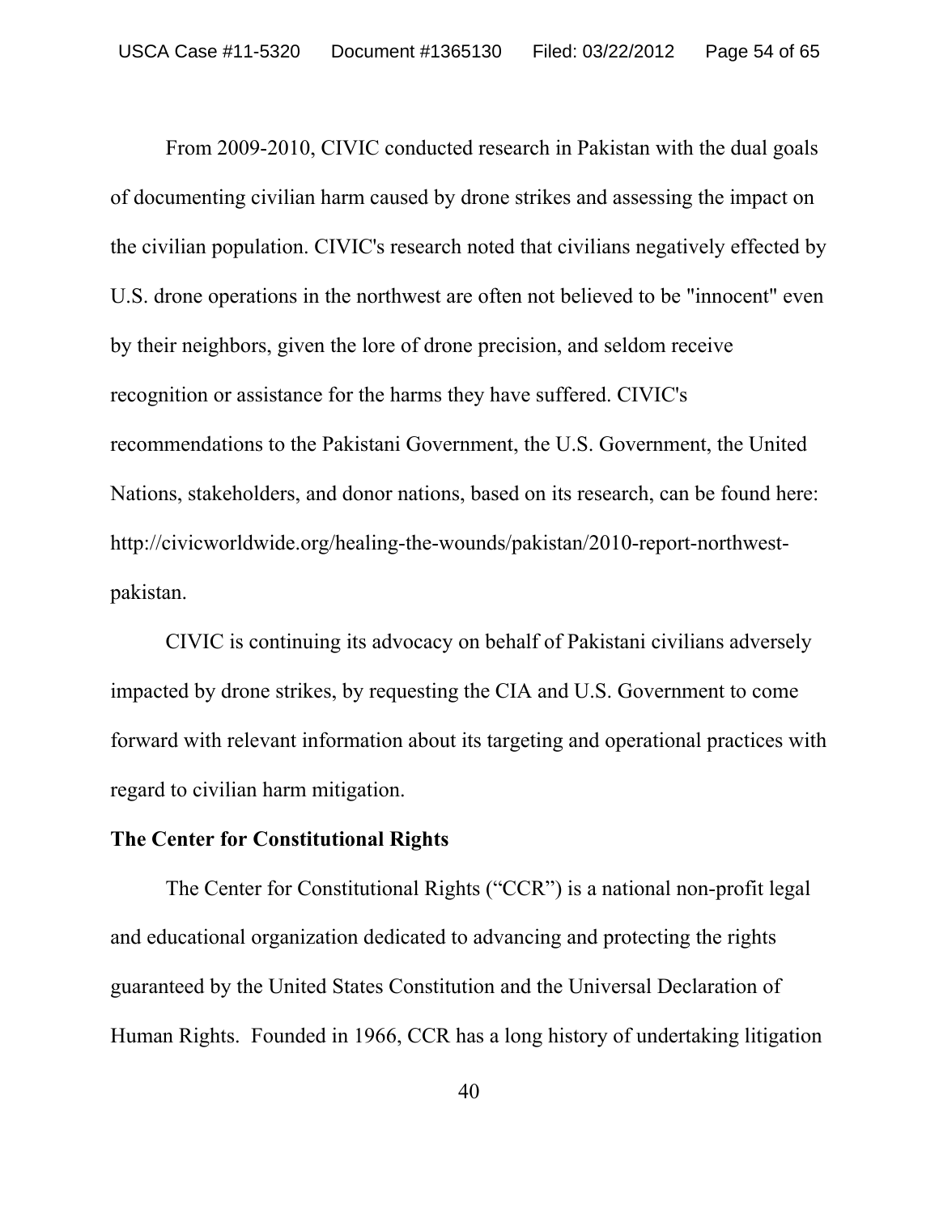From 2009-2010, CIVIC conducted research in Pakistan with the dual goals of documenting civilian harm caused by drone strikes and assessing the impact on the civilian population. CIVIC's research noted that civilians negatively effected by U.S. drone operations in the northwest are often not believed to be "innocent" even by their neighbors, given the lore of drone precision, and seldom receive recognition or assistance for the harms they have suffered. CIVIC's recommendations to the Pakistani Government, the U.S. Government, the United Nations, stakeholders, and donor nations, based on its research, can be found here: http://civicworldwide.org/healing-the-wounds/pakistan/2010-report-northwest-pakistan.

CIVIC is continuing its advocacy on behalf of Pakistani civilians adversely impacted by drone strikes, by requesting the CIA and U.S. Government to come forward with relevant information about its targeting and operational practices with regard to civilian harm mitigation.

**The Center for Constitutional Rights**

The Center for Constitutional Rights ("CCR") is a national non-profit legal and educational organization dedicated to advancing and protecting the rights guaranteed by the United States Constitution and the Universal Declaration of Human Rights. Founded in 1966, CCR has a long history of undertaking litigation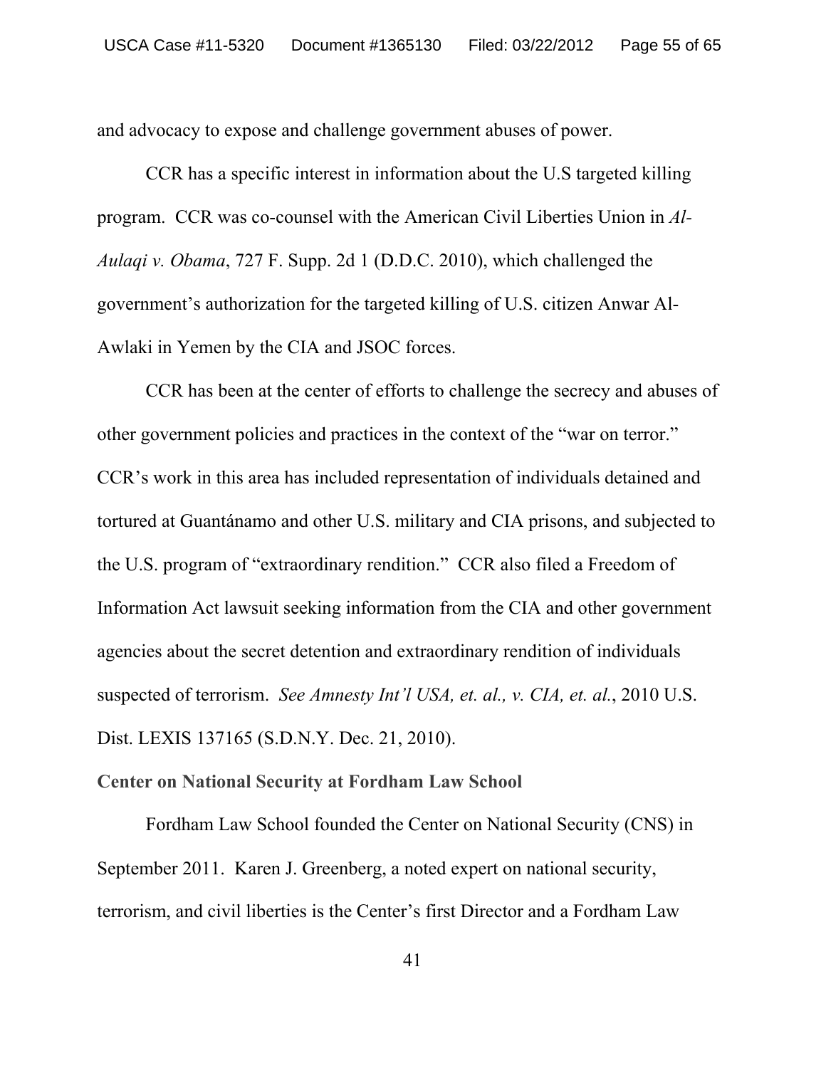and advocacy to expose and challenge government abuses of power.

CCR has a specific interest in information about the U.S targeted killing program. CCR was co-counsel with the American Civil Liberties Union in *Al-Aulaqi v. Obama*, 727 F. Supp. 2d 1 (D.D.C. 2010), which challenged the government's authorization for the targeted killing of U.S. citizen Anwar Al-Awlaki in Yemen by the CIA and JSOC forces.

CCR has been at the center of efforts to challenge the secrecy and abuses of other government policies and practices in the context of the "war on terror." CCR's work in this area has included representation of individuals detained and tortured at Guantánamo and other U.S. military and CIA prisons, and subjected to the U.S. program of "extraordinary rendition." CCR also filed a Freedom of Information Act lawsuit seeking information from the CIA and other government agencies about the secret detention and extraordinary rendition of individuals suspected of terrorism. *See Amnesty Int'l USA, et. al., v. CIA, et. al.*, 2010 U.S. Dist. LEXIS 137165 (S.D.N.Y. Dec. 21, 2010).

**Center on National Security at Fordham Law School**

Fordham Law School founded the Center on National Security (CNS) in September 2011. Karen J. Greenberg, a noted expert on national security, terrorism, and civil liberties is the Center's first Director and a Fordham Law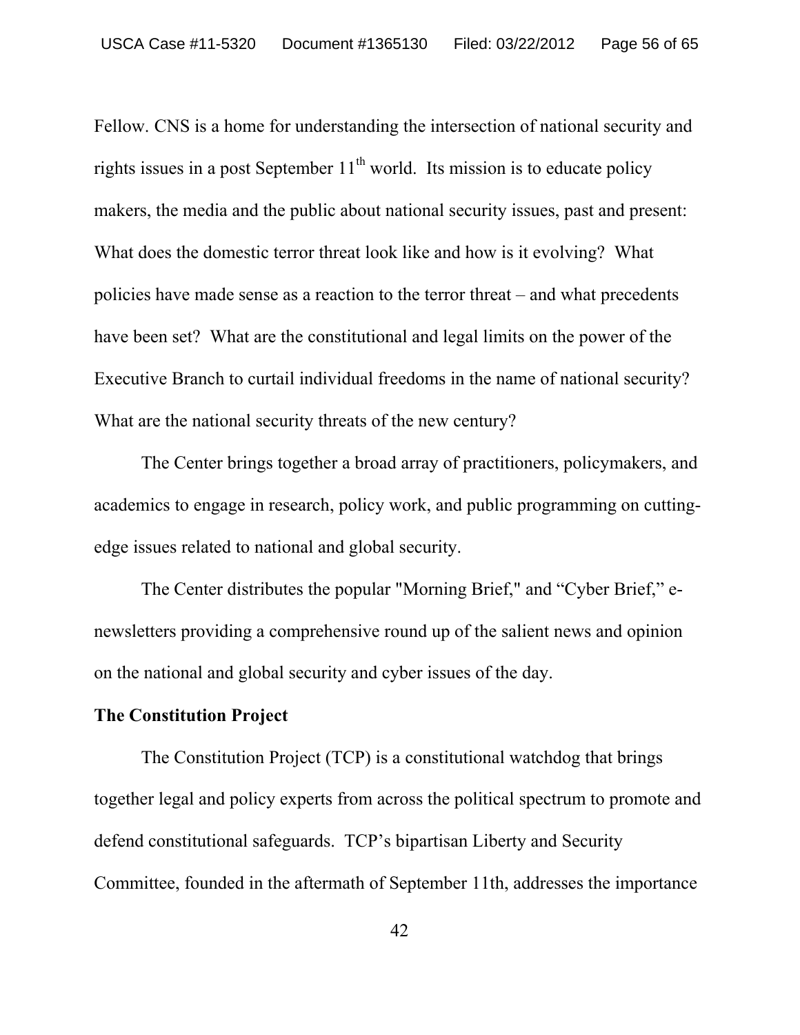Fellow. CNS is a home for understanding the intersection of national security and rights issues in a post September 11th world. Its mission is to educate policy makers, the media and the public about national security issues, past and present: What does the domestic terror threat look like and how is it evolving? What policies have made sense as a reaction to the terror threat – and what precedents have been set? What are the constitutional and legal limits on the power of the Executive Branch to curtail individual freedoms in the name of national security? What are the national security threats of the new century?

The Center brings together a broad array of practitioners, policymakers, and academics to engage in research, policy work, and public programming on cutting-edge issues related to national and global security.

The Center distributes the popular "Morning Brief," and "Cyber Brief," e-newsletters providing a comprehensive round up of the salient news and opinion on the national and global security and cyber issues of the day.

**The Constitution Project**

The Constitution Project (TCP) is a constitutional watchdog that brings together legal and policy experts from across the political spectrum to promote and defend constitutional safeguards. TCP's bipartisan Liberty and Security Committee, founded in the aftermath of September 11th, addresses the importance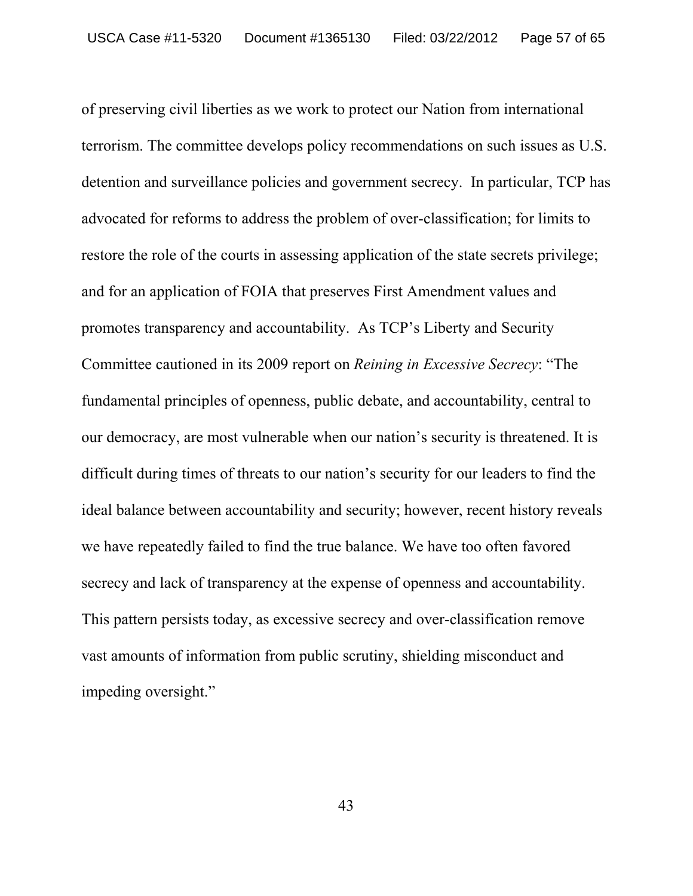of preserving civil liberties as we work to protect our Nation from international terrorism. The committee develops policy recommendations on such issues as U.S. detention and surveillance policies and government secrecy. In particular, TCP has advocated for reforms to address the problem of over-classification; for limits to restore the role of the courts in assessing application of the state secrets privilege; and for an application of FOIA that preserves First Amendment values and promotes transparency and accountability. As TCP's Liberty and Security Committee cautioned in its 2009 report on *Reining in Excessive Secrecy*: "The fundamental principles of openness, public debate, and accountability, central to our democracy, are most vulnerable when our nation's security is threatened. It is difficult during times of threats to our nation's security for our leaders to find the ideal balance between accountability and security; however, recent history reveals we have repeatedly failed to find the true balance. We have too often favored secrecy and lack of transparency at the expense of openness and accountability. This pattern persists today, as excessive secrecy and over-classification remove vast amounts of information from public scrutiny, shielding misconduct and impeding oversight."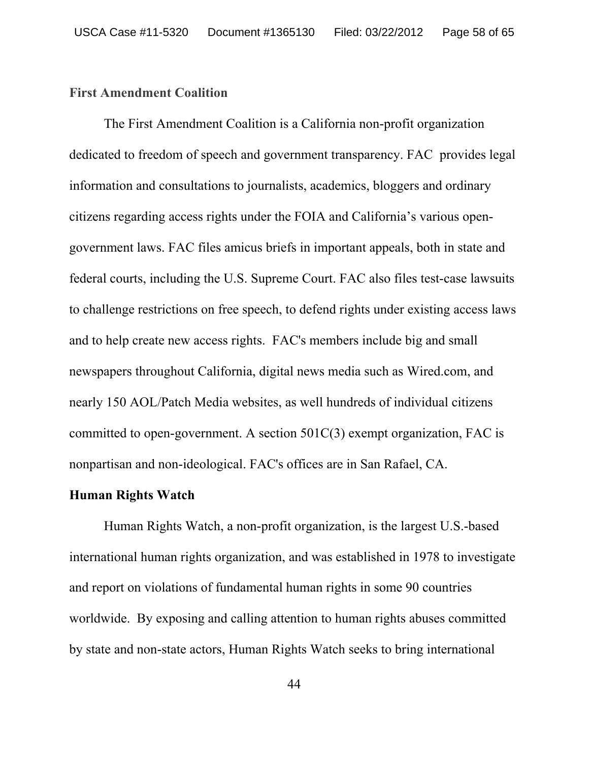**First Amendment Coalition**

The First Amendment Coalition is a California non-profit organization dedicated to freedom of speech and government transparency. FAC provides legal information and consultations to journalists, academics, bloggers and ordinary citizens regarding access rights under the FOIA and California's various open-government laws. FAC files amicus briefs in important appeals, both in state and federal courts, including the U.S. Supreme Court. FAC also files test-case lawsuits to challenge restrictions on free speech, to defend rights under existing access laws and to help create new access rights. FAC's members include big and small newspapers throughout California, digital news media such as Wired.com, and nearly 150 AOL/Patch Media websites, as well hundreds of individual citizens committed to open-government. A section 501C(3) exempt organization, FAC is nonpartisan and non-ideological. FAC's offices are in San Rafael, CA.

**Human Rights Watch**

Human Rights Watch, a non-profit organization, is the largest U.S.-based international human rights organization, and was established in 1978 to investigate and report on violations of fundamental human rights in some 90 countries worldwide. By exposing and calling attention to human rights abuses committed by state and non-state actors, Human Rights Watch seeks to bring international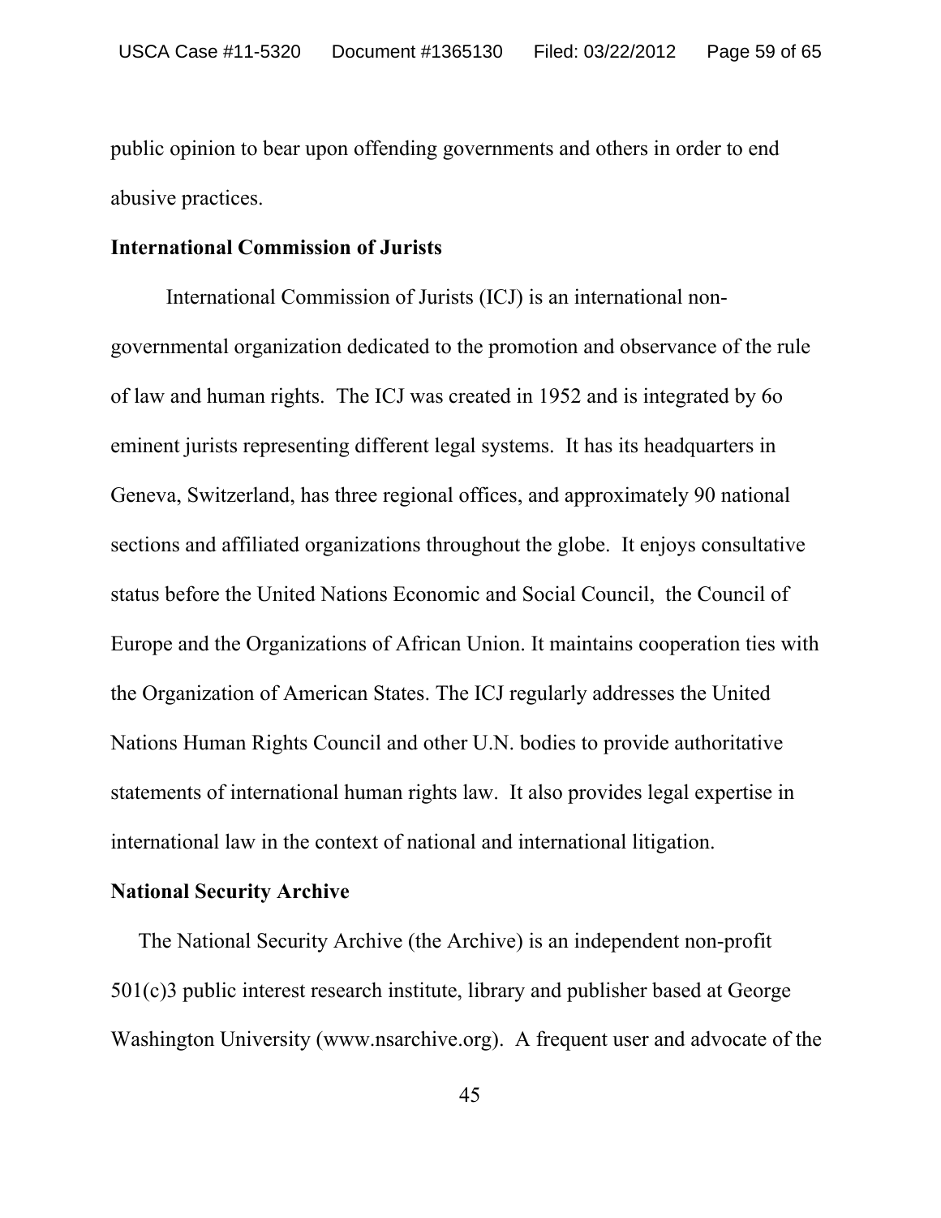public opinion to bear upon offending governments and others in order to end abusive practices.

**International Commission of Jurists**

International Commission of Jurists (ICJ) is an international non-governmental organization dedicated to the promotion and observance of the rule of law and human rights. The ICJ was created in 1952 and is integrated by 6o eminent jurists representing different legal systems. It has its headquarters in Geneva, Switzerland, has three regional offices, and approximately 90 national sections and affiliated organizations throughout the globe. It enjoys consultative status before the United Nations Economic and Social Council, the Council of Europe and the Organizations of African Union. It maintains cooperation ties with the Organization of American States. The ICJ regularly addresses the United Nations Human Rights Council and other U.N. bodies to provide authoritative statements of international human rights law. It also provides legal expertise in international law in the context of national and international litigation.

**National Security Archive**

The National Security Archive (the Archive) is an independent non-profit 501(c)3 public interest research institute, library and publisher based at George Washington University (www.nsarchive.org). A frequent user and advocate of the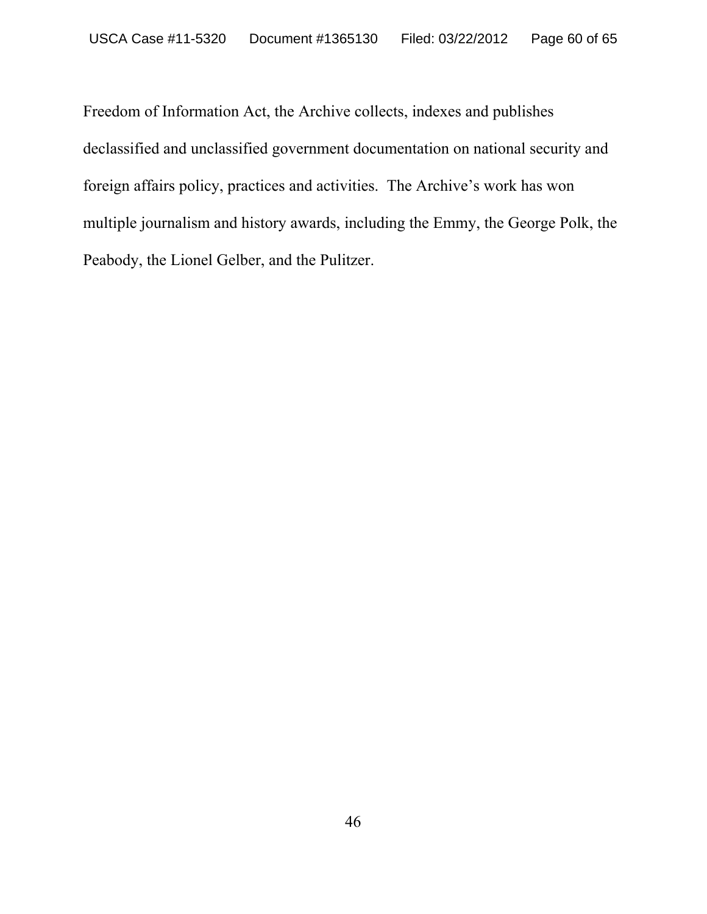Freedom of Information Act, the Archive collects, indexes and publishes declassified and unclassified government documentation on national security and foreign affairs policy, practices and activities.  The Archive's work has won multiple journalism and history awards, including the Emmy, the George Polk, the Peabody, the Lionel Gelber, and the Pulitzer.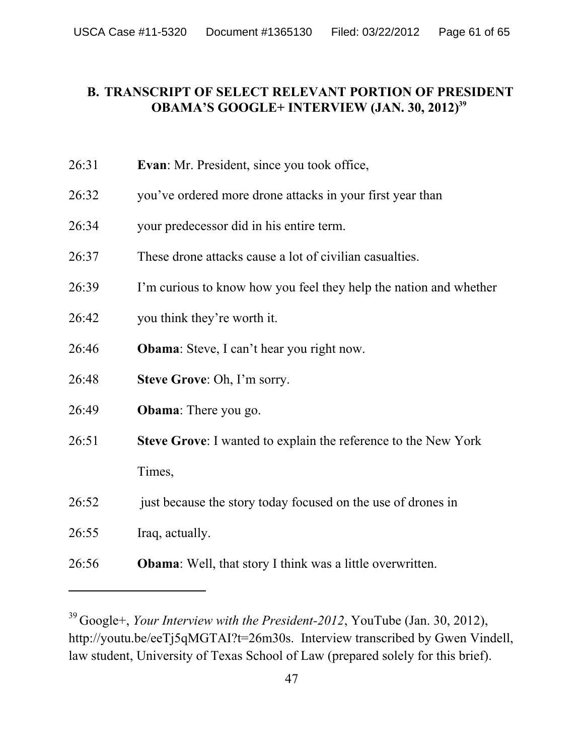## B. TRANSCRIPT OF SELECT RELEVANT PORTION OF PRESIDENT OBAMA'S GOOGLE+ INTERVIEW (JAN. 30, 2012)[39]

| | |
|---|---|
| 26:31 | **Evan**: Mr. President, since you took office, |
| 26:32 | you've ordered more drone attacks in your first year than |
| 26:34 | your predecessor did in his entire term. |
| 26:37 | These drone attacks cause a lot of civilian casualties. |
| 26:39 | I'm curious to know how you feel they help the nation and whether |
| 26:42 | you think they're worth it. |
| 26:46 | **Obama**: Steve, I can't hear you right now. |
| 26:48 | **Steve Grove**: Oh, I'm sorry. |
| 26:49 | **Obama**: There you go. |
| 26:51 | **Steve Grove**: I wanted to explain the reference to the New York Times, |
| 26:52 | just because the story today focused on the use of drones in |
| 26:55 | Iraq, actually. |
| 26:56 | **Obama**: Well, that story I think was a little overwritten. |

---

[39] Google+, *Your Interview with the President-2012*, YouTube (Jan. 30, 2012), http://youtu.be/eeTj5qMGTAI?t=26m30s. Interview transcribed by Gwen Vindell, law student, University of Texas School of Law (prepared solely for this brief).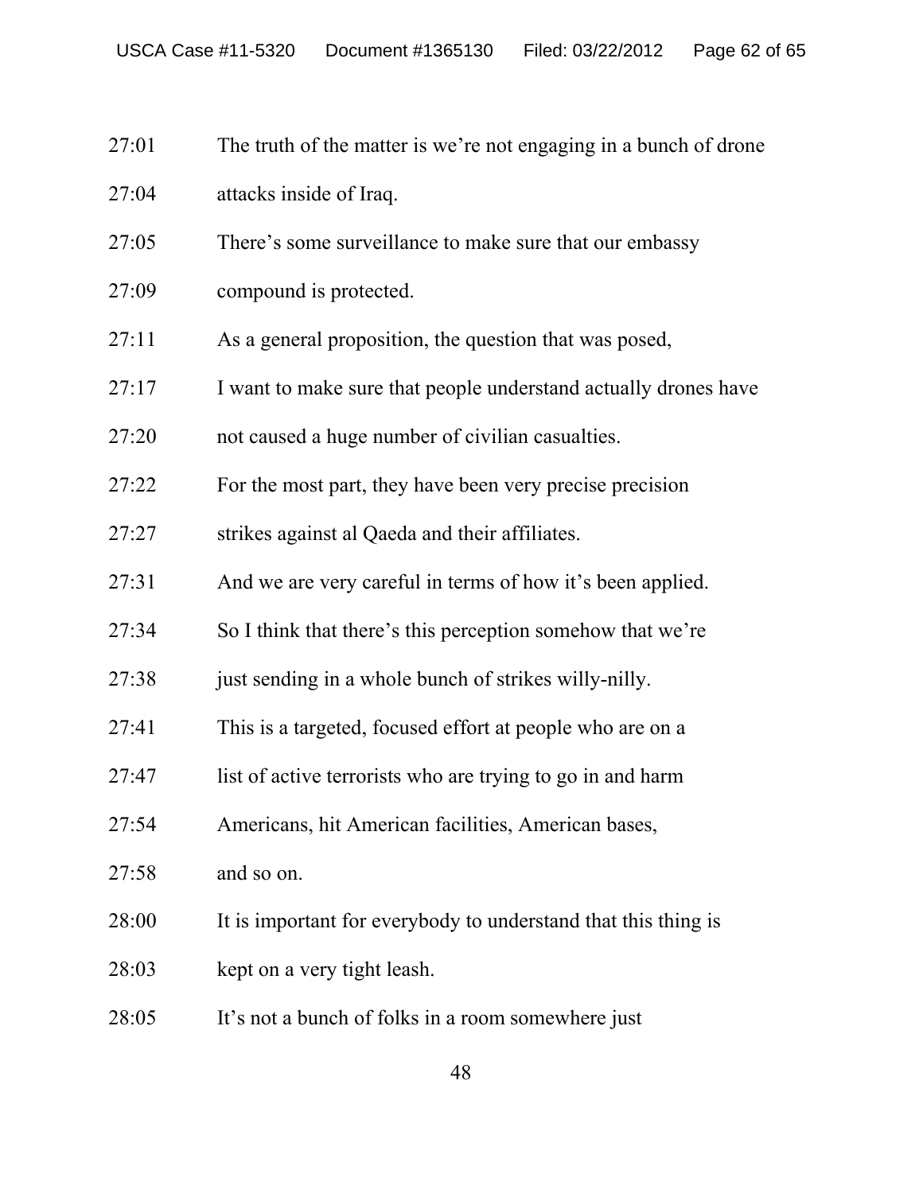27:01 The truth of the matter is we're not engaging in a bunch of drone

27:04 attacks inside of Iraq.

27:05 There's some surveillance to make sure that our embassy

27:09 compound is protected.

27:11 As a general proposition, the question that was posed,

27:17 I want to make sure that people understand actually drones have

27:20 not caused a huge number of civilian casualties.

27:22 For the most part, they have been very precise precision

27:27 strikes against al Qaeda and their affiliates.

27:31 And we are very careful in terms of how it's been applied.

27:34 So I think that there's this perception somehow that we're

27:38 just sending in a whole bunch of strikes willy-nilly.

27:41 This is a targeted, focused effort at people who are on a

27:47 list of active terrorists who are trying to go in and harm

27:54 Americans, hit American facilities, American bases,

27:58 and so on.

28:00 It is important for everybody to understand that this thing is

28:03 kept on a very tight leash.

28:05 It's not a bunch of folks in a room somewhere just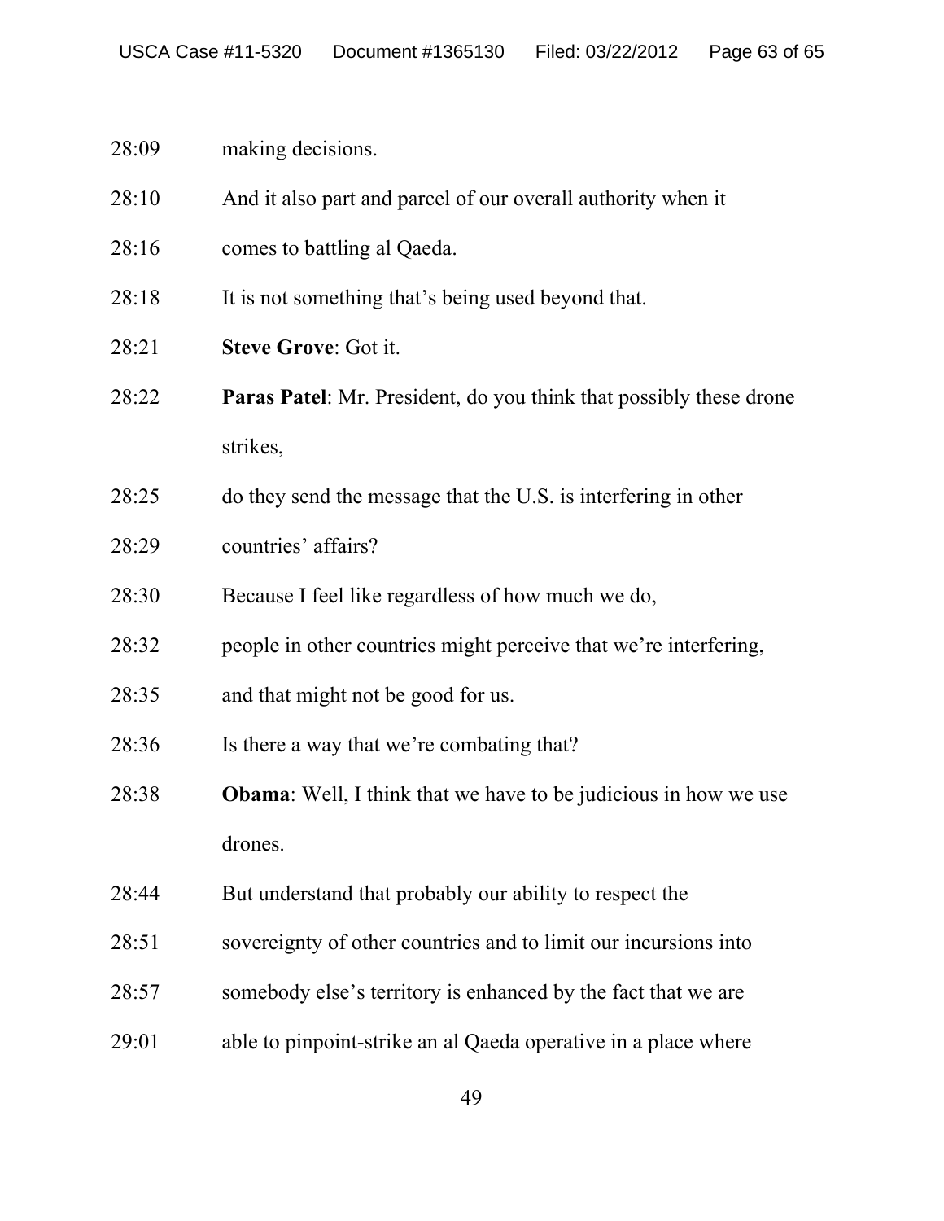28:09 making decisions.

28:10 And it also part and parcel of our overall authority when it

28:16 comes to battling al Qaeda.

28:18 It is not something that's being used beyond that.

28:21 **Steve Grove**: Got it.

28:22 **Paras Patel**: Mr. President, do you think that possibly these drone strikes,

28:25 do they send the message that the U.S. is interfering in other

28:29 countries' affairs?

28:30 Because I feel like regardless of how much we do,

28:32 people in other countries might perceive that we're interfering,

28:35 and that might not be good for us.

28:36 Is there a way that we're combating that?

28:38 **Obama**: Well, I think that we have to be judicious in how we use drones.

28:44 But understand that probably our ability to respect the

28:51 sovereignty of other countries and to limit our incursions into

28:57 somebody else's territory is enhanced by the fact that we are

29:01 able to pinpoint-strike an al Qaeda operative in a place where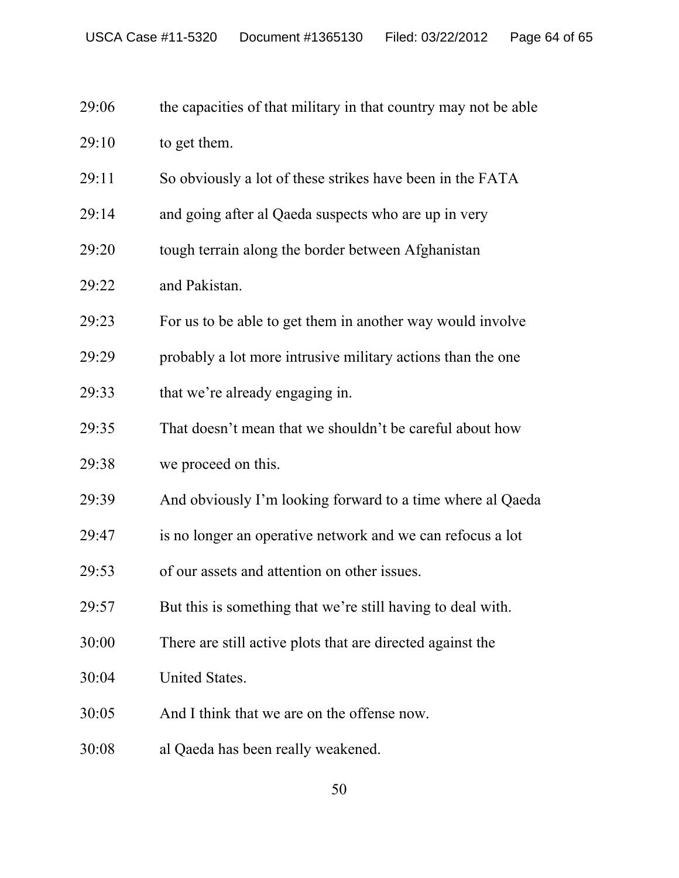29:06 the capacities of that military in that country may not be able

29:10 to get them.

29:11 So obviously a lot of these strikes have been in the FATA

29:14 and going after al Qaeda suspects who are up in very

29:20 tough terrain along the border between Afghanistan

29:22 and Pakistan.

29:23 For us to be able to get them in another way would involve

29:29 probably a lot more intrusive military actions than the one

29:33 that we're already engaging in.

29:35 That doesn't mean that we shouldn't be careful about how

29:38 we proceed on this.

29:39 And obviously I'm looking forward to a time where al Qaeda

29:47 is no longer an operative network and we can refocus a lot

29:53 of our assets and attention on other issues.

29:57 But this is something that we're still having to deal with.

30:00 There are still active plots that are directed against the

30:04 United States.

30:05 And I think that we are on the offense now.

30:08 al Qaeda has been really weakened.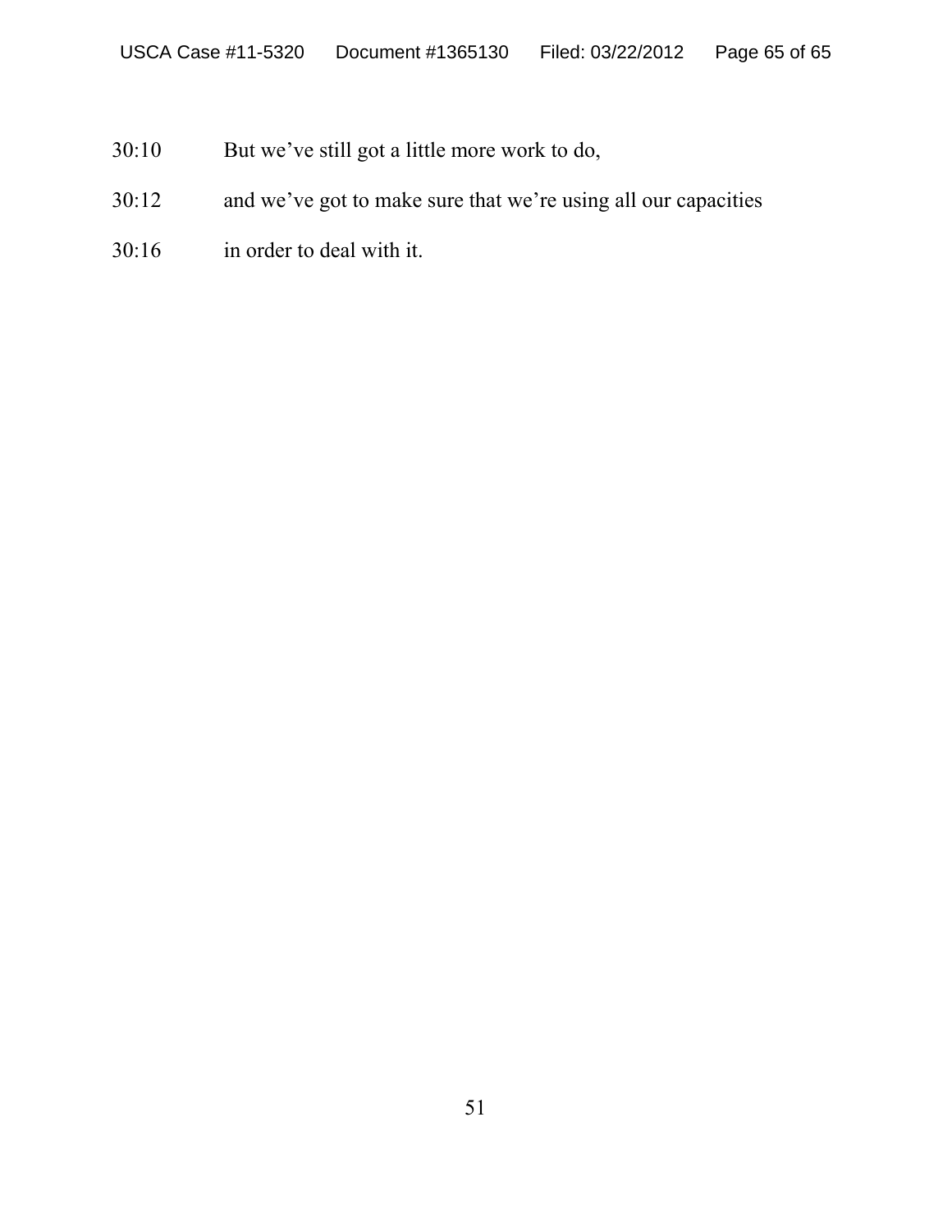30:10 But we've still got a little more work to do,

30:12 and we've got to make sure that we're using all our capacities

30:16 in order to deal with it.